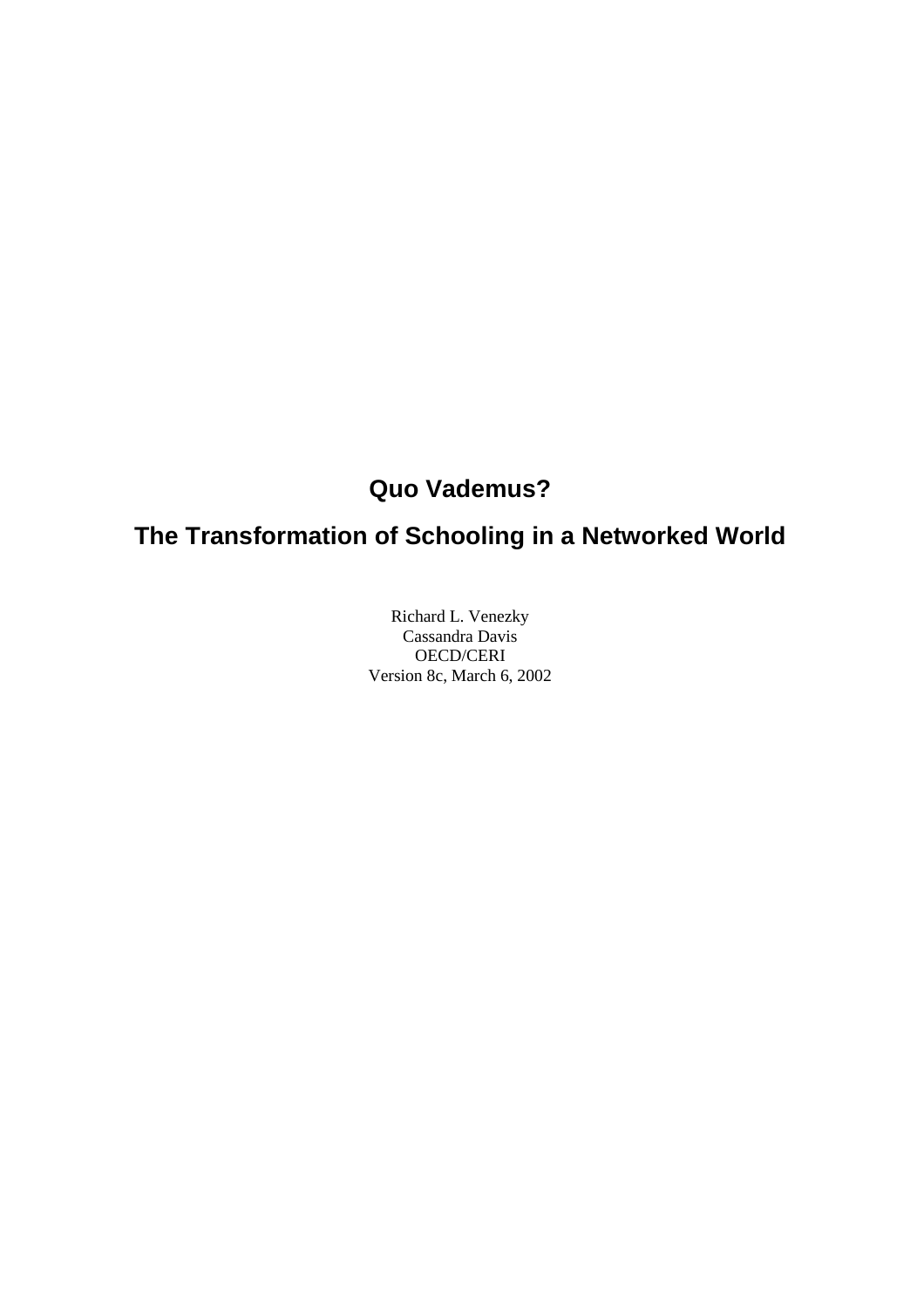# Quo Vademus?

# The Transformation of Schooling in a Networked World

Richard L. Venezky
Cassandra Davis
OECD/CERI
Version 8c, March 6, 2002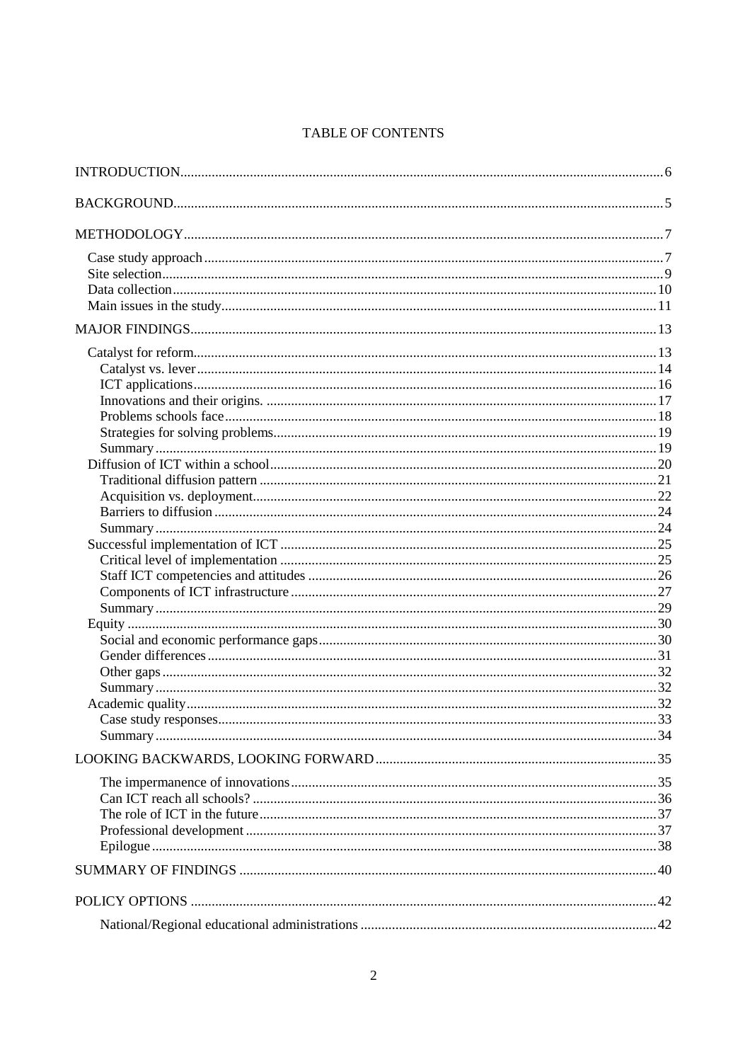# TABLE OF CONTENTS

INTRODUCTION.....6

BACKGROUND.....5

METHODOLOGY.....7

- Case study approach.....7
- Site selection.....9
- Data collection.....10
- Main issues in the study.....11

MAJOR FINDINGS.....13

- Catalyst for reform.....13
  - Catalyst vs. lever.....14
  - ICT applications.....16
  - Innovations and their origins......17
  - Problems schools face.....18
  - Strategies for solving problems.....19
  - Summary.....19
- Diffusion of ICT within a school.....20
  - Traditional diffusion pattern.....21
  - Acquisition vs. deployment.....22
  - Barriers to diffusion.....24
  - Summary.....24
- Successful implementation of ICT.....25
  - Critical level of implementation.....25
  - Staff ICT competencies and attitudes.....26
  - Components of ICT infrastructure.....27
  - Summary.....29
- Equity.....30
  - Social and economic performance gaps.....30
  - Gender differences.....31
  - Other gaps.....32
  - Summary.....32
- Academic quality.....32
  - Case study responses.....33
  - Summary.....34

LOOKING BACKWARDS, LOOKING FORWARD.....35

- The impermanence of innovations.....35
- Can ICT reach all schools?.....36
- The role of ICT in the future.....37
- Professional development.....37
- Epilogue.....38

SUMMARY OF FINDINGS.....40

POLICY OPTIONS.....42

- National/Regional educational administrations.....42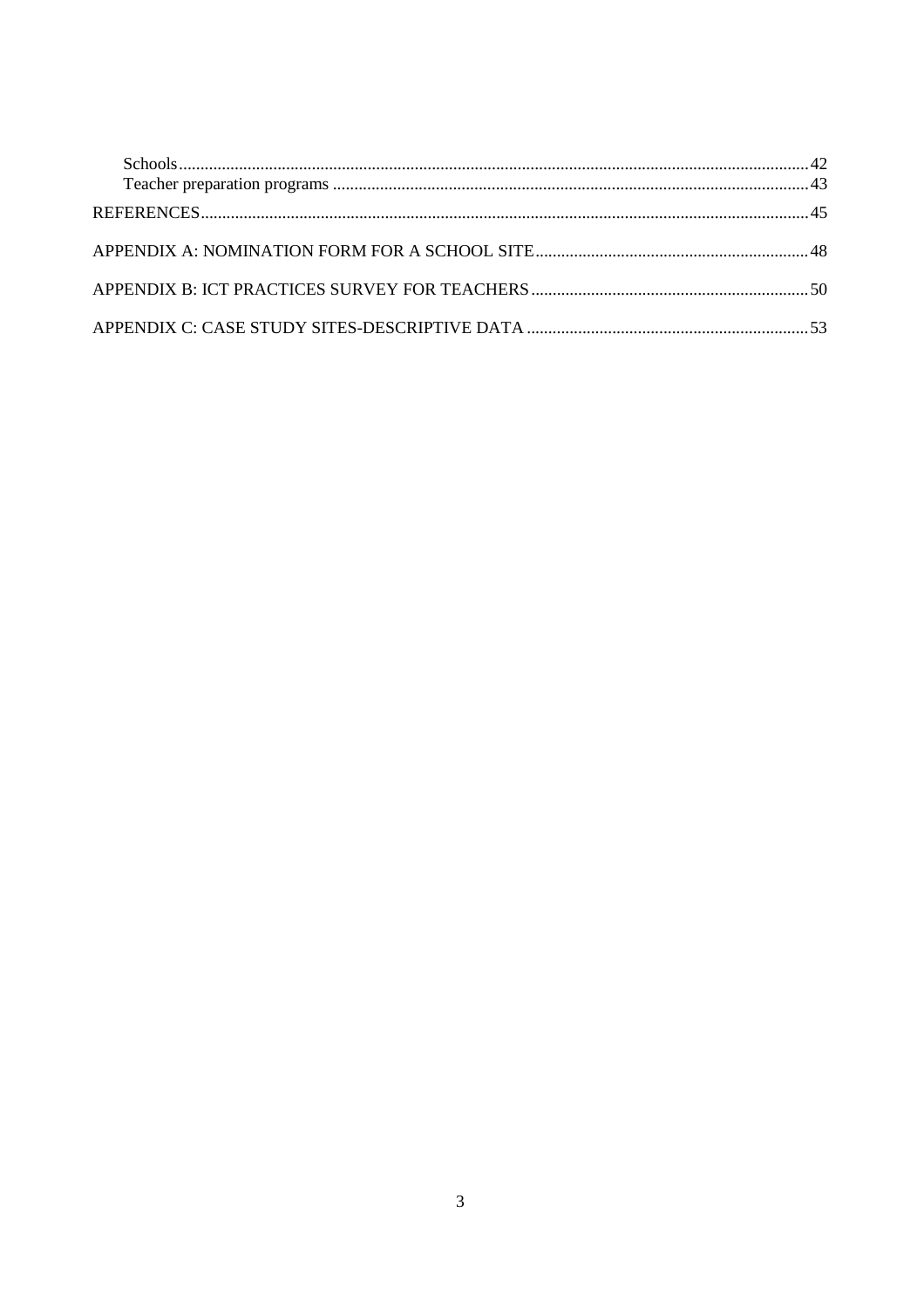Schools ........................................................................................................................................... 42
Teacher preparation programs ........................................................................................................ 43

REFERENCES ........................................................................................................................................ 45

APPENDIX A: NOMINATION FORM FOR A SCHOOL SITE ................................................................ 48

APPENDIX B: ICT PRACTICES SURVEY FOR TEACHERS ................................................................ 50

APPENDIX C: CASE STUDY SITES-DESCRIPTIVE DATA ................................................................. 53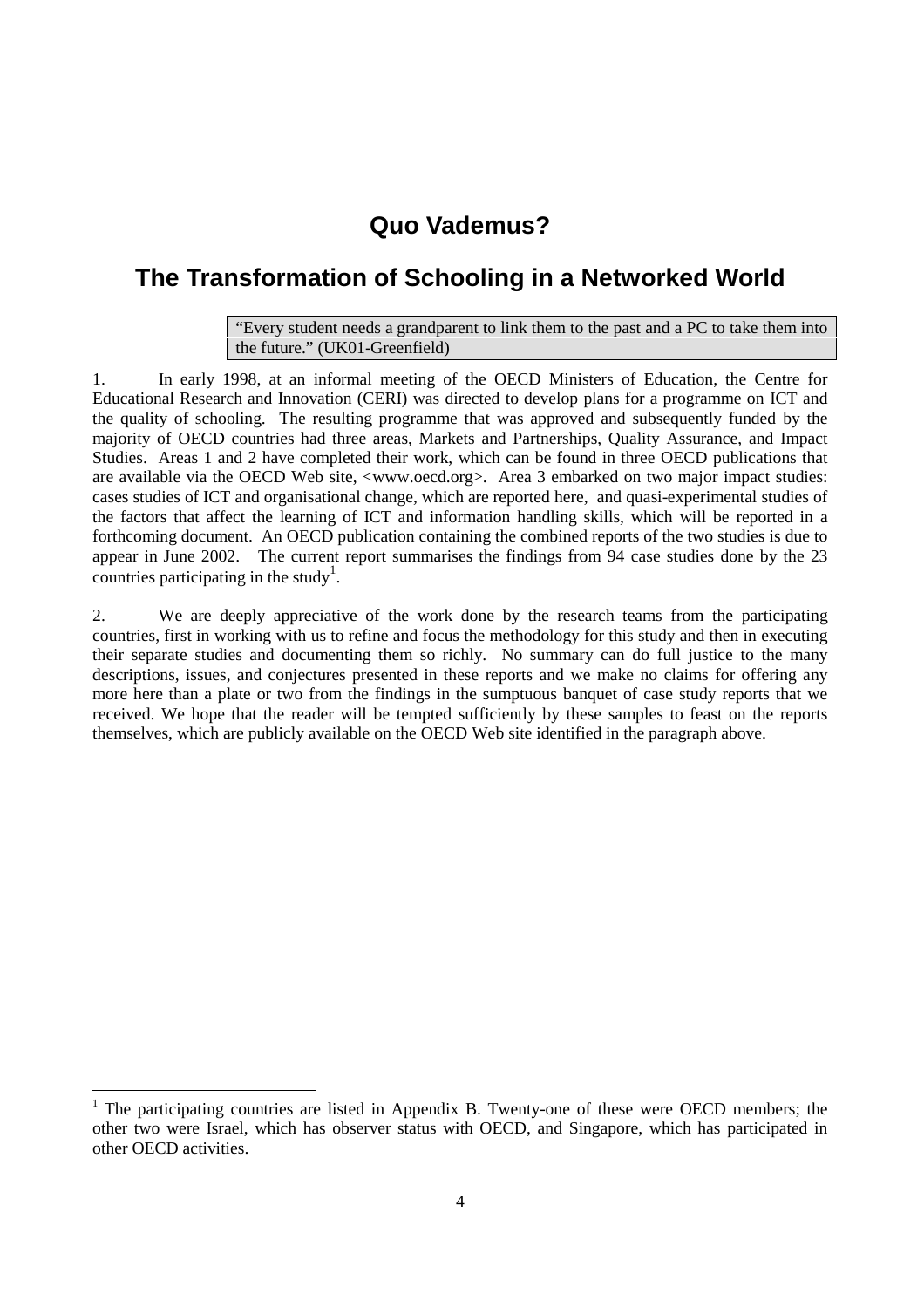# Quo Vademus?

## The Transformation of Schooling in a Networked World

> "Every student needs a grandparent to link them to the past and a PC to take them into the future." (UK01-Greenfield)

1. In early 1998, at an informal meeting of the OECD Ministers of Education, the Centre for Educational Research and Innovation (CERI) was directed to develop plans for a programme on ICT and the quality of schooling. The resulting programme that was approved and subsequently funded by the majority of OECD countries had three areas, Markets and Partnerships, Quality Assurance, and Impact Studies. Areas 1 and 2 have completed their work, which can be found in three OECD publications that are available via the OECD Web site, <www.oecd.org>. Area 3 embarked on two major impact studies: cases studies of ICT and organisational change, which are reported here, and quasi-experimental studies of the factors that affect the learning of ICT and information handling skills, which will be reported in a forthcoming document. An OECD publication containing the combined reports of the two studies is due to appear in June 2002. The current report summarises the findings from 94 case studies done by the 23 countries participating in the study[1].

2. We are deeply appreciative of the work done by the research teams from the participating countries, first in working with us to refine and focus the methodology for this study and then in executing their separate studies and documenting them so richly. No summary can do full justice to the many descriptions, issues, and conjectures presented in these reports and we make no claims for offering any more here than a plate or two from the findings in the sumptuous banquet of case study reports that we received. We hope that the reader will be tempted sufficiently by these samples to feast on the reports themselves, which are publicly available on the OECD Web site identified in the paragraph above.

[1] The participating countries are listed in Appendix B. Twenty-one of these were OECD members; the other two were Israel, which has observer status with OECD, and Singapore, which has participated in other OECD activities.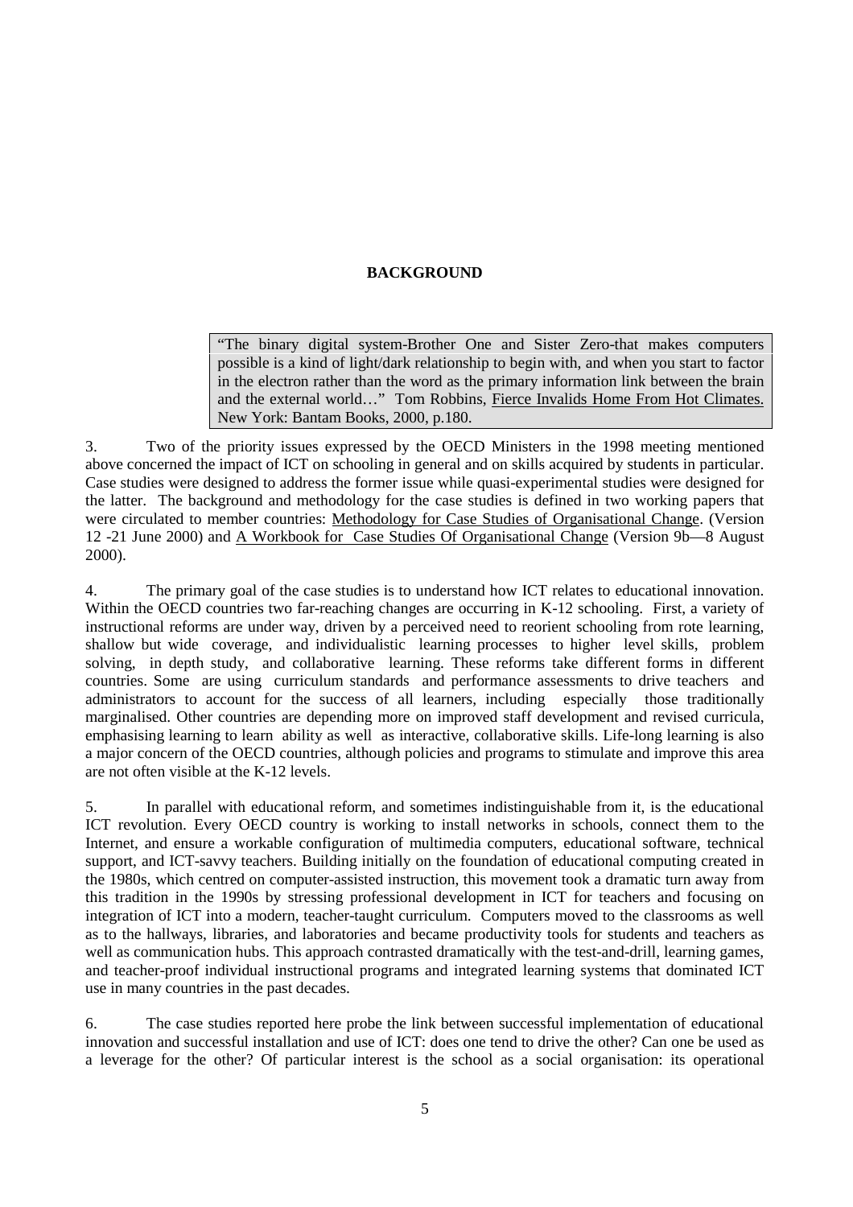## BACKGROUND

> "The binary digital system-Brother One and Sister Zero-that makes computers possible is a kind of light/dark relationship to begin with, and when you start to factor in the electron rather than the word as the primary information link between the brain and the external world…" Tom Robbins, Fierce Invalids Home From Hot Climates. New York: Bantam Books, 2000, p.180.

3. Two of the priority issues expressed by the OECD Ministers in the 1998 meeting mentioned above concerned the impact of ICT on schooling in general and on skills acquired by students in particular. Case studies were designed to address the former issue while quasi-experimental studies were designed for the latter. The background and methodology for the case studies is defined in two working papers that were circulated to member countries: Methodology for Case Studies of Organisational Change. (Version 12 -21 June 2000) and A Workbook for Case Studies Of Organisational Change (Version 9b—8 August 2000).

4. The primary goal of the case studies is to understand how ICT relates to educational innovation. Within the OECD countries two far-reaching changes are occurring in K-12 schooling. First, a variety of instructional reforms are under way, driven by a perceived need to reorient schooling from rote learning, shallow but wide coverage, and individualistic learning processes to higher level skills, problem solving, in depth study, and collaborative learning. These reforms take different forms in different countries. Some are using curriculum standards and performance assessments to drive teachers and administrators to account for the success of all learners, including especially those traditionally marginalised. Other countries are depending more on improved staff development and revised curricula, emphasising learning to learn ability as well as interactive, collaborative skills. Life-long learning is also a major concern of the OECD countries, although policies and programs to stimulate and improve this area are not often visible at the K-12 levels.

5. In parallel with educational reform, and sometimes indistinguishable from it, is the educational ICT revolution. Every OECD country is working to install networks in schools, connect them to the Internet, and ensure a workable configuration of multimedia computers, educational software, technical support, and ICT-savvy teachers. Building initially on the foundation of educational computing created in the 1980s, which centred on computer-assisted instruction, this movement took a dramatic turn away from this tradition in the 1990s by stressing professional development in ICT for teachers and focusing on integration of ICT into a modern, teacher-taught curriculum. Computers moved to the classrooms as well as to the hallways, libraries, and laboratories and became productivity tools for students and teachers as well as communication hubs. This approach contrasted dramatically with the test-and-drill, learning games, and teacher-proof individual instructional programs and integrated learning systems that dominated ICT use in many countries in the past decades.

6. The case studies reported here probe the link between successful implementation of educational innovation and successful installation and use of ICT: does one tend to drive the other? Can one be used as a leverage for the other? Of particular interest is the school as a social organisation: its operational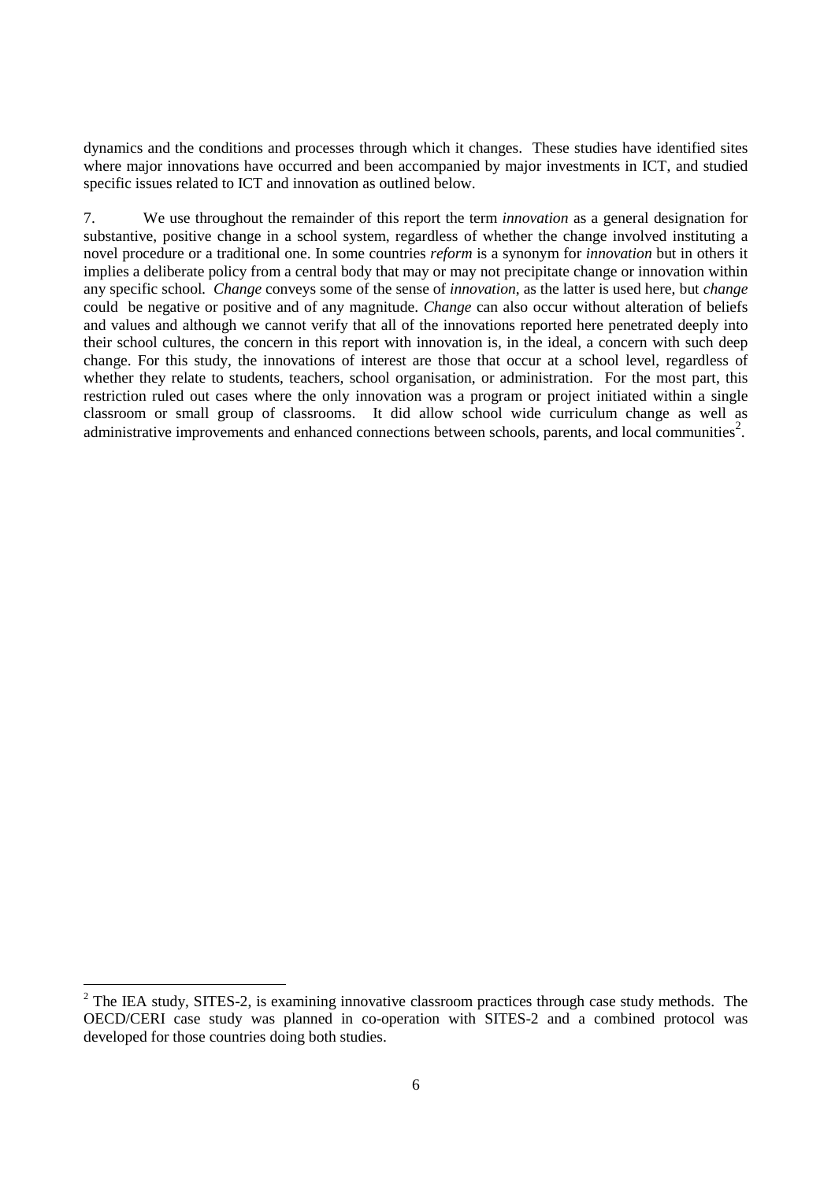dynamics and the conditions and processes through which it changes. These studies have identified sites where major innovations have occurred and been accompanied by major investments in ICT, and studied specific issues related to ICT and innovation as outlined below.

7. We use throughout the remainder of this report the term *innovation* as a general designation for substantive, positive change in a school system, regardless of whether the change involved instituting a novel procedure or a traditional one. In some countries *reform* is a synonym for *innovation* but in others it implies a deliberate policy from a central body that may or may not precipitate change or innovation within any specific school. *Change* conveys some of the sense of *innovation*, as the latter is used here, but *change* could be negative or positive and of any magnitude. *Change* can also occur without alteration of beliefs and values and although we cannot verify that all of the innovations reported here penetrated deeply into their school cultures, the concern in this report with innovation is, in the ideal, a concern with such deep change. For this study, the innovations of interest are those that occur at a school level, regardless of whether they relate to students, teachers, school organisation, or administration. For the most part, this restriction ruled out cases where the only innovation was a program or project initiated within a single classroom or small group of classrooms. It did allow school wide curriculum change as well as administrative improvements and enhanced connections between schools, parents, and local communities[2].

---

[2] The IEA study, SITES-2, is examining innovative classroom practices through case study methods. The OECD/CERI case study was planned in co-operation with SITES-2 and a combined protocol was developed for those countries doing both studies.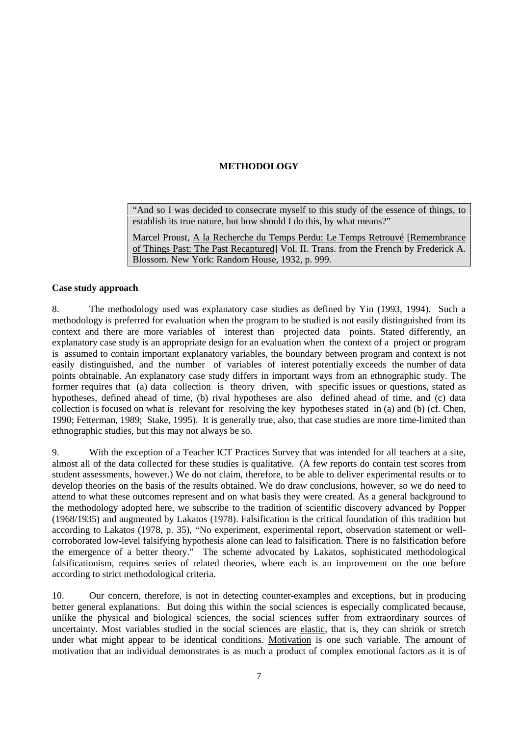## METHODOLOGY

> "And so I was decided to consecrate myself to this study of the essence of things, to establish its true nature, but how should I do this, by what means?"
>
> Marcel Proust, A la Recherche du Temps Perdu: Le Temps Retrouvé [Remembrance of Things Past: The Past Recaptured] Vol. II. Trans. from the French by Frederick A. Blossom. New York: Random House, 1932, p. 999.

### Case study approach

8. The methodology used was explanatory case studies as defined by Yin (1993, 1994). Such a methodology is preferred for evaluation when the program to be studied is not easily distinguished from its context and there are more variables of interest than projected data points. Stated differently, an explanatory case study is an appropriate design for an evaluation when the context of a project or program is assumed to contain important explanatory variables, the boundary between program and context is not easily distinguished, and the number of variables of interest potentially exceeds the number of data points obtainable. An explanatory case study differs in important ways from an ethnographic study. The former requires that (a) data collection is theory driven, with specific issues or questions, stated as hypotheses, defined ahead of time, (b) rival hypotheses are also defined ahead of time, and (c) data collection is focused on what is relevant for resolving the key hypotheses stated in (a) and (b) (cf. Chen, 1990; Fetterman, 1989; Stake, 1995). It is generally true, also, that case studies are more time-limited than ethnographic studies, but this may not always be so.

9. With the exception of a Teacher ICT Practices Survey that was intended for all teachers at a site, almost all of the data collected for these studies is qualitative. (A few reports do contain test scores from student assessments, however.) We do not claim, therefore, to be able to deliver experimental results or to develop theories on the basis of the results obtained. We do draw conclusions, however, so we do need to attend to what these outcomes represent and on what basis they were created. As a general background to the methodology adopted here, we subscribe to the tradition of scientific discovery advanced by Popper (1968/1935) and augmented by Lakatos (1978). Falsification is the critical foundation of this tradition but according to Lakatos (1978, p. 35), "No experiment, experimental report, observation statement or well-corroborated low-level falsifying hypothesis alone can lead to falsification. There is no falsification before the emergence of a better theory." The scheme advocated by Lakatos, sophisticated methodological falsificationism, requires series of related theories, where each is an improvement on the one before according to strict methodological criteria.

10. Our concern, therefore, is not in detecting counter-examples and exceptions, but in producing better general explanations. But doing this within the social sciences is especially complicated because, unlike the physical and biological sciences, the social sciences suffer from extraordinary sources of uncertainty. Most variables studied in the social sciences are elastic, that is, they can shrink or stretch under what might appear to be identical conditions. Motivation is one such variable. The amount of motivation that an individual demonstrates is as much a product of complex emotional factors as it is of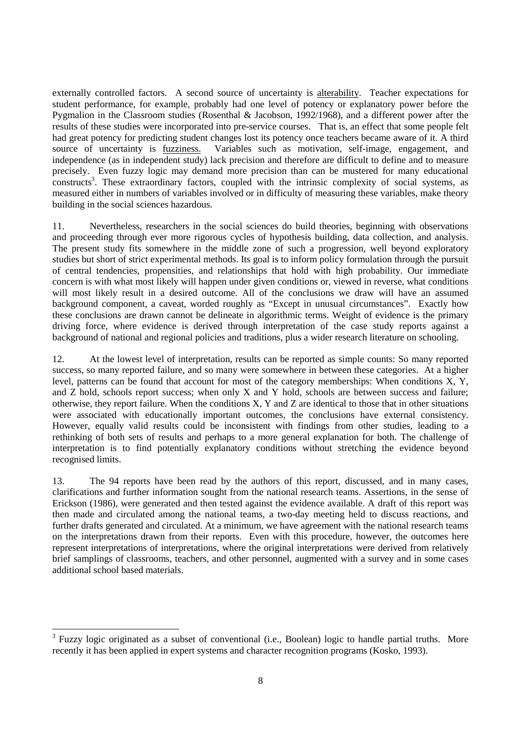externally controlled factors. A second source of uncertainty is alterability. Teacher expectations for student performance, for example, probably had one level of potency or explanatory power before the Pygmalion in the Classroom studies (Rosenthal & Jacobson, 1992/1968), and a different power after the results of these studies were incorporated into pre-service courses. That is, an effect that some people felt had great potency for predicting student changes lost its potency once teachers became aware of it. A third source of uncertainty is fuzziness. Variables such as motivation, self-image, engagement, and independence (as in independent study) lack precision and therefore are difficult to define and to measure precisely. Even fuzzy logic may demand more precision than can be mustered for many educational constructs[3]. These extraordinary factors, coupled with the intrinsic complexity of social systems, as measured either in numbers of variables involved or in difficulty of measuring these variables, make theory building in the social sciences hazardous.

11. Nevertheless, researchers in the social sciences do build theories, beginning with observations and proceeding through ever more rigorous cycles of hypothesis building, data collection, and analysis. The present study fits somewhere in the middle zone of such a progression, well beyond exploratory studies but short of strict experimental methods. Its goal is to inform policy formulation through the pursuit of central tendencies, propensities, and relationships that hold with high probability. Our immediate concern is with what most likely will happen under given conditions or, viewed in reverse, what conditions will most likely result in a desired outcome. All of the conclusions we draw will have an assumed background component, a caveat, worded roughly as "Except in unusual circumstances". Exactly how these conclusions are drawn cannot be delineate in algorithmic terms. Weight of evidence is the primary driving force, where evidence is derived through interpretation of the case study reports against a background of national and regional policies and traditions, plus a wider research literature on schooling.

12. At the lowest level of interpretation, results can be reported as simple counts: So many reported success, so many reported failure, and so many were somewhere in between these categories. At a higher level, patterns can be found that account for most of the category memberships: When conditions X, Y, and Z hold, schools report success; when only X and Y hold, schools are between success and failure; otherwise, they report failure. When the conditions X, Y and Z are identical to those that in other situations were associated with educationally important outcomes, the conclusions have external consistency. However, equally valid results could be inconsistent with findings from other studies, leading to a rethinking of both sets of results and perhaps to a more general explanation for both. The challenge of interpretation is to find potentially explanatory conditions without stretching the evidence beyond recognised limits.

13. The 94 reports have been read by the authors of this report, discussed, and in many cases, clarifications and further information sought from the national research teams. Assertions, in the sense of Erickson (1986), were generated and then tested against the evidence available. A draft of this report was then made and circulated among the national teams, a two-day meeting held to discuss reactions, and further drafts generated and circulated. At a minimum, we have agreement with the national research teams on the interpretations drawn from their reports. Even with this procedure, however, the outcomes here represent interpretations of interpretations, where the original interpretations were derived from relatively brief samplings of classrooms, teachers, and other personnel, augmented with a survey and in some cases additional school based materials.

[3] Fuzzy logic originated as a subset of conventional (i.e., Boolean) logic to handle partial truths. More recently it has been applied in expert systems and character recognition programs (Kosko, 1993).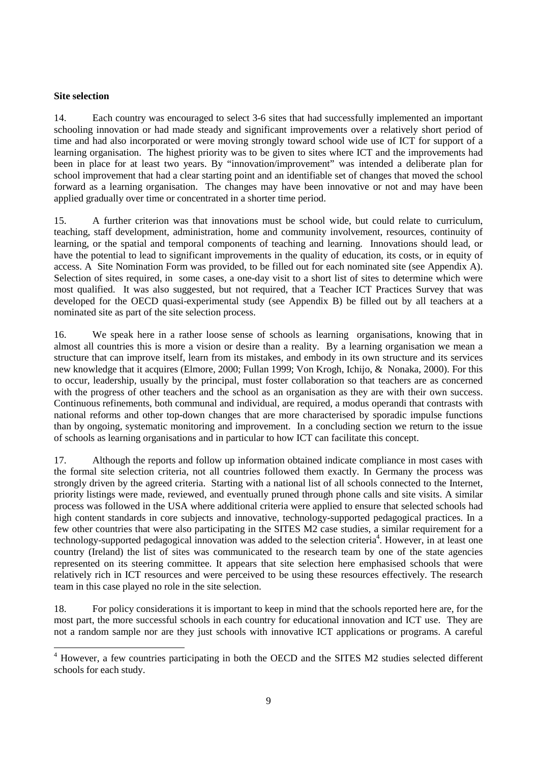**Site selection**

14. Each country was encouraged to select 3-6 sites that had successfully implemented an important schooling innovation or had made steady and significant improvements over a relatively short period of time and had also incorporated or were moving strongly toward school wide use of ICT for support of a learning organisation. The highest priority was to be given to sites where ICT and the improvements had been in place for at least two years. By "innovation/improvement" was intended a deliberate plan for school improvement that had a clear starting point and an identifiable set of changes that moved the school forward as a learning organisation. The changes may have been innovative or not and may have been applied gradually over time or concentrated in a shorter time period.

15. A further criterion was that innovations must be school wide, but could relate to curriculum, teaching, staff development, administration, home and community involvement, resources, continuity of learning, or the spatial and temporal components of teaching and learning. Innovations should lead, or have the potential to lead to significant improvements in the quality of education, its costs, or in equity of access. A Site Nomination Form was provided, to be filled out for each nominated site (see Appendix A). Selection of sites required, in some cases, a one-day visit to a short list of sites to determine which were most qualified. It was also suggested, but not required, that a Teacher ICT Practices Survey that was developed for the OECD quasi-experimental study (see Appendix B) be filled out by all teachers at a nominated site as part of the site selection process.

16. We speak here in a rather loose sense of schools as learning organisations, knowing that in almost all countries this is more a vision or desire than a reality. By a learning organisation we mean a structure that can improve itself, learn from its mistakes, and embody in its own structure and its services new knowledge that it acquires (Elmore, 2000; Fullan 1999; Von Krogh, Ichijo, & Nonaka, 2000). For this to occur, leadership, usually by the principal, must foster collaboration so that teachers are as concerned with the progress of other teachers and the school as an organisation as they are with their own success. Continuous refinements, both communal and individual, are required, a modus operandi that contrasts with national reforms and other top-down changes that are more characterised by sporadic impulse functions than by ongoing, systematic monitoring and improvement. In a concluding section we return to the issue of schools as learning organisations and in particular to how ICT can facilitate this concept.

17. Although the reports and follow up information obtained indicate compliance in most cases with the formal site selection criteria, not all countries followed them exactly. In Germany the process was strongly driven by the agreed criteria. Starting with a national list of all schools connected to the Internet, priority listings were made, reviewed, and eventually pruned through phone calls and site visits. A similar process was followed in the USA where additional criteria were applied to ensure that selected schools had high content standards in core subjects and innovative, technology-supported pedagogical practices. In a few other countries that were also participating in the SITES M2 case studies, a similar requirement for a technology-supported pedagogical innovation was added to the selection criteria[4]. However, in at least one country (Ireland) the list of sites was communicated to the research team by one of the state agencies represented on its steering committee. It appears that site selection here emphasised schools that were relatively rich in ICT resources and were perceived to be using these resources effectively. The research team in this case played no role in the site selection.

18. For policy considerations it is important to keep in mind that the schools reported here are, for the most part, the more successful schools in each country for educational innovation and ICT use. They are not a random sample nor are they just schools with innovative ICT applications or programs. A careful

[4] However, a few countries participating in both the OECD and the SITES M2 studies selected different schools for each study.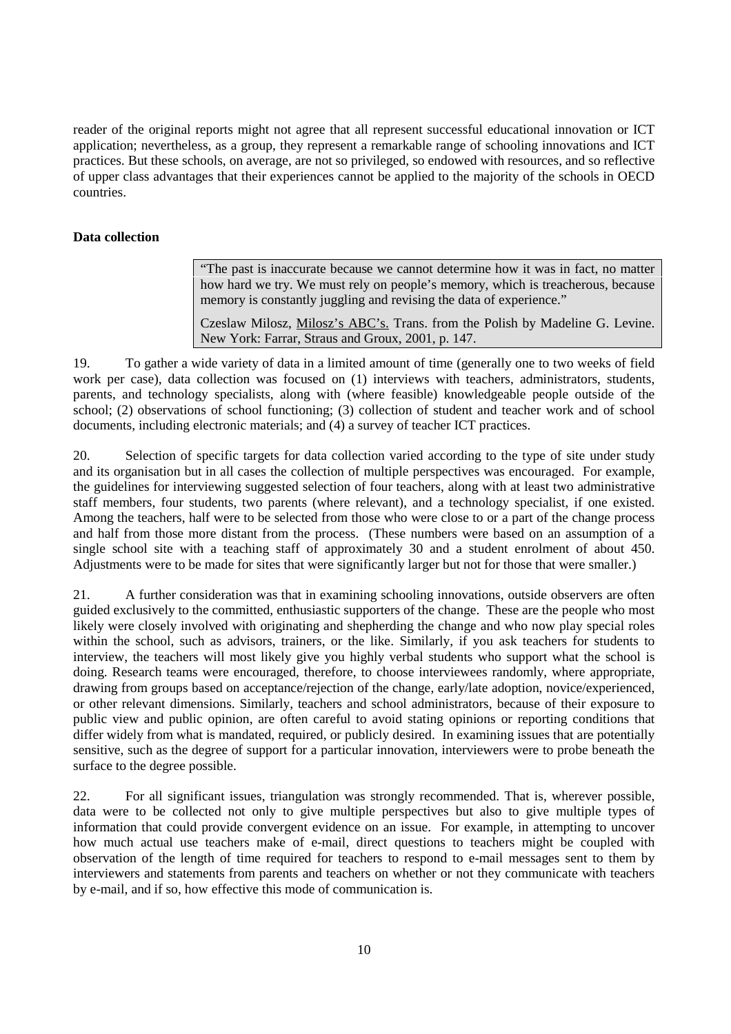reader of the original reports might not agree that all represent successful educational innovation or ICT application; nevertheless, as a group, they represent a remarkable range of schooling innovations and ICT practices. But these schools, on average, are not so privileged, so endowed with resources, and so reflective of upper class advantages that their experiences cannot be applied to the majority of the schools in OECD countries.

**Data collection**

> "The past is inaccurate because we cannot determine how it was in fact, no matter how hard we try. We must rely on people's memory, which is treacherous, because memory is constantly juggling and revising the data of experience."
>
> Czeslaw Milosz, Milosz's ABC's. Trans. from the Polish by Madeline G. Levine. New York: Farrar, Straus and Groux, 2001, p. 147.

19. To gather a wide variety of data in a limited amount of time (generally one to two weeks of field work per case), data collection was focused on (1) interviews with teachers, administrators, students, parents, and technology specialists, along with (where feasible) knowledgeable people outside of the school; (2) observations of school functioning; (3) collection of student and teacher work and of school documents, including electronic materials; and (4) a survey of teacher ICT practices.

20. Selection of specific targets for data collection varied according to the type of site under study and its organisation but in all cases the collection of multiple perspectives was encouraged. For example, the guidelines for interviewing suggested selection of four teachers, along with at least two administrative staff members, four students, two parents (where relevant), and a technology specialist, if one existed. Among the teachers, half were to be selected from those who were close to or a part of the change process and half from those more distant from the process. (These numbers were based on an assumption of a single school site with a teaching staff of approximately 30 and a student enrolment of about 450. Adjustments were to be made for sites that were significantly larger but not for those that were smaller.)

21. A further consideration was that in examining schooling innovations, outside observers are often guided exclusively to the committed, enthusiastic supporters of the change. These are the people who most likely were closely involved with originating and shepherding the change and who now play special roles within the school, such as advisors, trainers, or the like. Similarly, if you ask teachers for students to interview, the teachers will most likely give you highly verbal students who support what the school is doing. Research teams were encouraged, therefore, to choose interviewees randomly, where appropriate, drawing from groups based on acceptance/rejection of the change, early/late adoption, novice/experienced, or other relevant dimensions. Similarly, teachers and school administrators, because of their exposure to public view and public opinion, are often careful to avoid stating opinions or reporting conditions that differ widely from what is mandated, required, or publicly desired. In examining issues that are potentially sensitive, such as the degree of support for a particular innovation, interviewers were to probe beneath the surface to the degree possible.

22. For all significant issues, triangulation was strongly recommended. That is, wherever possible, data were to be collected not only to give multiple perspectives but also to give multiple types of information that could provide convergent evidence on an issue. For example, in attempting to uncover how much actual use teachers make of e-mail, direct questions to teachers might be coupled with observation of the length of time required for teachers to respond to e-mail messages sent to them by interviewers and statements from parents and teachers on whether or not they communicate with teachers by e-mail, and if so, how effective this mode of communication is.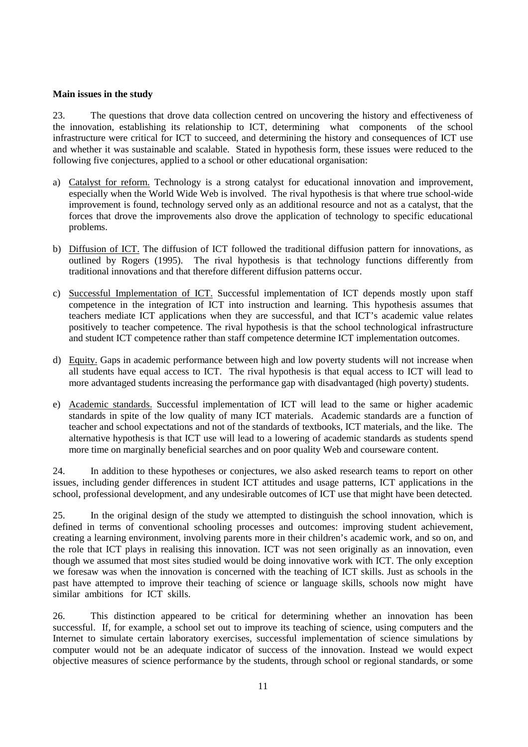**Main issues in the study**

23. The questions that drove data collection centred on uncovering the history and effectiveness of the innovation, establishing its relationship to ICT, determining what components of the school infrastructure were critical for ICT to succeed, and determining the history and consequences of ICT use and whether it was sustainable and scalable. Stated in hypothesis form, these issues were reduced to the following five conjectures, applied to a school or other educational organisation:

a) Catalyst for reform. Technology is a strong catalyst for educational innovation and improvement, especially when the World Wide Web is involved. The rival hypothesis is that where true school-wide improvement is found, technology served only as an additional resource and not as a catalyst, that the forces that drove the improvements also drove the application of technology to specific educational problems.

b) Diffusion of ICT. The diffusion of ICT followed the traditional diffusion pattern for innovations, as outlined by Rogers (1995). The rival hypothesis is that technology functions differently from traditional innovations and that therefore different diffusion patterns occur.

c) Successful Implementation of ICT. Successful implementation of ICT depends mostly upon staff competence in the integration of ICT into instruction and learning. This hypothesis assumes that teachers mediate ICT applications when they are successful, and that ICT's academic value relates positively to teacher competence. The rival hypothesis is that the school technological infrastructure and student ICT competence rather than staff competence determine ICT implementation outcomes.

d) Equity. Gaps in academic performance between high and low poverty students will not increase when all students have equal access to ICT. The rival hypothesis is that equal access to ICT will lead to more advantaged students increasing the performance gap with disadvantaged (high poverty) students.

e) Academic standards. Successful implementation of ICT will lead to the same or higher academic standards in spite of the low quality of many ICT materials. Academic standards are a function of teacher and school expectations and not of the standards of textbooks, ICT materials, and the like. The alternative hypothesis is that ICT use will lead to a lowering of academic standards as students spend more time on marginally beneficial searches and on poor quality Web and courseware content.

24. In addition to these hypotheses or conjectures, we also asked research teams to report on other issues, including gender differences in student ICT attitudes and usage patterns, ICT applications in the school, professional development, and any undesirable outcomes of ICT use that might have been detected.

25. In the original design of the study we attempted to distinguish the school innovation, which is defined in terms of conventional schooling processes and outcomes: improving student achievement, creating a learning environment, involving parents more in their children's academic work, and so on, and the role that ICT plays in realising this innovation. ICT was not seen originally as an innovation, even though we assumed that most sites studied would be doing innovative work with ICT. The only exception we foresaw was when the innovation is concerned with the teaching of ICT skills. Just as schools in the past have attempted to improve their teaching of science or language skills, schools now might have similar ambitions for ICT skills.

26. This distinction appeared to be critical for determining whether an innovation has been successful. If, for example, a school set out to improve its teaching of science, using computers and the Internet to simulate certain laboratory exercises, successful implementation of science simulations by computer would not be an adequate indicator of success of the innovation. Instead we would expect objective measures of science performance by the students, through school or regional standards, or some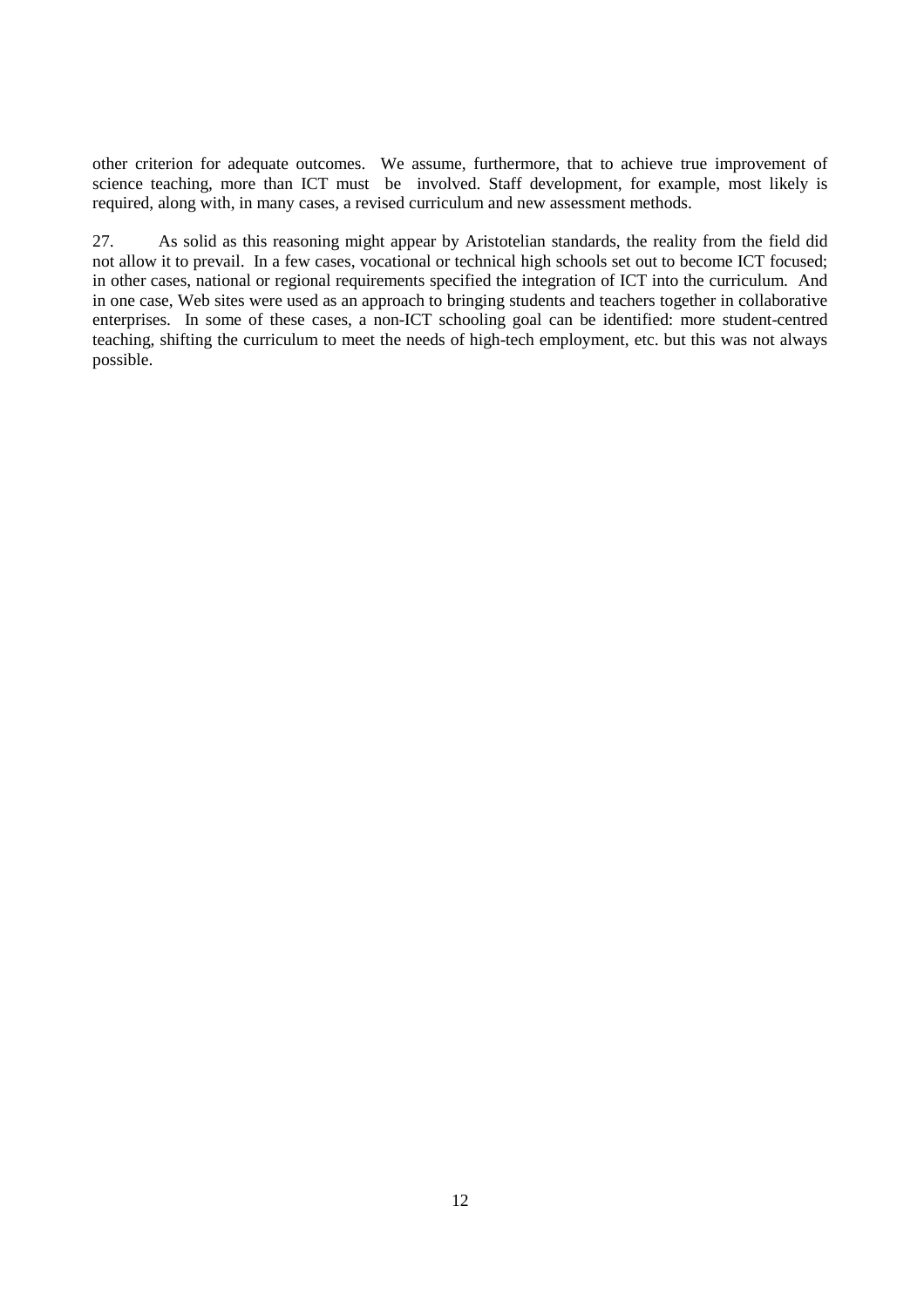other criterion for adequate outcomes. We assume, furthermore, that to achieve true improvement of science teaching, more than ICT must be involved. Staff development, for example, most likely is required, along with, in many cases, a revised curriculum and new assessment methods.

27. As solid as this reasoning might appear by Aristotelian standards, the reality from the field did not allow it to prevail. In a few cases, vocational or technical high schools set out to become ICT focused; in other cases, national or regional requirements specified the integration of ICT into the curriculum. And in one case, Web sites were used as an approach to bringing students and teachers together in collaborative enterprises. In some of these cases, a non-ICT schooling goal can be identified: more student-centred teaching, shifting the curriculum to meet the needs of high-tech employment, etc. but this was not always possible.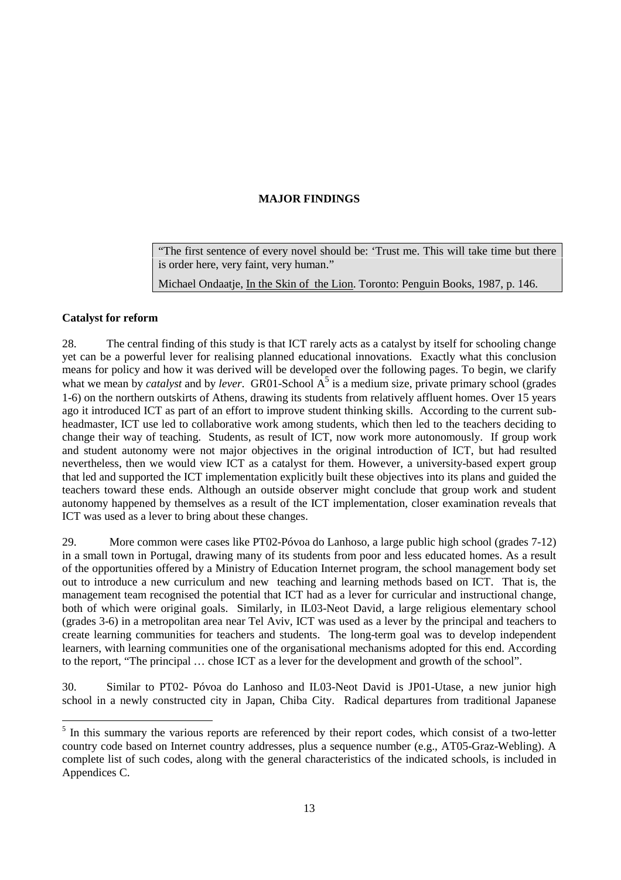## MAJOR FINDINGS

> "The first sentence of every novel should be: 'Trust me. This will take time but there is order here, very faint, very human."
>
> Michael Ondaatje, In the Skin of the Lion. Toronto: Penguin Books, 1987, p. 146.

### Catalyst for reform

28. The central finding of this study is that ICT rarely acts as a catalyst by itself for schooling change yet can be a powerful lever for realising planned educational innovations. Exactly what this conclusion means for policy and how it was derived will be developed over the following pages. To begin, we clarify what we mean by *catalyst* and by *lever*. GR01-School A[5] is a medium size, private primary school (grades 1-6) on the northern outskirts of Athens, drawing its students from relatively affluent homes. Over 15 years ago it introduced ICT as part of an effort to improve student thinking skills. According to the current sub-headmaster, ICT use led to collaborative work among students, which then led to the teachers deciding to change their way of teaching. Students, as result of ICT, now work more autonomously. If group work and student autonomy were not major objectives in the original introduction of ICT, but had resulted nevertheless, then we would view ICT as a catalyst for them. However, a university-based expert group that led and supported the ICT implementation explicitly built these objectives into its plans and guided the teachers toward these ends. Although an outside observer might conclude that group work and student autonomy happened by themselves as a result of the ICT implementation, closer examination reveals that ICT was used as a lever to bring about these changes.

29. More common were cases like PT02-Póvoa do Lanhoso, a large public high school (grades 7-12) in a small town in Portugal, drawing many of its students from poor and less educated homes. As a result of the opportunities offered by a Ministry of Education Internet program, the school management body set out to introduce a new curriculum and new teaching and learning methods based on ICT. That is, the management team recognised the potential that ICT had as a lever for curricular and instructional change, both of which were original goals. Similarly, in IL03-Neot David, a large religious elementary school (grades 3-6) in a metropolitan area near Tel Aviv, ICT was used as a lever by the principal and teachers to create learning communities for teachers and students. The long-term goal was to develop independent learners, with learning communities one of the organisational mechanisms adopted for this end. According to the report, "The principal … chose ICT as a lever for the development and growth of the school".

30. Similar to PT02- Póvoa do Lanhoso and IL03-Neot David is JP01-Utase, a new junior high school in a newly constructed city in Japan, Chiba City. Radical departures from traditional Japanese

---

[5] In this summary the various reports are referenced by their report codes, which consist of a two-letter country code based on Internet country addresses, plus a sequence number (e.g., AT05-Graz-Webling). A complete list of such codes, along with the general characteristics of the indicated schools, is included in Appendices C.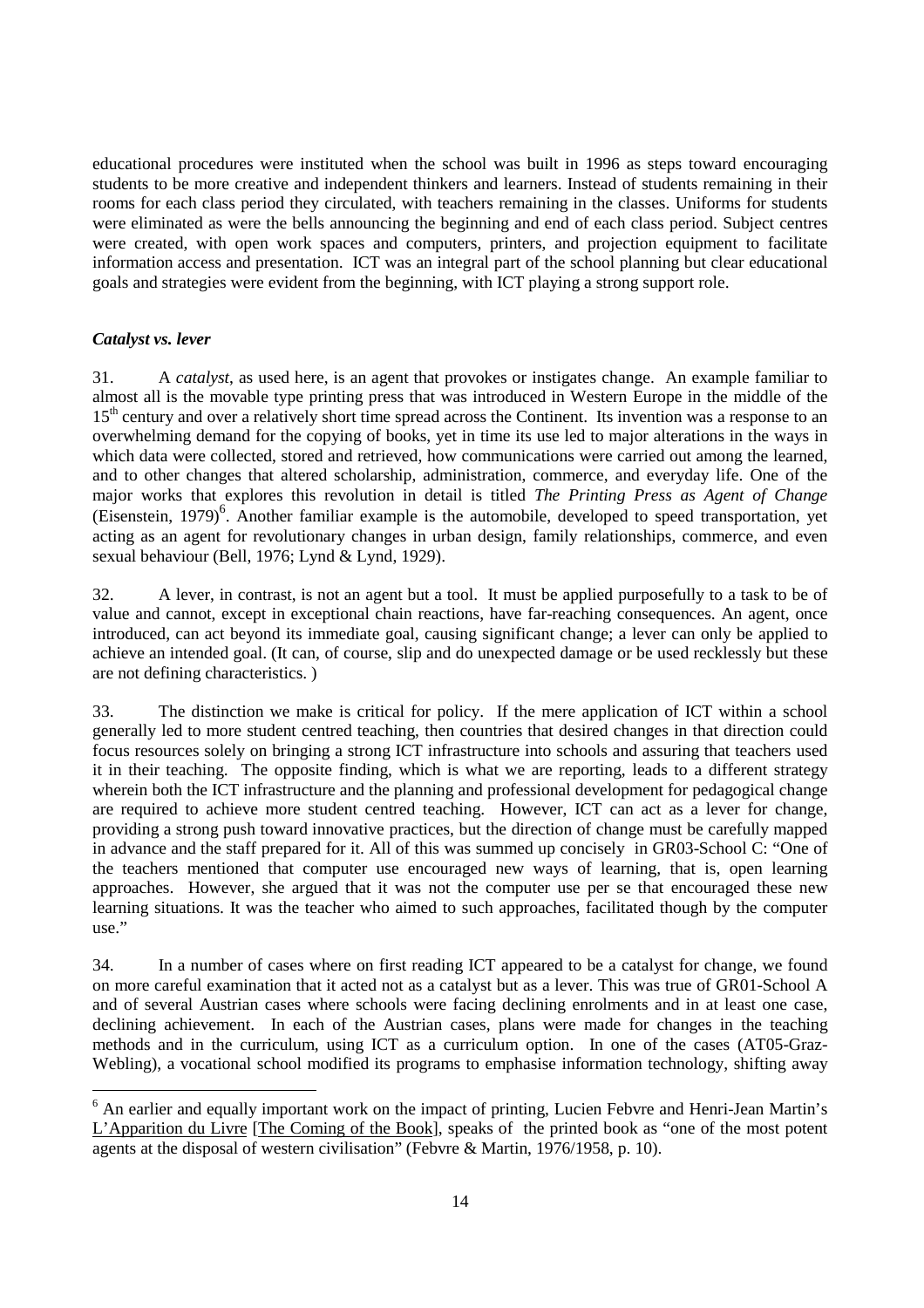educational procedures were instituted when the school was built in 1996 as steps toward encouraging students to be more creative and independent thinkers and learners. Instead of students remaining in their rooms for each class period they circulated, with teachers remaining in the classes. Uniforms for students were eliminated as were the bells announcing the beginning and end of each class period. Subject centres were created, with open work spaces and computers, printers, and projection equipment to facilitate information access and presentation. ICT was an integral part of the school planning but clear educational goals and strategies were evident from the beginning, with ICT playing a strong support role.

### *Catalyst vs. lever*

31. A *catalyst*, as used here, is an agent that provokes or instigates change. An example familiar to almost all is the movable type printing press that was introduced in Western Europe in the middle of the 15th century and over a relatively short time spread across the Continent. Its invention was a response to an overwhelming demand for the copying of books, yet in time its use led to major alterations in the ways in which data were collected, stored and retrieved, how communications were carried out among the learned, and to other changes that altered scholarship, administration, commerce, and everyday life. One of the major works that explores this revolution in detail is titled *The Printing Press as Agent of Change* (Eisenstein, 1979)[6]. Another familiar example is the automobile, developed to speed transportation, yet acting as an agent for revolutionary changes in urban design, family relationships, commerce, and even sexual behaviour (Bell, 1976; Lynd & Lynd, 1929).

32. A lever, in contrast, is not an agent but a tool. It must be applied purposefully to a task to be of value and cannot, except in exceptional chain reactions, have far-reaching consequences. An agent, once introduced, can act beyond its immediate goal, causing significant change; a lever can only be applied to achieve an intended goal. (It can, of course, slip and do unexpected damage or be used recklessly but these are not defining characteristics. )

33. The distinction we make is critical for policy. If the mere application of ICT within a school generally led to more student centred teaching, then countries that desired changes in that direction could focus resources solely on bringing a strong ICT infrastructure into schools and assuring that teachers used it in their teaching. The opposite finding, which is what we are reporting, leads to a different strategy wherein both the ICT infrastructure and the planning and professional development for pedagogical change are required to achieve more student centred teaching. However, ICT can act as a lever for change, providing a strong push toward innovative practices, but the direction of change must be carefully mapped in advance and the staff prepared for it. All of this was summed up concisely in GR03-School C: "One of the teachers mentioned that computer use encouraged new ways of learning, that is, open learning approaches. However, she argued that it was not the computer use per se that encouraged these new learning situations. It was the teacher who aimed to such approaches, facilitated though by the computer use."

34. In a number of cases where on first reading ICT appeared to be a catalyst for change, we found on more careful examination that it acted not as a catalyst but as a lever. This was true of GR01-School A and of several Austrian cases where schools were facing declining enrolments and in at least one case, declining achievement. In each of the Austrian cases, plans were made for changes in the teaching methods and in the curriculum, using ICT as a curriculum option. In one of the cases (AT05-Graz-Webling), a vocational school modified its programs to emphasise information technology, shifting away

---

[6] An earlier and equally important work on the impact of printing, Lucien Febvre and Henri-Jean Martin's L'Apparition du Livre [The Coming of the Book], speaks of the printed book as "one of the most potent agents at the disposal of western civilisation" (Febvre & Martin, 1976/1958, p. 10).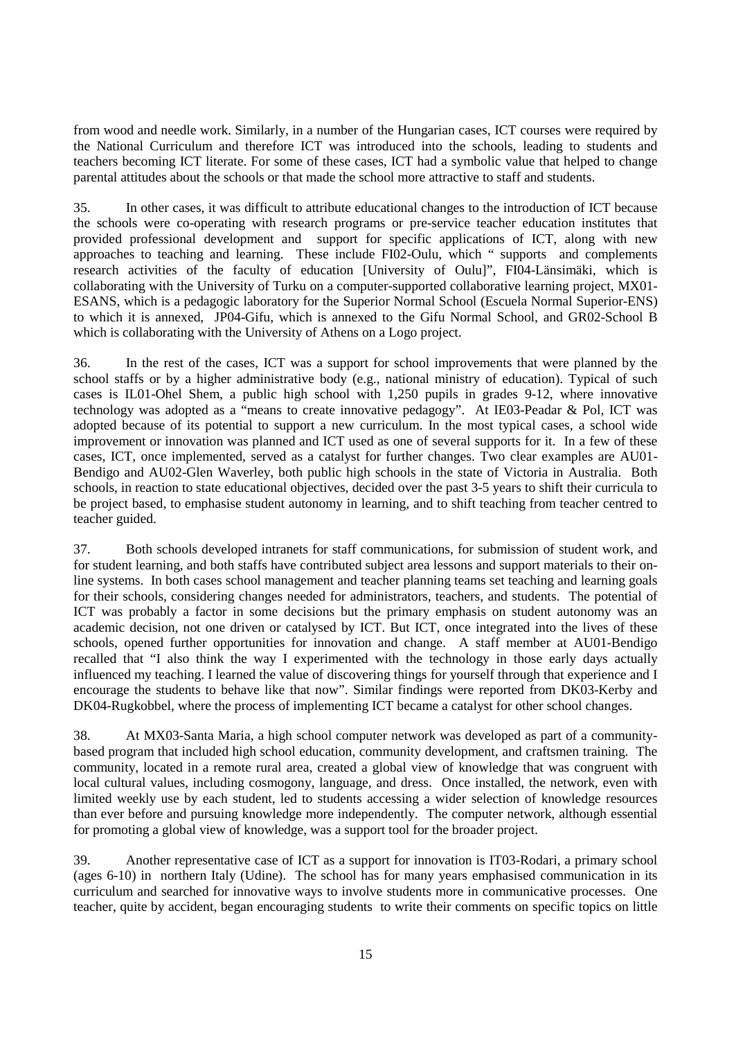from wood and needle work. Similarly, in a number of the Hungarian cases, ICT courses were required by the National Curriculum and therefore ICT was introduced into the schools, leading to students and teachers becoming ICT literate. For some of these cases, ICT had a symbolic value that helped to change parental attitudes about the schools or that made the school more attractive to staff and students.

35. In other cases, it was difficult to attribute educational changes to the introduction of ICT because the schools were co-operating with research programs or pre-service teacher education institutes that provided professional development and support for specific applications of ICT, along with new approaches to teaching and learning. These include FI02-Oulu, which " supports and complements research activities of the faculty of education [University of Oulu]", FI04-Länsimäki, which is collaborating with the University of Turku on a computer-supported collaborative learning project, MX01-ESANS, which is a pedagogic laboratory for the Superior Normal School (Escuela Normal Superior-ENS) to which it is annexed, JP04-Gifu, which is annexed to the Gifu Normal School, and GR02-School B which is collaborating with the University of Athens on a Logo project.

36. In the rest of the cases, ICT was a support for school improvements that were planned by the school staffs or by a higher administrative body (e.g., national ministry of education). Typical of such cases is IL01-Ohel Shem, a public high school with 1,250 pupils in grades 9-12, where innovative technology was adopted as a "means to create innovative pedagogy". At IE03-Peadar & Pol, ICT was adopted because of its potential to support a new curriculum. In the most typical cases, a school wide improvement or innovation was planned and ICT used as one of several supports for it. In a few of these cases, ICT, once implemented, served as a catalyst for further changes. Two clear examples are AU01-Bendigo and AU02-Glen Waverley, both public high schools in the state of Victoria in Australia. Both schools, in reaction to state educational objectives, decided over the past 3-5 years to shift their curricula to be project based, to emphasise student autonomy in learning, and to shift teaching from teacher centred to teacher guided.

37. Both schools developed intranets for staff communications, for submission of student work, and for student learning, and both staffs have contributed subject area lessons and support materials to their on-line systems. In both cases school management and teacher planning teams set teaching and learning goals for their schools, considering changes needed for administrators, teachers, and students. The potential of ICT was probably a factor in some decisions but the primary emphasis on student autonomy was an academic decision, not one driven or catalysed by ICT. But ICT, once integrated into the lives of these schools, opened further opportunities for innovation and change. A staff member at AU01-Bendigo recalled that "I also think the way I experimented with the technology in those early days actually influenced my teaching. I learned the value of discovering things for yourself through that experience and I encourage the students to behave like that now". Similar findings were reported from DK03-Kerby and DK04-Rugkobbel, where the process of implementing ICT became a catalyst for other school changes.

38. At MX03-Santa Maria, a high school computer network was developed as part of a community-based program that included high school education, community development, and craftsmen training. The community, located in a remote rural area, created a global view of knowledge that was congruent with local cultural values, including cosmogony, language, and dress. Once installed, the network, even with limited weekly use by each student, led to students accessing a wider selection of knowledge resources than ever before and pursuing knowledge more independently. The computer network, although essential for promoting a global view of knowledge, was a support tool for the broader project.

39. Another representative case of ICT as a support for innovation is IT03-Rodari, a primary school (ages 6-10) in northern Italy (Udine). The school has for many years emphasised communication in its curriculum and searched for innovative ways to involve students more in communicative processes. One teacher, quite by accident, began encouraging students to write their comments on specific topics on little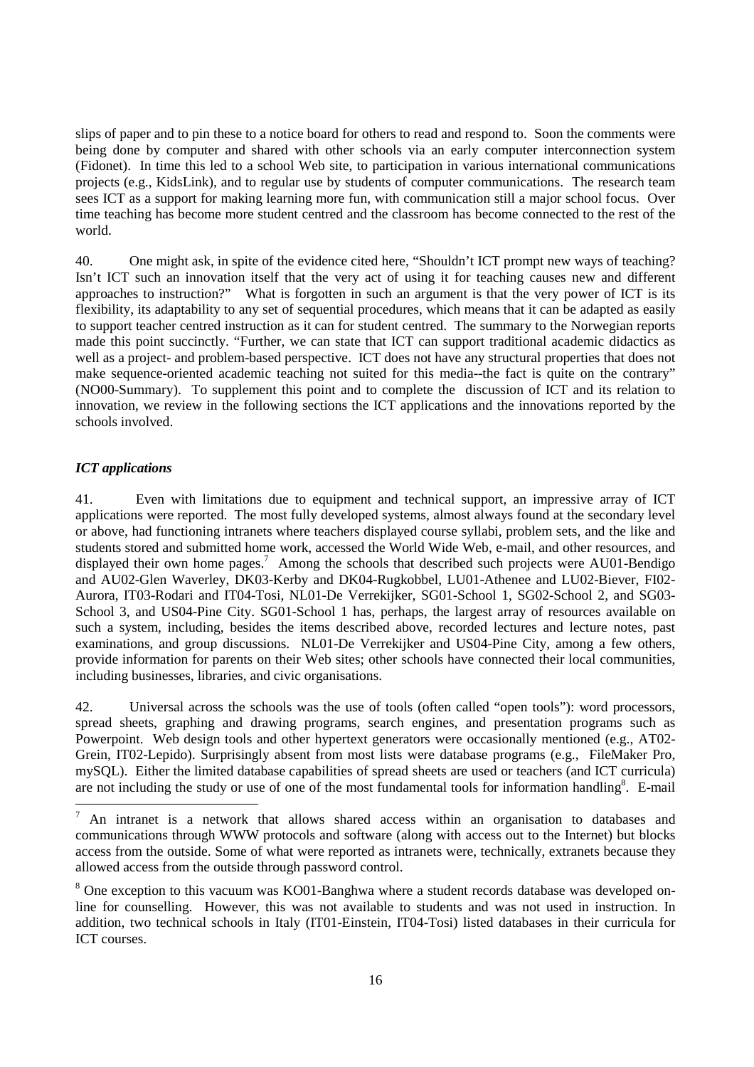slips of paper and to pin these to a notice board for others to read and respond to. Soon the comments were being done by computer and shared with other schools via an early computer interconnection system (Fidonet). In time this led to a school Web site, to participation in various international communications projects (e.g., KidsLink), and to regular use by students of computer communications. The research team sees ICT as a support for making learning more fun, with communication still a major school focus. Over time teaching has become more student centred and the classroom has become connected to the rest of the world.

40. One might ask, in spite of the evidence cited here, "Shouldn't ICT prompt new ways of teaching? Isn't ICT such an innovation itself that the very act of using it for teaching causes new and different approaches to instruction?" What is forgotten in such an argument is that the very power of ICT is its flexibility, its adaptability to any set of sequential procedures, which means that it can be adapted as easily to support teacher centred instruction as it can for student centred. The summary to the Norwegian reports made this point succinctly. "Further, we can state that ICT can support traditional academic didactics as well as a project- and problem-based perspective. ICT does not have any structural properties that does not make sequence-oriented academic teaching not suited for this media--the fact is quite on the contrary" (NO00-Summary). To supplement this point and to complete the discussion of ICT and its relation to innovation, we review in the following sections the ICT applications and the innovations reported by the schools involved.

### *ICT applications*

41. Even with limitations due to equipment and technical support, an impressive array of ICT applications were reported. The most fully developed systems, almost always found at the secondary level or above, had functioning intranets where teachers displayed course syllabi, problem sets, and the like and students stored and submitted home work, accessed the World Wide Web, e-mail, and other resources, and displayed their own home pages.[7] Among the schools that described such projects were AU01-Bendigo and AU02-Glen Waverley, DK03-Kerby and DK04-Rugkobbel, LU01-Athenee and LU02-Biever, FI02-Aurora, IT03-Rodari and IT04-Tosi, NL01-De Verrekijker, SG01-School 1, SG02-School 2, and SG03-School 3, and US04-Pine City. SG01-School 1 has, perhaps, the largest array of resources available on such a system, including, besides the items described above, recorded lectures and lecture notes, past examinations, and group discussions. NL01-De Verrekijker and US04-Pine City, among a few others, provide information for parents on their Web sites; other schools have connected their local communities, including businesses, libraries, and civic organisations.

42. Universal across the schools was the use of tools (often called "open tools"): word processors, spread sheets, graphing and drawing programs, search engines, and presentation programs such as Powerpoint. Web design tools and other hypertext generators were occasionally mentioned (e.g., AT02-Grein, IT02-Lepido). Surprisingly absent from most lists were database programs (e.g., FileMaker Pro, mySQL). Either the limited database capabilities of spread sheets are used or teachers (and ICT curricula) are not including the study or use of one of the most fundamental tools for information handling[8]. E-mail

---

[7] An intranet is a network that allows shared access within an organisation to databases and communications through WWW protocols and software (along with access out to the Internet) but blocks access from the outside. Some of what were reported as intranets were, technically, extranets because they allowed access from the outside through password control.

[8] One exception to this vacuum was KO01-Banghwa where a student records database was developed on-line for counselling. However, this was not available to students and was not used in instruction. In addition, two technical schools in Italy (IT01-Einstein, IT04-Tosi) listed databases in their curricula for ICT courses.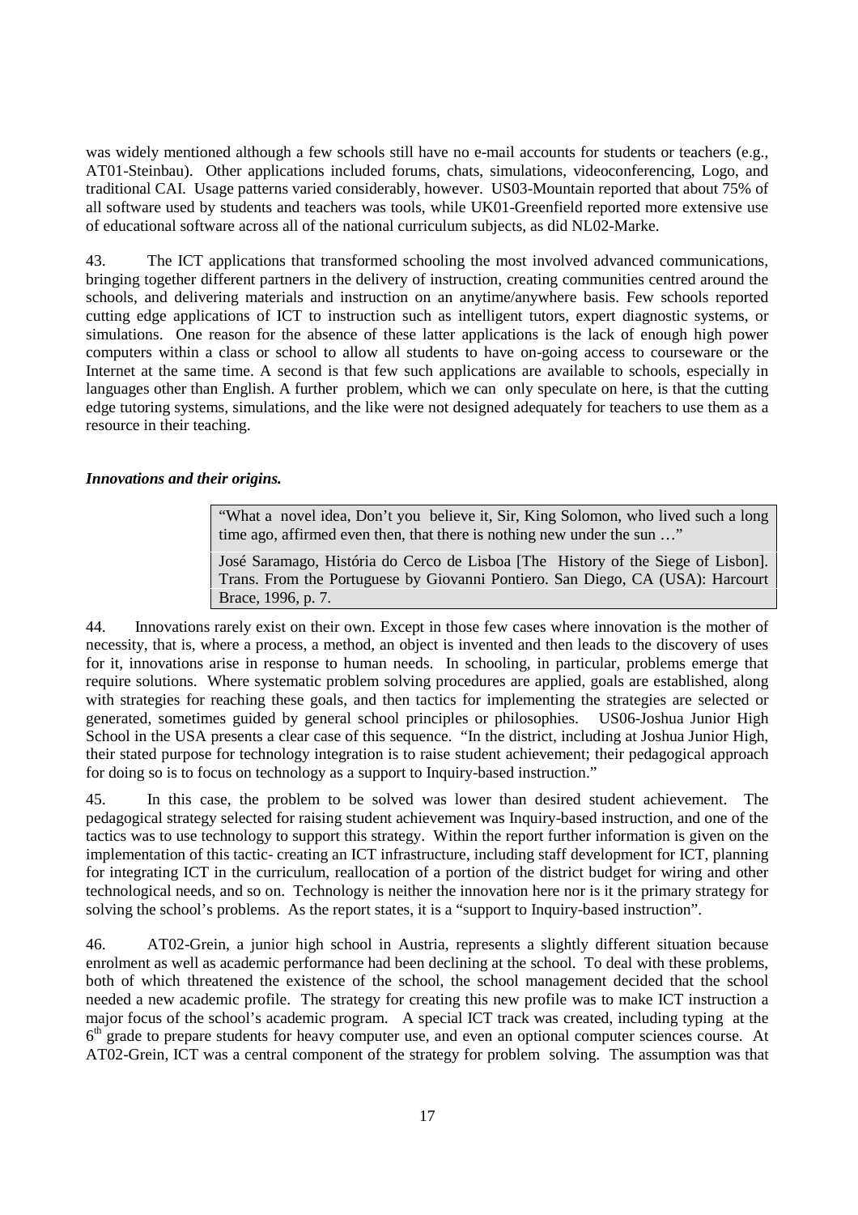was widely mentioned although a few schools still have no e-mail accounts for students or teachers (e.g., AT01-Steinbau). Other applications included forums, chats, simulations, videoconferencing, Logo, and traditional CAI. Usage patterns varied considerably, however. US03-Mountain reported that about 75% of all software used by students and teachers was tools, while UK01-Greenfield reported more extensive use of educational software across all of the national curriculum subjects, as did NL02-Marke.

43. The ICT applications that transformed schooling the most involved advanced communications, bringing together different partners in the delivery of instruction, creating communities centred around the schools, and delivering materials and instruction on an anytime/anywhere basis. Few schools reported cutting edge applications of ICT to instruction such as intelligent tutors, expert diagnostic systems, or simulations. One reason for the absence of these latter applications is the lack of enough high power computers within a class or school to allow all students to have on-going access to courseware or the Internet at the same time. A second is that few such applications are available to schools, especially in languages other than English. A further problem, which we can only speculate on here, is that the cutting edge tutoring systems, simulations, and the like were not designed adequately for teachers to use them as a resource in their teaching.

***Innovations and their origins.***

> "What a novel idea, Don't you believe it, Sir, King Solomon, who lived such a long time ago, affirmed even then, that there is nothing new under the sun …"
>
> José Saramago, História do Cerco de Lisboa [The History of the Siege of Lisbon]. Trans. From the Portuguese by Giovanni Pontiero. San Diego, CA (USA): Harcourt Brace, 1996, p. 7.

44. Innovations rarely exist on their own. Except in those few cases where innovation is the mother of necessity, that is, where a process, a method, an object is invented and then leads to the discovery of uses for it, innovations arise in response to human needs. In schooling, in particular, problems emerge that require solutions. Where systematic problem solving procedures are applied, goals are established, along with strategies for reaching these goals, and then tactics for implementing the strategies are selected or generated, sometimes guided by general school principles or philosophies. US06-Joshua Junior High School in the USA presents a clear case of this sequence. "In the district, including at Joshua Junior High, their stated purpose for technology integration is to raise student achievement; their pedagogical approach for doing so is to focus on technology as a support to Inquiry-based instruction."

45. In this case, the problem to be solved was lower than desired student achievement. The pedagogical strategy selected for raising student achievement was Inquiry-based instruction, and one of the tactics was to use technology to support this strategy. Within the report further information is given on the implementation of this tactic- creating an ICT infrastructure, including staff development for ICT, planning for integrating ICT in the curriculum, reallocation of a portion of the district budget for wiring and other technological needs, and so on. Technology is neither the innovation here nor is it the primary strategy for solving the school's problems. As the report states, it is a "support to Inquiry-based instruction".

46. AT02-Grein, a junior high school in Austria, represents a slightly different situation because enrolment as well as academic performance had been declining at the school. To deal with these problems, both of which threatened the existence of the school, the school management decided that the school needed a new academic profile. The strategy for creating this new profile was to make ICT instruction a major focus of the school's academic program. A special ICT track was created, including typing at the 6th grade to prepare students for heavy computer use, and even an optional computer sciences course. At AT02-Grein, ICT was a central component of the strategy for problem solving. The assumption was that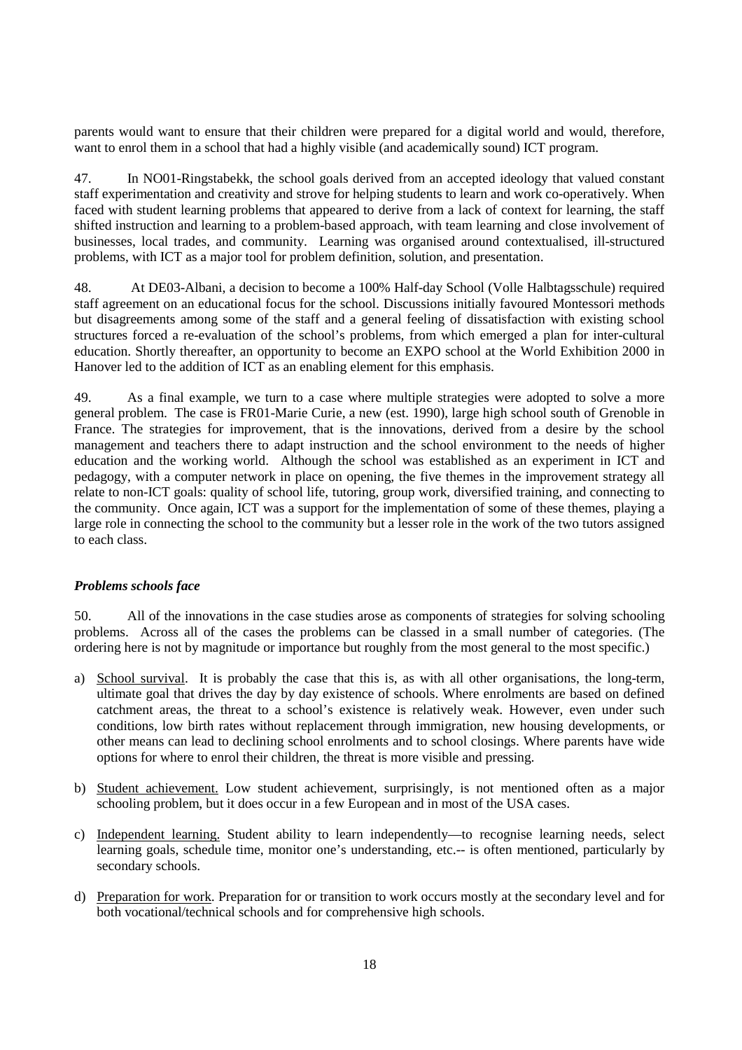parents would want to ensure that their children were prepared for a digital world and would, therefore, want to enrol them in a school that had a highly visible (and academically sound) ICT program.

47. In NO01-Ringstabekk, the school goals derived from an accepted ideology that valued constant staff experimentation and creativity and strove for helping students to learn and work co-operatively. When faced with student learning problems that appeared to derive from a lack of context for learning, the staff shifted instruction and learning to a problem-based approach, with team learning and close involvement of businesses, local trades, and community. Learning was organised around contextualised, ill-structured problems, with ICT as a major tool for problem definition, solution, and presentation.

48. At DE03-Albani, a decision to become a 100% Half-day School (Volle Halbtagsschule) required staff agreement on an educational focus for the school. Discussions initially favoured Montessori methods but disagreements among some of the staff and a general feeling of dissatisfaction with existing school structures forced a re-evaluation of the school's problems, from which emerged a plan for inter-cultural education. Shortly thereafter, an opportunity to become an EXPO school at the World Exhibition 2000 in Hanover led to the addition of ICT as an enabling element for this emphasis.

49. As a final example, we turn to a case where multiple strategies were adopted to solve a more general problem. The case is FR01-Marie Curie, a new (est. 1990), large high school south of Grenoble in France. The strategies for improvement, that is the innovations, derived from a desire by the school management and teachers there to adapt instruction and the school environment to the needs of higher education and the working world. Although the school was established as an experiment in ICT and pedagogy, with a computer network in place on opening, the five themes in the improvement strategy all relate to non-ICT goals: quality of school life, tutoring, group work, diversified training, and connecting to the community. Once again, ICT was a support for the implementation of some of these themes, playing a large role in connecting the school to the community but a lesser role in the work of the two tutors assigned to each class.

### *Problems schools face*

50. All of the innovations in the case studies arose as components of strategies for solving schooling problems. Across all of the cases the problems can be classed in a small number of categories. (The ordering here is not by magnitude or importance but roughly from the most general to the most specific.)

a) School survival. It is probably the case that this is, as with all other organisations, the long-term, ultimate goal that drives the day by day existence of schools. Where enrolments are based on defined catchment areas, the threat to a school's existence is relatively weak. However, even under such conditions, low birth rates without replacement through immigration, new housing developments, or other means can lead to declining school enrolments and to school closings. Where parents have wide options for where to enrol their children, the threat is more visible and pressing.

b) Student achievement. Low student achievement, surprisingly, is not mentioned often as a major schooling problem, but it does occur in a few European and in most of the USA cases.

c) Independent learning. Student ability to learn independently—to recognise learning needs, select learning goals, schedule time, monitor one's understanding, etc.-- is often mentioned, particularly by secondary schools.

d) Preparation for work. Preparation for or transition to work occurs mostly at the secondary level and for both vocational/technical schools and for comprehensive high schools.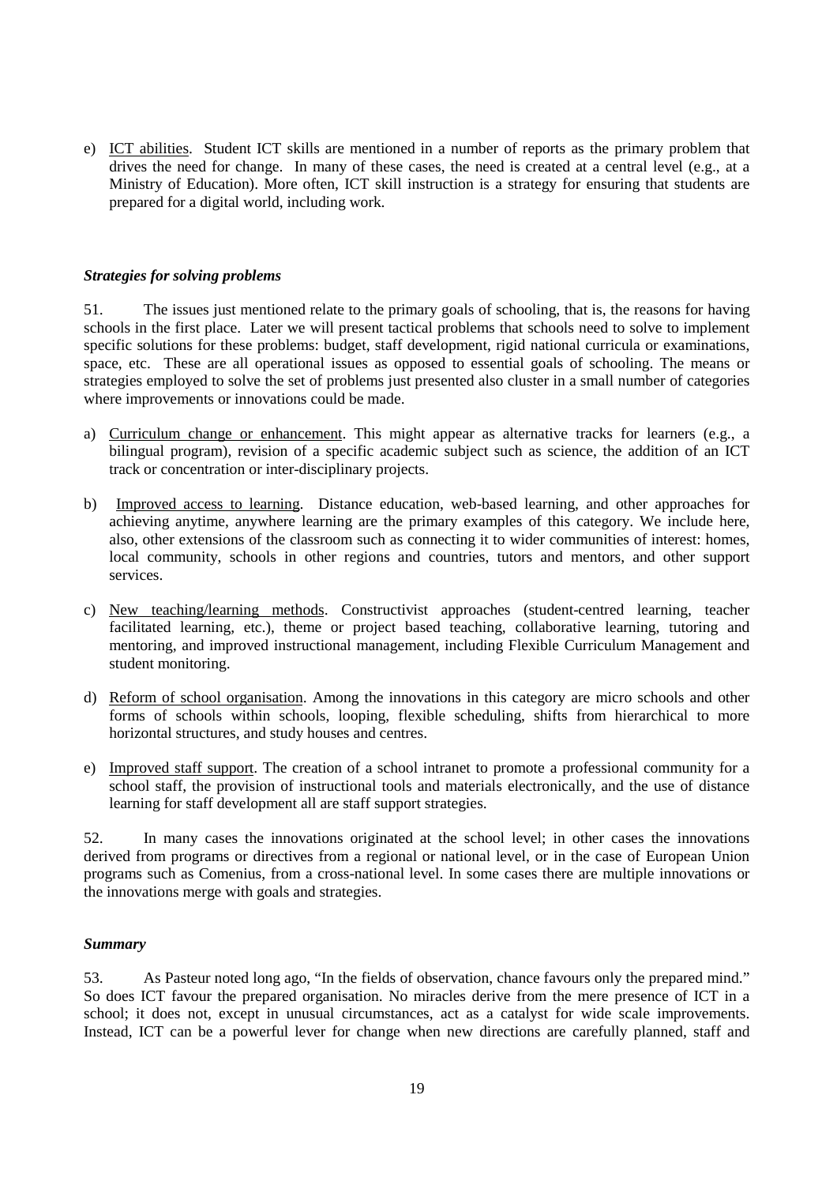e) ICT abilities. Student ICT skills are mentioned in a number of reports as the primary problem that drives the need for change. In many of these cases, the need is created at a central level (e.g., at a Ministry of Education). More often, ICT skill instruction is a strategy for ensuring that students are prepared for a digital world, including work.

### *Strategies for solving problems*

51. The issues just mentioned relate to the primary goals of schooling, that is, the reasons for having schools in the first place. Later we will present tactical problems that schools need to solve to implement specific solutions for these problems: budget, staff development, rigid national curricula or examinations, space, etc. These are all operational issues as opposed to essential goals of schooling. The means or strategies employed to solve the set of problems just presented also cluster in a small number of categories where improvements or innovations could be made.

a) Curriculum change or enhancement. This might appear as alternative tracks for learners (e.g., a bilingual program), revision of a specific academic subject such as science, the addition of an ICT track or concentration or inter-disciplinary projects.

b) Improved access to learning. Distance education, web-based learning, and other approaches for achieving anytime, anywhere learning are the primary examples of this category. We include here, also, other extensions of the classroom such as connecting it to wider communities of interest: homes, local community, schools in other regions and countries, tutors and mentors, and other support services.

c) New teaching/learning methods. Constructivist approaches (student-centred learning, teacher facilitated learning, etc.), theme or project based teaching, collaborative learning, tutoring and mentoring, and improved instructional management, including Flexible Curriculum Management and student monitoring.

d) Reform of school organisation. Among the innovations in this category are micro schools and other forms of schools within schools, looping, flexible scheduling, shifts from hierarchical to more horizontal structures, and study houses and centres.

e) Improved staff support. The creation of a school intranet to promote a professional community for a school staff, the provision of instructional tools and materials electronically, and the use of distance learning for staff development all are staff support strategies.

52. In many cases the innovations originated at the school level; in other cases the innovations derived from programs or directives from a regional or national level, or in the case of European Union programs such as Comenius, from a cross-national level. In some cases there are multiple innovations or the innovations merge with goals and strategies.

### *Summary*

53. As Pasteur noted long ago, "In the fields of observation, chance favours only the prepared mind." So does ICT favour the prepared organisation. No miracles derive from the mere presence of ICT in a school; it does not, except in unusual circumstances, act as a catalyst for wide scale improvements. Instead, ICT can be a powerful lever for change when new directions are carefully planned, staff and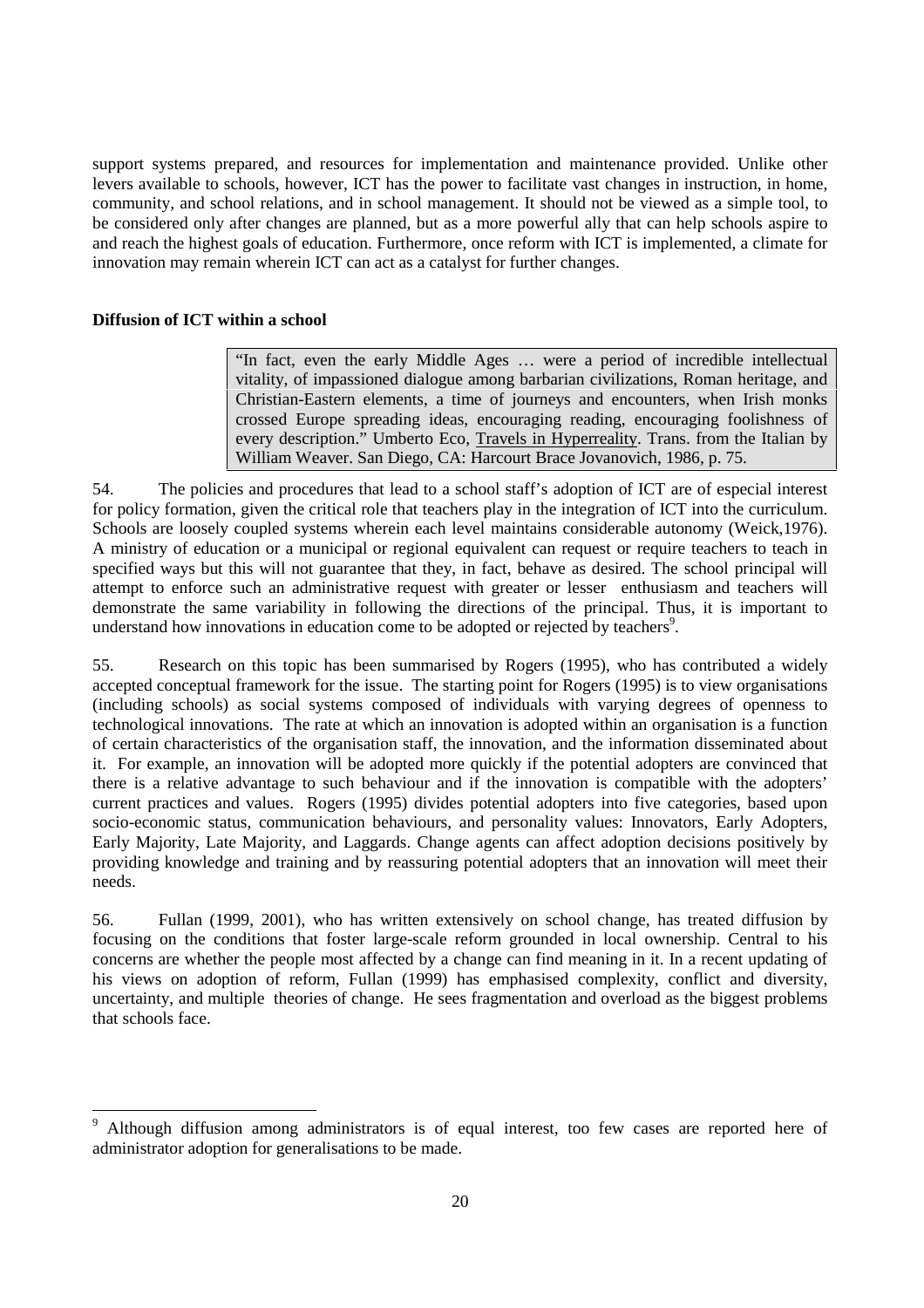support systems prepared, and resources for implementation and maintenance provided. Unlike other levers available to schools, however, ICT has the power to facilitate vast changes in instruction, in home, community, and school relations, and in school management. It should not be viewed as a simple tool, to be considered only after changes are planned, but as a more powerful ally that can help schools aspire to and reach the highest goals of education. Furthermore, once reform with ICT is implemented, a climate for innovation may remain wherein ICT can act as a catalyst for further changes.

**Diffusion of ICT within a school**

> "In fact, even the early Middle Ages … were a period of incredible intellectual vitality, of impassioned dialogue among barbarian civilizations, Roman heritage, and Christian-Eastern elements, a time of journeys and encounters, when Irish monks crossed Europe spreading ideas, encouraging reading, encouraging foolishness of every description." Umberto Eco, Travels in Hyperreality. Trans. from the Italian by William Weaver. San Diego, CA: Harcourt Brace Jovanovich, 1986, p. 75.

54. The policies and procedures that lead to a school staff's adoption of ICT are of especial interest for policy formation, given the critical role that teachers play in the integration of ICT into the curriculum. Schools are loosely coupled systems wherein each level maintains considerable autonomy (Weick,1976). A ministry of education or a municipal or regional equivalent can request or require teachers to teach in specified ways but this will not guarantee that they, in fact, behave as desired. The school principal will attempt to enforce such an administrative request with greater or lesser enthusiasm and teachers will demonstrate the same variability in following the directions of the principal. Thus, it is important to understand how innovations in education come to be adopted or rejected by teachers[9].

55. Research on this topic has been summarised by Rogers (1995), who has contributed a widely accepted conceptual framework for the issue. The starting point for Rogers (1995) is to view organisations (including schools) as social systems composed of individuals with varying degrees of openness to technological innovations. The rate at which an innovation is adopted within an organisation is a function of certain characteristics of the organisation staff, the innovation, and the information disseminated about it. For example, an innovation will be adopted more quickly if the potential adopters are convinced that there is a relative advantage to such behaviour and if the innovation is compatible with the adopters' current practices and values. Rogers (1995) divides potential adopters into five categories, based upon socio-economic status, communication behaviours, and personality values: Innovators, Early Adopters, Early Majority, Late Majority, and Laggards. Change agents can affect adoption decisions positively by providing knowledge and training and by reassuring potential adopters that an innovation will meet their needs.

56. Fullan (1999, 2001), who has written extensively on school change, has treated diffusion by focusing on the conditions that foster large-scale reform grounded in local ownership. Central to his concerns are whether the people most affected by a change can find meaning in it. In a recent updating of his views on adoption of reform, Fullan (1999) has emphasised complexity, conflict and diversity, uncertainty, and multiple theories of change. He sees fragmentation and overload as the biggest problems that schools face.

---

[9] Although diffusion among administrators is of equal interest, too few cases are reported here of administrator adoption for generalisations to be made.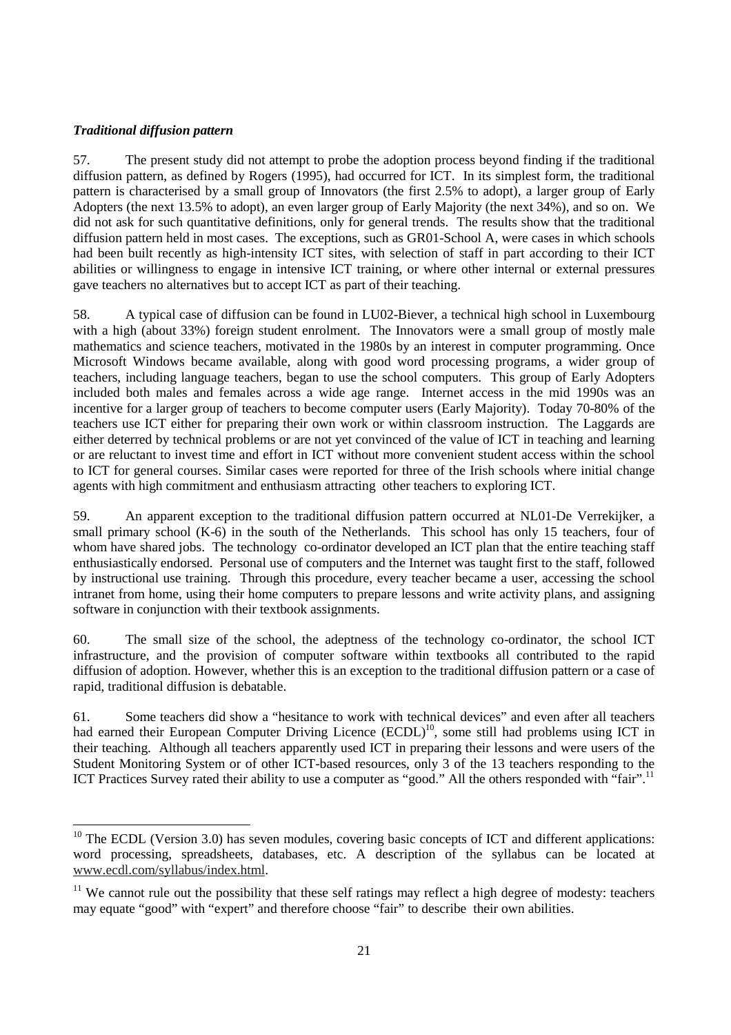***Traditional diffusion pattern***

57. The present study did not attempt to probe the adoption process beyond finding if the traditional diffusion pattern, as defined by Rogers (1995), had occurred for ICT. In its simplest form, the traditional pattern is characterised by a small group of Innovators (the first 2.5% to adopt), a larger group of Early Adopters (the next 13.5% to adopt), an even larger group of Early Majority (the next 34%), and so on. We did not ask for such quantitative definitions, only for general trends. The results show that the traditional diffusion pattern held in most cases. The exceptions, such as GR01-School A, were cases in which schools had been built recently as high-intensity ICT sites, with selection of staff in part according to their ICT abilities or willingness to engage in intensive ICT training, or where other internal or external pressures gave teachers no alternatives but to accept ICT as part of their teaching.

58. A typical case of diffusion can be found in LU02-Biever, a technical high school in Luxembourg with a high (about 33%) foreign student enrolment. The Innovators were a small group of mostly male mathematics and science teachers, motivated in the 1980s by an interest in computer programming. Once Microsoft Windows became available, along with good word processing programs, a wider group of teachers, including language teachers, began to use the school computers. This group of Early Adopters included both males and females across a wide age range. Internet access in the mid 1990s was an incentive for a larger group of teachers to become computer users (Early Majority). Today 70-80% of the teachers use ICT either for preparing their own work or within classroom instruction. The Laggards are either deterred by technical problems or are not yet convinced of the value of ICT in teaching and learning or are reluctant to invest time and effort in ICT without more convenient student access within the school to ICT for general courses. Similar cases were reported for three of the Irish schools where initial change agents with high commitment and enthusiasm attracting other teachers to exploring ICT.

59. An apparent exception to the traditional diffusion pattern occurred at NL01-De Verrekijker, a small primary school (K-6) in the south of the Netherlands. This school has only 15 teachers, four of whom have shared jobs. The technology co-ordinator developed an ICT plan that the entire teaching staff enthusiastically endorsed. Personal use of computers and the Internet was taught first to the staff, followed by instructional use training. Through this procedure, every teacher became a user, accessing the school intranet from home, using their home computers to prepare lessons and write activity plans, and assigning software in conjunction with their textbook assignments.

60. The small size of the school, the adeptness of the technology co-ordinator, the school ICT infrastructure, and the provision of computer software within textbooks all contributed to the rapid diffusion of adoption. However, whether this is an exception to the traditional diffusion pattern or a case of rapid, traditional diffusion is debatable.

61. Some teachers did show a "hesitance to work with technical devices" and even after all teachers had earned their European Computer Driving Licence (ECDL)[10], some still had problems using ICT in their teaching. Although all teachers apparently used ICT in preparing their lessons and were users of the Student Monitoring System or of other ICT-based resources, only 3 of the 13 teachers responding to the ICT Practices Survey rated their ability to use a computer as "good." All the others responded with "fair".[11]

---

[10] The ECDL (Version 3.0) has seven modules, covering basic concepts of ICT and different applications: word processing, spreadsheets, databases, etc. A description of the syllabus can be located at www.ecdl.com/syllabus/index.html.

[11] We cannot rule out the possibility that these self ratings may reflect a high degree of modesty: teachers may equate "good" with "expert" and therefore choose "fair" to describe their own abilities.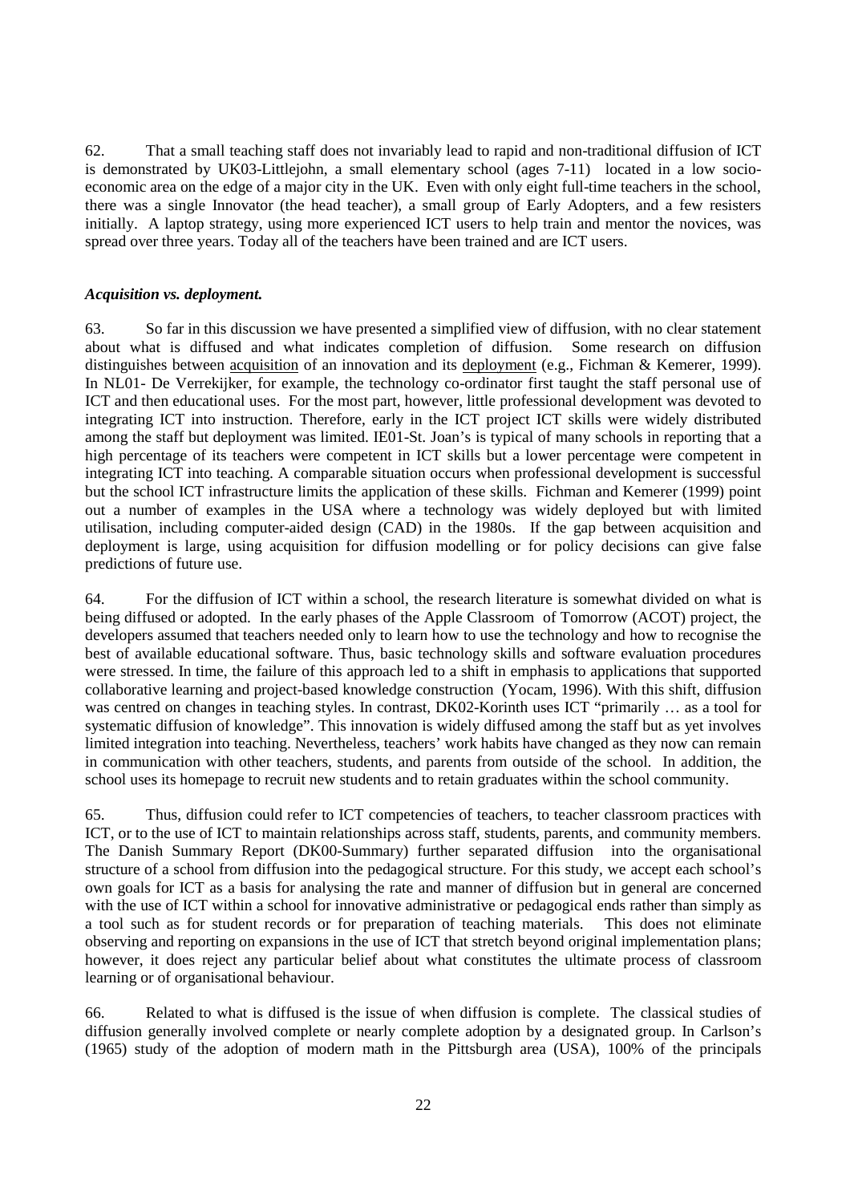62. That a small teaching staff does not invariably lead to rapid and non-traditional diffusion of ICT is demonstrated by UK03-Littlejohn, a small elementary school (ages 7-11) located in a low socio-economic area on the edge of a major city in the UK. Even with only eight full-time teachers in the school, there was a single Innovator (the head teacher), a small group of Early Adopters, and a few resisters initially. A laptop strategy, using more experienced ICT users to help train and mentor the novices, was spread over three years. Today all of the teachers have been trained and are ICT users.

***Acquisition vs. deployment.***

63. So far in this discussion we have presented a simplified view of diffusion, with no clear statement about what is diffused and what indicates completion of diffusion. Some research on diffusion distinguishes between acquisition of an innovation and its deployment (e.g., Fichman & Kemerer, 1999). In NL01- De Verrekijker, for example, the technology co-ordinator first taught the staff personal use of ICT and then educational uses. For the most part, however, little professional development was devoted to integrating ICT into instruction. Therefore, early in the ICT project ICT skills were widely distributed among the staff but deployment was limited. IE01-St. Joan's is typical of many schools in reporting that a high percentage of its teachers were competent in ICT skills but a lower percentage were competent in integrating ICT into teaching. A comparable situation occurs when professional development is successful but the school ICT infrastructure limits the application of these skills. Fichman and Kemerer (1999) point out a number of examples in the USA where a technology was widely deployed but with limited utilisation, including computer-aided design (CAD) in the 1980s. If the gap between acquisition and deployment is large, using acquisition for diffusion modelling or for policy decisions can give false predictions of future use.

64. For the diffusion of ICT within a school, the research literature is somewhat divided on what is being diffused or adopted. In the early phases of the Apple Classroom of Tomorrow (ACOT) project, the developers assumed that teachers needed only to learn how to use the technology and how to recognise the best of available educational software. Thus, basic technology skills and software evaluation procedures were stressed. In time, the failure of this approach led to a shift in emphasis to applications that supported collaborative learning and project-based knowledge construction (Yocam, 1996). With this shift, diffusion was centred on changes in teaching styles. In contrast, DK02-Korinth uses ICT "primarily … as a tool for systematic diffusion of knowledge". This innovation is widely diffused among the staff but as yet involves limited integration into teaching. Nevertheless, teachers' work habits have changed as they now can remain in communication with other teachers, students, and parents from outside of the school. In addition, the school uses its homepage to recruit new students and to retain graduates within the school community.

65. Thus, diffusion could refer to ICT competencies of teachers, to teacher classroom practices with ICT, or to the use of ICT to maintain relationships across staff, students, parents, and community members. The Danish Summary Report (DK00-Summary) further separated diffusion into the organisational structure of a school from diffusion into the pedagogical structure. For this study, we accept each school's own goals for ICT as a basis for analysing the rate and manner of diffusion but in general are concerned with the use of ICT within a school for innovative administrative or pedagogical ends rather than simply as a tool such as for student records or for preparation of teaching materials. This does not eliminate observing and reporting on expansions in the use of ICT that stretch beyond original implementation plans; however, it does reject any particular belief about what constitutes the ultimate process of classroom learning or of organisational behaviour.

66. Related to what is diffused is the issue of when diffusion is complete. The classical studies of diffusion generally involved complete or nearly complete adoption by a designated group. In Carlson's (1965) study of the adoption of modern math in the Pittsburgh area (USA), 100% of the principals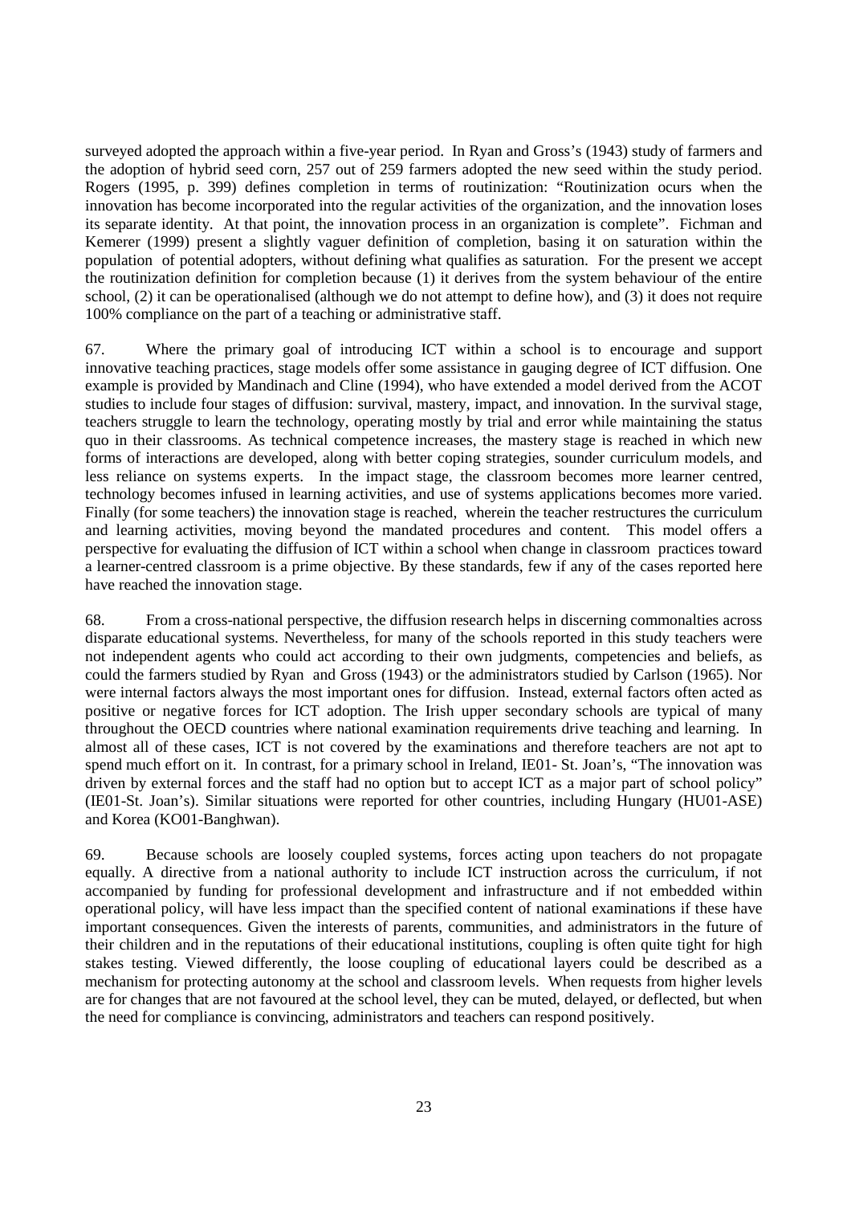surveyed adopted the approach within a five-year period. In Ryan and Gross's (1943) study of farmers and the adoption of hybrid seed corn, 257 out of 259 farmers adopted the new seed within the study period. Rogers (1995, p. 399) defines completion in terms of routinization: "Routinization ocurs when the innovation has become incorporated into the regular activities of the organization, and the innovation loses its separate identity. At that point, the innovation process in an organization is complete". Fichman and Kemerer (1999) present a slightly vaguer definition of completion, basing it on saturation within the population of potential adopters, without defining what qualifies as saturation. For the present we accept the routinization definition for completion because (1) it derives from the system behaviour of the entire school, (2) it can be operationalised (although we do not attempt to define how), and (3) it does not require 100% compliance on the part of a teaching or administrative staff.

67. Where the primary goal of introducing ICT within a school is to encourage and support innovative teaching practices, stage models offer some assistance in gauging degree of ICT diffusion. One example is provided by Mandinach and Cline (1994), who have extended a model derived from the ACOT studies to include four stages of diffusion: survival, mastery, impact, and innovation. In the survival stage, teachers struggle to learn the technology, operating mostly by trial and error while maintaining the status quo in their classrooms. As technical competence increases, the mastery stage is reached in which new forms of interactions are developed, along with better coping strategies, sounder curriculum models, and less reliance on systems experts. In the impact stage, the classroom becomes more learner centred, technology becomes infused in learning activities, and use of systems applications becomes more varied. Finally (for some teachers) the innovation stage is reached, wherein the teacher restructures the curriculum and learning activities, moving beyond the mandated procedures and content. This model offers a perspective for evaluating the diffusion of ICT within a school when change in classroom practices toward a learner-centred classroom is a prime objective. By these standards, few if any of the cases reported here have reached the innovation stage.

68. From a cross-national perspective, the diffusion research helps in discerning commonalties across disparate educational systems. Nevertheless, for many of the schools reported in this study teachers were not independent agents who could act according to their own judgments, competencies and beliefs, as could the farmers studied by Ryan and Gross (1943) or the administrators studied by Carlson (1965). Nor were internal factors always the most important ones for diffusion. Instead, external factors often acted as positive or negative forces for ICT adoption. The Irish upper secondary schools are typical of many throughout the OECD countries where national examination requirements drive teaching and learning. In almost all of these cases, ICT is not covered by the examinations and therefore teachers are not apt to spend much effort on it. In contrast, for a primary school in Ireland, IE01- St. Joan's, "The innovation was driven by external forces and the staff had no option but to accept ICT as a major part of school policy" (IE01-St. Joan's). Similar situations were reported for other countries, including Hungary (HU01-ASE) and Korea (KO01-Banghwan).

69. Because schools are loosely coupled systems, forces acting upon teachers do not propagate equally. A directive from a national authority to include ICT instruction across the curriculum, if not accompanied by funding for professional development and infrastructure and if not embedded within operational policy, will have less impact than the specified content of national examinations if these have important consequences. Given the interests of parents, communities, and administrators in the future of their children and in the reputations of their educational institutions, coupling is often quite tight for high stakes testing. Viewed differently, the loose coupling of educational layers could be described as a mechanism for protecting autonomy at the school and classroom levels. When requests from higher levels are for changes that are not favoured at the school level, they can be muted, delayed, or deflected, but when the need for compliance is convincing, administrators and teachers can respond positively.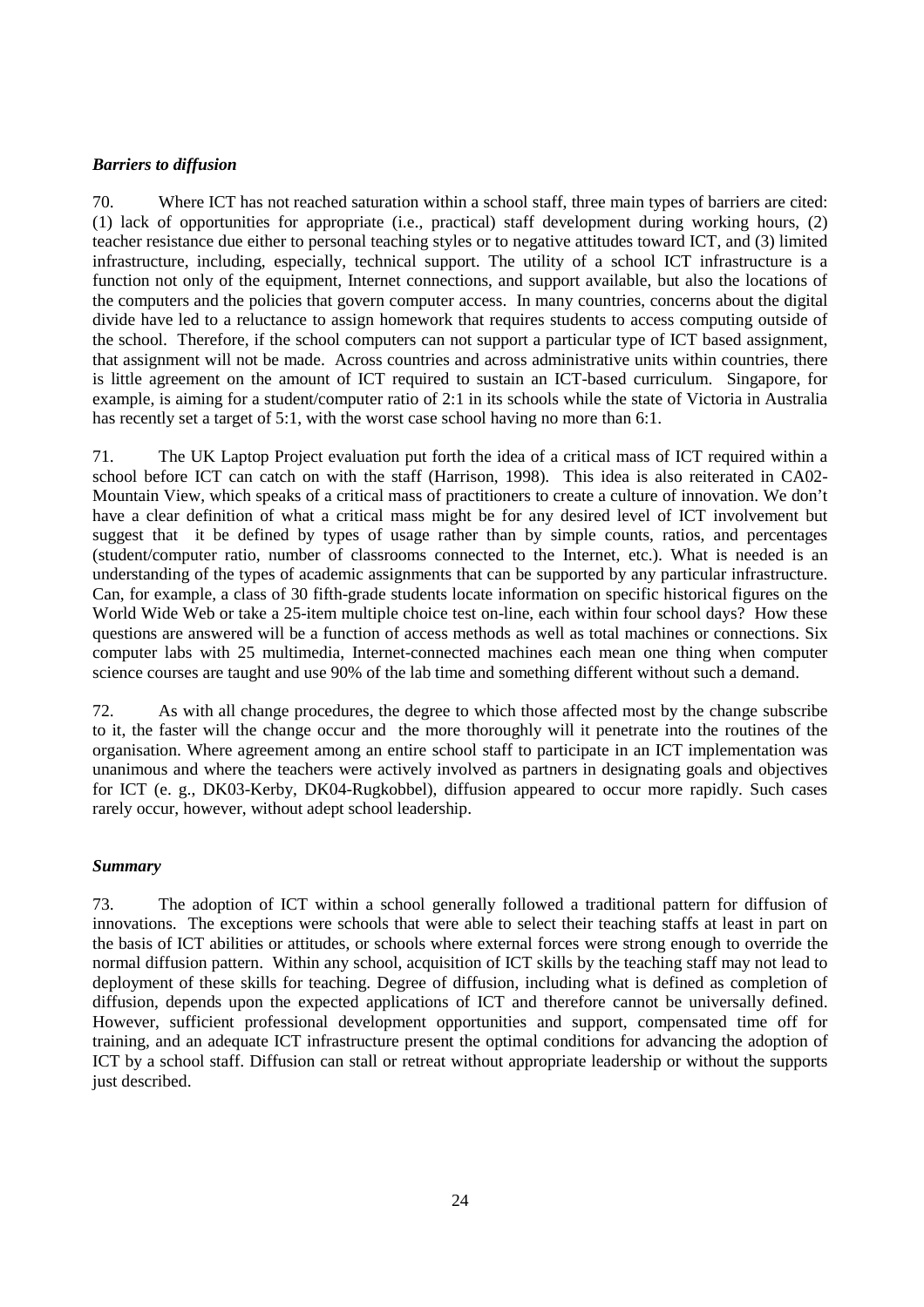### *Barriers to diffusion*

70. Where ICT has not reached saturation within a school staff, three main types of barriers are cited: (1) lack of opportunities for appropriate (i.e., practical) staff development during working hours, (2) teacher resistance due either to personal teaching styles or to negative attitudes toward ICT, and (3) limited infrastructure, including, especially, technical support. The utility of a school ICT infrastructure is a function not only of the equipment, Internet connections, and support available, but also the locations of the computers and the policies that govern computer access. In many countries, concerns about the digital divide have led to a reluctance to assign homework that requires students to access computing outside of the school. Therefore, if the school computers can not support a particular type of ICT based assignment, that assignment will not be made. Across countries and across administrative units within countries, there is little agreement on the amount of ICT required to sustain an ICT-based curriculum. Singapore, for example, is aiming for a student/computer ratio of 2:1 in its schools while the state of Victoria in Australia has recently set a target of 5:1, with the worst case school having no more than 6:1.

71. The UK Laptop Project evaluation put forth the idea of a critical mass of ICT required within a school before ICT can catch on with the staff (Harrison, 1998). This idea is also reiterated in CA02-Mountain View, which speaks of a critical mass of practitioners to create a culture of innovation. We don't have a clear definition of what a critical mass might be for any desired level of ICT involvement but suggest that it be defined by types of usage rather than by simple counts, ratios, and percentages (student/computer ratio, number of classrooms connected to the Internet, etc.). What is needed is an understanding of the types of academic assignments that can be supported by any particular infrastructure. Can, for example, a class of 30 fifth-grade students locate information on specific historical figures on the World Wide Web or take a 25-item multiple choice test on-line, each within four school days? How these questions are answered will be a function of access methods as well as total machines or connections. Six computer labs with 25 multimedia, Internet-connected machines each mean one thing when computer science courses are taught and use 90% of the lab time and something different without such a demand.

72. As with all change procedures, the degree to which those affected most by the change subscribe to it, the faster will the change occur and the more thoroughly will it penetrate into the routines of the organisation. Where agreement among an entire school staff to participate in an ICT implementation was unanimous and where the teachers were actively involved as partners in designating goals and objectives for ICT (e. g., DK03-Kerby, DK04-Rugkobbel), diffusion appeared to occur more rapidly. Such cases rarely occur, however, without adept school leadership.

### *Summary*

73. The adoption of ICT within a school generally followed a traditional pattern for diffusion of innovations. The exceptions were schools that were able to select their teaching staffs at least in part on the basis of ICT abilities or attitudes, or schools where external forces were strong enough to override the normal diffusion pattern. Within any school, acquisition of ICT skills by the teaching staff may not lead to deployment of these skills for teaching. Degree of diffusion, including what is defined as completion of diffusion, depends upon the expected applications of ICT and therefore cannot be universally defined. However, sufficient professional development opportunities and support, compensated time off for training, and an adequate ICT infrastructure present the optimal conditions for advancing the adoption of ICT by a school staff. Diffusion can stall or retreat without appropriate leadership or without the supports just described.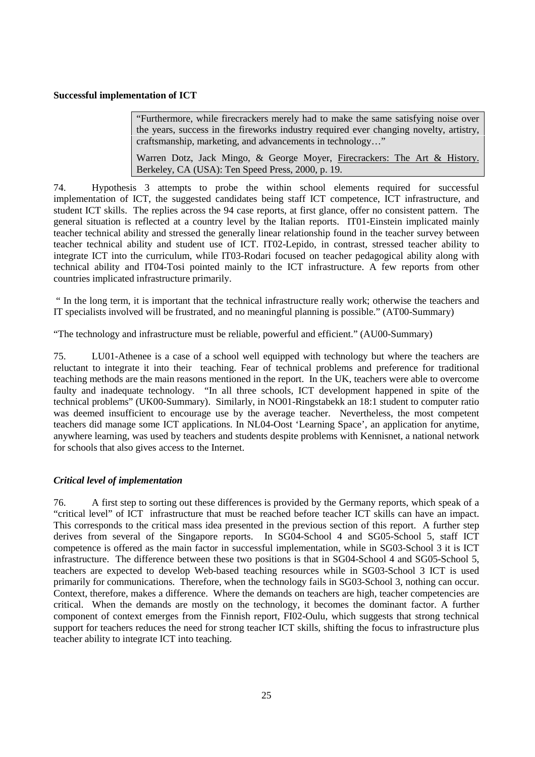**Successful implementation of ICT**

> "Furthermore, while firecrackers merely had to make the same satisfying noise over the years, success in the fireworks industry required ever changing novelty, artistry, craftsmanship, marketing, and advancements in technology…"
>
> Warren Dotz, Jack Mingo, & George Moyer, Firecrackers: The Art & History. Berkeley, CA (USA): Ten Speed Press, 2000, p. 19.

74. Hypothesis 3 attempts to probe the within school elements required for successful implementation of ICT, the suggested candidates being staff ICT competence, ICT infrastructure, and student ICT skills. The replies across the 94 case reports, at first glance, offer no consistent pattern. The general situation is reflected at a country level by the Italian reports. IT01-Einstein implicated mainly teacher technical ability and stressed the generally linear relationship found in the teacher survey between teacher technical ability and student use of ICT. IT02-Lepido, in contrast, stressed teacher ability to integrate ICT into the curriculum, while IT03-Rodari focused on teacher pedagogical ability along with technical ability and IT04-Tosi pointed mainly to the ICT infrastructure. A few reports from other countries implicated infrastructure primarily.

" In the long term, it is important that the technical infrastructure really work; otherwise the teachers and IT specialists involved will be frustrated, and no meaningful planning is possible." (AT00-Summary)

"The technology and infrastructure must be reliable, powerful and efficient." (AU00-Summary)

75. LU01-Athenee is a case of a school well equipped with technology but where the teachers are reluctant to integrate it into their teaching. Fear of technical problems and preference for traditional teaching methods are the main reasons mentioned in the report. In the UK, teachers were able to overcome faulty and inadequate technology. "In all three schools, ICT development happened in spite of the technical problems" (UK00-Summary). Similarly, in NO01-Ringstabekk an 18:1 student to computer ratio was deemed insufficient to encourage use by the average teacher. Nevertheless, the most competent teachers did manage some ICT applications. In NL04-Oost 'Learning Space', an application for anytime, anywhere learning, was used by teachers and students despite problems with Kennisnet, a national network for schools that also gives access to the Internet.

***Critical level of implementation***

76. A first step to sorting out these differences is provided by the Germany reports, which speak of a "critical level" of ICT infrastructure that must be reached before teacher ICT skills can have an impact. This corresponds to the critical mass idea presented in the previous section of this report. A further step derives from several of the Singapore reports. In SG04-School 4 and SG05-School 5, staff ICT competence is offered as the main factor in successful implementation, while in SG03-School 3 it is ICT infrastructure. The difference between these two positions is that in SG04-School 4 and SG05-School 5, teachers are expected to develop Web-based teaching resources while in SG03-School 3 ICT is used primarily for communications. Therefore, when the technology fails in SG03-School 3, nothing can occur. Context, therefore, makes a difference. Where the demands on teachers are high, teacher competencies are critical. When the demands are mostly on the technology, it becomes the dominant factor. A further component of context emerges from the Finnish report, FI02-Oulu, which suggests that strong technical support for teachers reduces the need for strong teacher ICT skills, shifting the focus to infrastructure plus teacher ability to integrate ICT into teaching.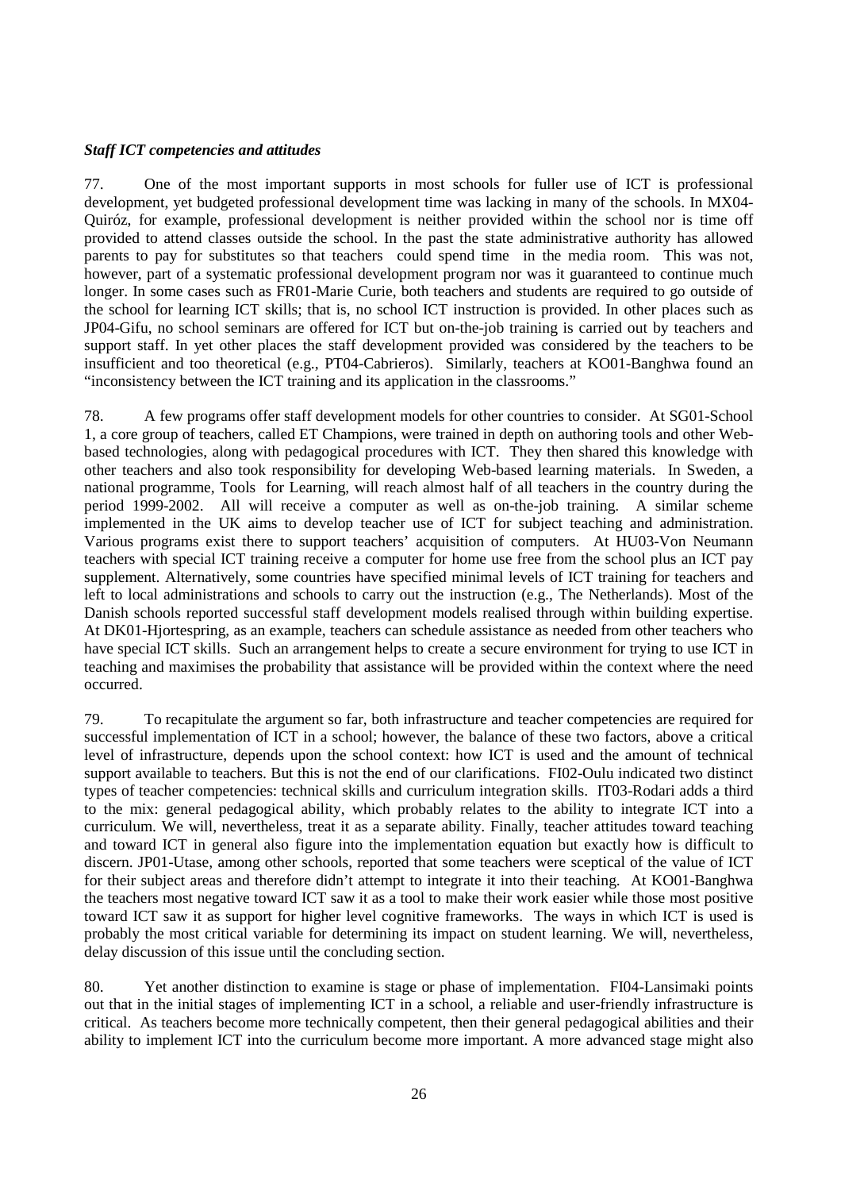### *Staff ICT competencies and attitudes*

77. One of the most important supports in most schools for fuller use of ICT is professional development, yet budgeted professional development time was lacking in many of the schools. In MX04-Quiróz, for example, professional development is neither provided within the school nor is time off provided to attend classes outside the school. In the past the state administrative authority has allowed parents to pay for substitutes so that teachers could spend time in the media room. This was not, however, part of a systematic professional development program nor was it guaranteed to continue much longer. In some cases such as FR01-Marie Curie, both teachers and students are required to go outside of the school for learning ICT skills; that is, no school ICT instruction is provided. In other places such as JP04-Gifu, no school seminars are offered for ICT but on-the-job training is carried out by teachers and support staff. In yet other places the staff development provided was considered by the teachers to be insufficient and too theoretical (e.g., PT04-Cabrieros). Similarly, teachers at KO01-Banghwa found an "inconsistency between the ICT training and its application in the classrooms."

78. A few programs offer staff development models for other countries to consider. At SG01-School 1, a core group of teachers, called ET Champions, were trained in depth on authoring tools and other Web-based technologies, along with pedagogical procedures with ICT. They then shared this knowledge with other teachers and also took responsibility for developing Web-based learning materials. In Sweden, a national programme, Tools for Learning, will reach almost half of all teachers in the country during the period 1999-2002. All will receive a computer as well as on-the-job training. A similar scheme implemented in the UK aims to develop teacher use of ICT for subject teaching and administration. Various programs exist there to support teachers' acquisition of computers. At HU03-Von Neumann teachers with special ICT training receive a computer for home use free from the school plus an ICT pay supplement. Alternatively, some countries have specified minimal levels of ICT training for teachers and left to local administrations and schools to carry out the instruction (e.g., The Netherlands). Most of the Danish schools reported successful staff development models realised through within building expertise. At DK01-Hjortespring, as an example, teachers can schedule assistance as needed from other teachers who have special ICT skills. Such an arrangement helps to create a secure environment for trying to use ICT in teaching and maximises the probability that assistance will be provided within the context where the need occurred.

79. To recapitulate the argument so far, both infrastructure and teacher competencies are required for successful implementation of ICT in a school; however, the balance of these two factors, above a critical level of infrastructure, depends upon the school context: how ICT is used and the amount of technical support available to teachers. But this is not the end of our clarifications. FI02-Oulu indicated two distinct types of teacher competencies: technical skills and curriculum integration skills. IT03-Rodari adds a third to the mix: general pedagogical ability, which probably relates to the ability to integrate ICT into a curriculum. We will, nevertheless, treat it as a separate ability. Finally, teacher attitudes toward teaching and toward ICT in general also figure into the implementation equation but exactly how is difficult to discern. JP01-Utase, among other schools, reported that some teachers were sceptical of the value of ICT for their subject areas and therefore didn't attempt to integrate it into their teaching. At KO01-Banghwa the teachers most negative toward ICT saw it as a tool to make their work easier while those most positive toward ICT saw it as support for higher level cognitive frameworks. The ways in which ICT is used is probably the most critical variable for determining its impact on student learning. We will, nevertheless, delay discussion of this issue until the concluding section.

80. Yet another distinction to examine is stage or phase of implementation. FI04-Lansimaki points out that in the initial stages of implementing ICT in a school, a reliable and user-friendly infrastructure is critical. As teachers become more technically competent, then their general pedagogical abilities and their ability to implement ICT into the curriculum become more important. A more advanced stage might also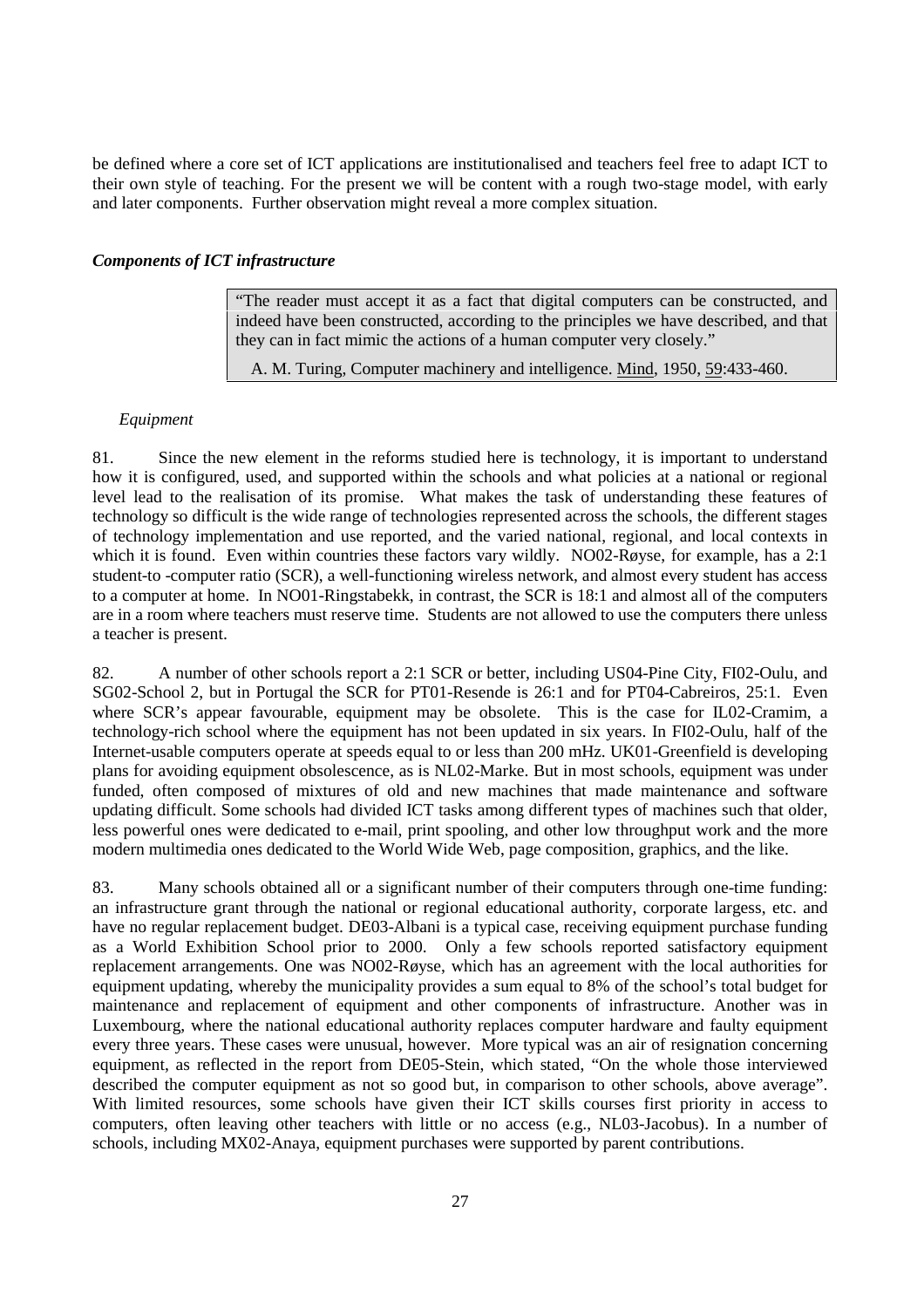be defined where a core set of ICT applications are institutionalised and teachers feel free to adapt ICT to their own style of teaching. For the present we will be content with a rough two-stage model, with early and later components. Further observation might reveal a more complex situation.

### *Components of ICT infrastructure*

> "The reader must accept it as a fact that digital computers can be constructed, and indeed have been constructed, according to the principles we have described, and that they can in fact mimic the actions of a human computer very closely."
>
> A. M. Turing, Computer machinery and intelligence. Mind, 1950, 59:433-460.

*Equipment*

81. Since the new element in the reforms studied here is technology, it is important to understand how it is configured, used, and supported within the schools and what policies at a national or regional level lead to the realisation of its promise. What makes the task of understanding these features of technology so difficult is the wide range of technologies represented across the schools, the different stages of technology implementation and use reported, and the varied national, regional, and local contexts in which it is found. Even within countries these factors vary wildly. NO02-Røyse, for example, has a 2:1 student-to -computer ratio (SCR), a well-functioning wireless network, and almost every student has access to a computer at home. In NO01-Ringstabekk, in contrast, the SCR is 18:1 and almost all of the computers are in a room where teachers must reserve time. Students are not allowed to use the computers there unless a teacher is present.

82. A number of other schools report a 2:1 SCR or better, including US04-Pine City, FI02-Oulu, and SG02-School 2, but in Portugal the SCR for PT01-Resende is 26:1 and for PT04-Cabreiros, 25:1. Even where SCR's appear favourable, equipment may be obsolete. This is the case for IL02-Cramim, a technology-rich school where the equipment has not been updated in six years. In FI02-Oulu, half of the Internet-usable computers operate at speeds equal to or less than 200 mHz. UK01-Greenfield is developing plans for avoiding equipment obsolescence, as is NL02-Marke. But in most schools, equipment was under funded, often composed of mixtures of old and new machines that made maintenance and software updating difficult. Some schools had divided ICT tasks among different types of machines such that older, less powerful ones were dedicated to e-mail, print spooling, and other low throughput work and the more modern multimedia ones dedicated to the World Wide Web, page composition, graphics, and the like.

83. Many schools obtained all or a significant number of their computers through one-time funding: an infrastructure grant through the national or regional educational authority, corporate largess, etc. and have no regular replacement budget. DE03-Albani is a typical case, receiving equipment purchase funding as a World Exhibition School prior to 2000. Only a few schools reported satisfactory equipment replacement arrangements. One was NO02-Røyse, which has an agreement with the local authorities for equipment updating, whereby the municipality provides a sum equal to 8% of the school's total budget for maintenance and replacement of equipment and other components of infrastructure. Another was in Luxembourg, where the national educational authority replaces computer hardware and faulty equipment every three years. These cases were unusual, however. More typical was an air of resignation concerning equipment, as reflected in the report from DE05-Stein, which stated, "On the whole those interviewed described the computer equipment as not so good but, in comparison to other schools, above average". With limited resources, some schools have given their ICT skills courses first priority in access to computers, often leaving other teachers with little or no access (e.g., NL03-Jacobus). In a number of schools, including MX02-Anaya, equipment purchases were supported by parent contributions.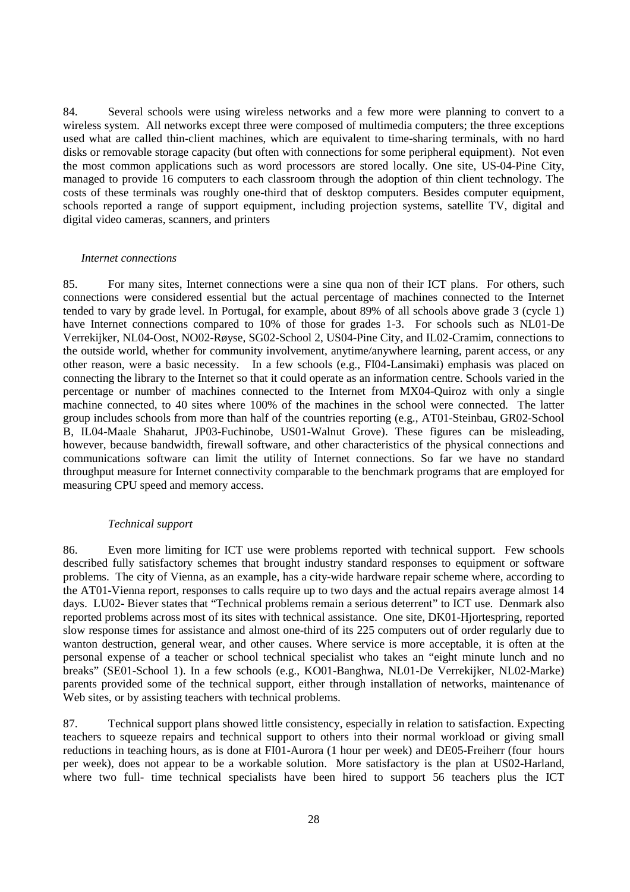84. Several schools were using wireless networks and a few more were planning to convert to a wireless system. All networks except three were composed of multimedia computers; the three exceptions used what are called thin-client machines, which are equivalent to time-sharing terminals, with no hard disks or removable storage capacity (but often with connections for some peripheral equipment). Not even the most common applications such as word processors are stored locally. One site, US-04-Pine City, managed to provide 16 computers to each classroom through the adoption of thin client technology. The costs of these terminals was roughly one-third that of desktop computers. Besides computer equipment, schools reported a range of support equipment, including projection systems, satellite TV, digital and digital video cameras, scanners, and printers

*Internet connections*

85. For many sites, Internet connections were a sine qua non of their ICT plans. For others, such connections were considered essential but the actual percentage of machines connected to the Internet tended to vary by grade level. In Portugal, for example, about 89% of all schools above grade 3 (cycle 1) have Internet connections compared to 10% of those for grades 1-3. For schools such as NL01-De Verrekijker, NL04-Oost, NO02-Røyse, SG02-School 2, US04-Pine City, and IL02-Cramim, connections to the outside world, whether for community involvement, anytime/anywhere learning, parent access, or any other reason, were a basic necessity. In a few schools (e.g., FI04-Lansimaki) emphasis was placed on connecting the library to the Internet so that it could operate as an information centre. Schools varied in the percentage or number of machines connected to the Internet from MX04-Quiroz with only a single machine connected, to 40 sites where 100% of the machines in the school were connected. The latter group includes schools from more than half of the countries reporting (e.g., AT01-Steinbau, GR02-School B, IL04-Maale Shaharut, JP03-Fuchinobe, US01-Walnut Grove). These figures can be misleading, however, because bandwidth, firewall software, and other characteristics of the physical connections and communications software can limit the utility of Internet connections. So far we have no standard throughput measure for Internet connectivity comparable to the benchmark programs that are employed for measuring CPU speed and memory access.

*Technical support*

86. Even more limiting for ICT use were problems reported with technical support. Few schools described fully satisfactory schemes that brought industry standard responses to equipment or software problems. The city of Vienna, as an example, has a city-wide hardware repair scheme where, according to the AT01-Vienna report, responses to calls require up to two days and the actual repairs average almost 14 days. LU02- Biever states that "Technical problems remain a serious deterrent" to ICT use. Denmark also reported problems across most of its sites with technical assistance. One site, DK01-Hjortespring, reported slow response times for assistance and almost one-third of its 225 computers out of order regularly due to wanton destruction, general wear, and other causes. Where service is more acceptable, it is often at the personal expense of a teacher or school technical specialist who takes an "eight minute lunch and no breaks" (SE01-School 1). In a few schools (e.g., KO01-Banghwa, NL01-De Verrekijker, NL02-Marke) parents provided some of the technical support, either through installation of networks, maintenance of Web sites, or by assisting teachers with technical problems.

87. Technical support plans showed little consistency, especially in relation to satisfaction. Expecting teachers to squeeze repairs and technical support to others into their normal workload or giving small reductions in teaching hours, as is done at FI01-Aurora (1 hour per week) and DE05-Freiherr (four hours per week), does not appear to be a workable solution. More satisfactory is the plan at US02-Harland, where two full- time technical specialists have been hired to support 56 teachers plus the ICT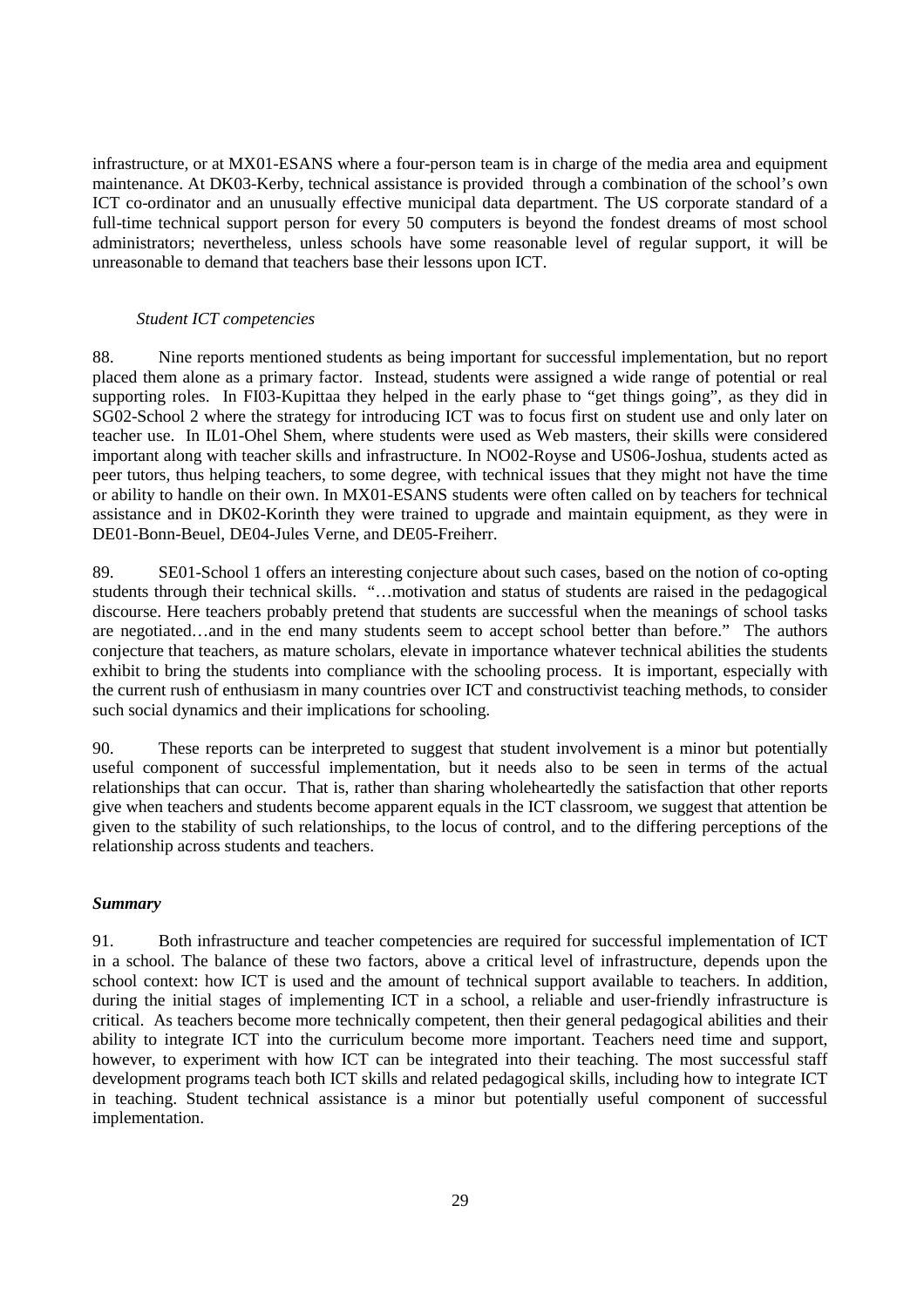infrastructure, or at MX01-ESANS where a four-person team is in charge of the media area and equipment maintenance. At DK03-Kerby, technical assistance is provided through a combination of the school's own ICT co-ordinator and an unusually effective municipal data department. The US corporate standard of a full-time technical support person for every 50 computers is beyond the fondest dreams of most school administrators; nevertheless, unless schools have some reasonable level of regular support, it will be unreasonable to demand that teachers base their lessons upon ICT.

*Student ICT competencies*

88. Nine reports mentioned students as being important for successful implementation, but no report placed them alone as a primary factor. Instead, students were assigned a wide range of potential or real supporting roles. In FI03-Kupittaa they helped in the early phase to "get things going", as they did in SG02-School 2 where the strategy for introducing ICT was to focus first on student use and only later on teacher use. In IL01-Ohel Shem, where students were used as Web masters, their skills were considered important along with teacher skills and infrastructure. In NO02-Royse and US06-Joshua, students acted as peer tutors, thus helping teachers, to some degree, with technical issues that they might not have the time or ability to handle on their own. In MX01-ESANS students were often called on by teachers for technical assistance and in DK02-Korinth they were trained to upgrade and maintain equipment, as they were in DE01-Bonn-Beuel, DE04-Jules Verne, and DE05-Freiherr.

89. SE01-School 1 offers an interesting conjecture about such cases, based on the notion of co-opting students through their technical skills. "…motivation and status of students are raised in the pedagogical discourse. Here teachers probably pretend that students are successful when the meanings of school tasks are negotiated…and in the end many students seem to accept school better than before." The authors conjecture that teachers, as mature scholars, elevate in importance whatever technical abilities the students exhibit to bring the students into compliance with the schooling process. It is important, especially with the current rush of enthusiasm in many countries over ICT and constructivist teaching methods, to consider such social dynamics and their implications for schooling.

90. These reports can be interpreted to suggest that student involvement is a minor but potentially useful component of successful implementation, but it needs also to be seen in terms of the actual relationships that can occur. That is, rather than sharing wholeheartedly the satisfaction that other reports give when teachers and students become apparent equals in the ICT classroom, we suggest that attention be given to the stability of such relationships, to the locus of control, and to the differing perceptions of the relationship across students and teachers.

***Summary***

91. Both infrastructure and teacher competencies are required for successful implementation of ICT in a school. The balance of these two factors, above a critical level of infrastructure, depends upon the school context: how ICT is used and the amount of technical support available to teachers. In addition, during the initial stages of implementing ICT in a school, a reliable and user-friendly infrastructure is critical. As teachers become more technically competent, then their general pedagogical abilities and their ability to integrate ICT into the curriculum become more important. Teachers need time and support, however, to experiment with how ICT can be integrated into their teaching. The most successful staff development programs teach both ICT skills and related pedagogical skills, including how to integrate ICT in teaching. Student technical assistance is a minor but potentially useful component of successful implementation.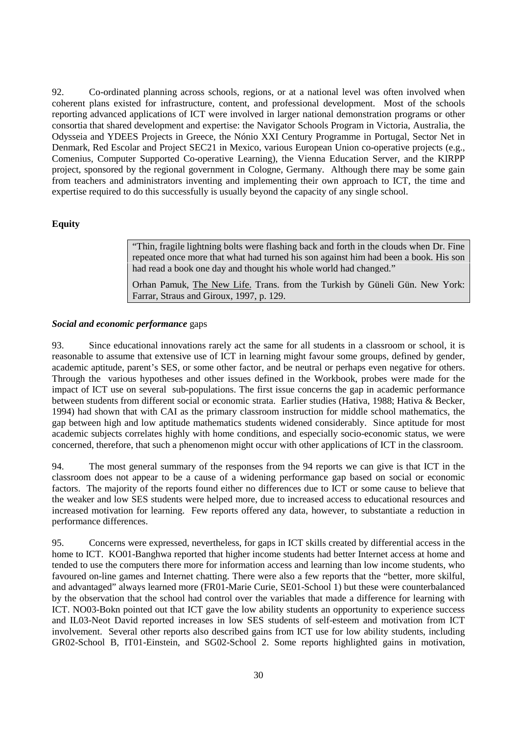92. Co-ordinated planning across schools, regions, or at a national level was often involved when coherent plans existed for infrastructure, content, and professional development. Most of the schools reporting advanced applications of ICT were involved in larger national demonstration programs or other consortia that shared development and expertise: the Navigator Schools Program in Victoria, Australia, the Odysseia and YDEES Projects in Greece, the Nónio XXI Century Programme in Portugal, Sector Net in Denmark, Red Escolar and Project SEC21 in Mexico, various European Union co-operative projects (e.g., Comenius, Computer Supported Co-operative Learning), the Vienna Education Server, and the KIRPP project, sponsored by the regional government in Cologne, Germany. Although there may be some gain from teachers and administrators inventing and implementing their own approach to ICT, the time and expertise required to do this successfully is usually beyond the capacity of any single school.

## Equity

> "Thin, fragile lightning bolts were flashing back and forth in the clouds when Dr. Fine repeated once more that what had turned his son against him had been a book. His son had read a book one day and thought his whole world had changed."
>
> Orhan Pamuk, The New Life. Trans. from the Turkish by Güneli Gün. New York: Farrar, Straus and Giroux, 1997, p. 129.

### *Social and economic performance* gaps

93. Since educational innovations rarely act the same for all students in a classroom or school, it is reasonable to assume that extensive use of ICT in learning might favour some groups, defined by gender, academic aptitude, parent's SES, or some other factor, and be neutral or perhaps even negative for others. Through the various hypotheses and other issues defined in the Workbook, probes were made for the impact of ICT use on several sub-populations. The first issue concerns the gap in academic performance between students from different social or economic strata. Earlier studies (Hativa, 1988; Hativa & Becker, 1994) had shown that with CAI as the primary classroom instruction for middle school mathematics, the gap between high and low aptitude mathematics students widened considerably. Since aptitude for most academic subjects correlates highly with home conditions, and especially socio-economic status, we were concerned, therefore, that such a phenomenon might occur with other applications of ICT in the classroom.

94. The most general summary of the responses from the 94 reports we can give is that ICT in the classroom does not appear to be a cause of a widening performance gap based on social or economic factors. The majority of the reports found either no differences due to ICT or some cause to believe that the weaker and low SES students were helped more, due to increased access to educational resources and increased motivation for learning. Few reports offered any data, however, to substantiate a reduction in performance differences.

95. Concerns were expressed, nevertheless, for gaps in ICT skills created by differential access in the home to ICT. KO01-Banghwa reported that higher income students had better Internet access at home and tended to use the computers there more for information access and learning than low income students, who favoured on-line games and Internet chatting. There were also a few reports that the "better, more skilful, and advantaged" always learned more (FR01-Marie Curie, SE01-School 1) but these were counterbalanced by the observation that the school had control over the variables that made a difference for learning with ICT. NO03-Bokn pointed out that ICT gave the low ability students an opportunity to experience success and IL03-Neot David reported increases in low SES students of self-esteem and motivation from ICT involvement. Several other reports also described gains from ICT use for low ability students, including GR02-School B, IT01-Einstein, and SG02-School 2. Some reports highlighted gains in motivation,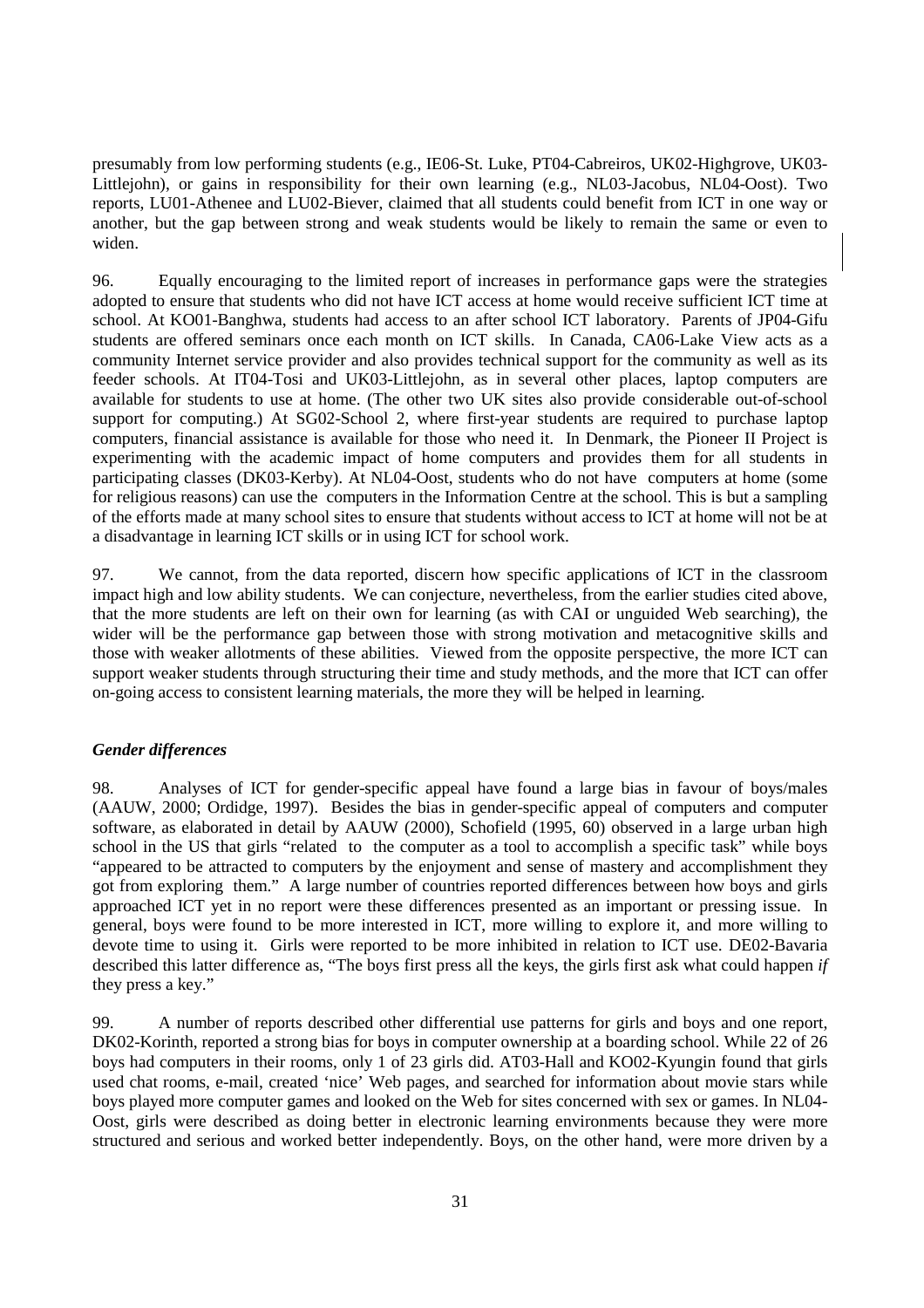presumably from low performing students (e.g., IE06-St. Luke, PT04-Cabreiros, UK02-Highgrove, UK03-Littlejohn), or gains in responsibility for their own learning (e.g., NL03-Jacobus, NL04-Oost). Two reports, LU01-Athenee and LU02-Biever, claimed that all students could benefit from ICT in one way or another, but the gap between strong and weak students would be likely to remain the same or even to widen.

96. Equally encouraging to the limited report of increases in performance gaps were the strategies adopted to ensure that students who did not have ICT access at home would receive sufficient ICT time at school. At KO01-Banghwa, students had access to an after school ICT laboratory. Parents of JP04-Gifu students are offered seminars once each month on ICT skills. In Canada, CA06-Lake View acts as a community Internet service provider and also provides technical support for the community as well as its feeder schools. At IT04-Tosi and UK03-Littlejohn, as in several other places, laptop computers are available for students to use at home. (The other two UK sites also provide considerable out-of-school support for computing.) At SG02-School 2, where first-year students are required to purchase laptop computers, financial assistance is available for those who need it. In Denmark, the Pioneer II Project is experimenting with the academic impact of home computers and provides them for all students in participating classes (DK03-Kerby). At NL04-Oost, students who do not have computers at home (some for religious reasons) can use the computers in the Information Centre at the school. This is but a sampling of the efforts made at many school sites to ensure that students without access to ICT at home will not be at a disadvantage in learning ICT skills or in using ICT for school work.

97. We cannot, from the data reported, discern how specific applications of ICT in the classroom impact high and low ability students. We can conjecture, nevertheless, from the earlier studies cited above, that the more students are left on their own for learning (as with CAI or unguided Web searching), the wider will be the performance gap between those with strong motivation and metacognitive skills and those with weaker allotments of these abilities. Viewed from the opposite perspective, the more ICT can support weaker students through structuring their time and study methods, and the more that ICT can offer on-going access to consistent learning materials, the more they will be helped in learning.

### *Gender differences*

98. Analyses of ICT for gender-specific appeal have found a large bias in favour of boys/males (AAUW, 2000; Ordidge, 1997). Besides the bias in gender-specific appeal of computers and computer software, as elaborated in detail by AAUW (2000), Schofield (1995, 60) observed in a large urban high school in the US that girls "related to the computer as a tool to accomplish a specific task" while boys "appeared to be attracted to computers by the enjoyment and sense of mastery and accomplishment they got from exploring them." A large number of countries reported differences between how boys and girls approached ICT yet in no report were these differences presented as an important or pressing issue. In general, boys were found to be more interested in ICT, more willing to explore it, and more willing to devote time to using it. Girls were reported to be more inhibited in relation to ICT use. DE02-Bavaria described this latter difference as, "The boys first press all the keys, the girls first ask what could happen *if* they press a key."

99. A number of reports described other differential use patterns for girls and boys and one report, DK02-Korinth, reported a strong bias for boys in computer ownership at a boarding school. While 22 of 26 boys had computers in their rooms, only 1 of 23 girls did. AT03-Hall and KO02-Kyungin found that girls used chat rooms, e-mail, created 'nice' Web pages, and searched for information about movie stars while boys played more computer games and looked on the Web for sites concerned with sex or games. In NL04-Oost, girls were described as doing better in electronic learning environments because they were more structured and serious and worked better independently. Boys, on the other hand, were more driven by a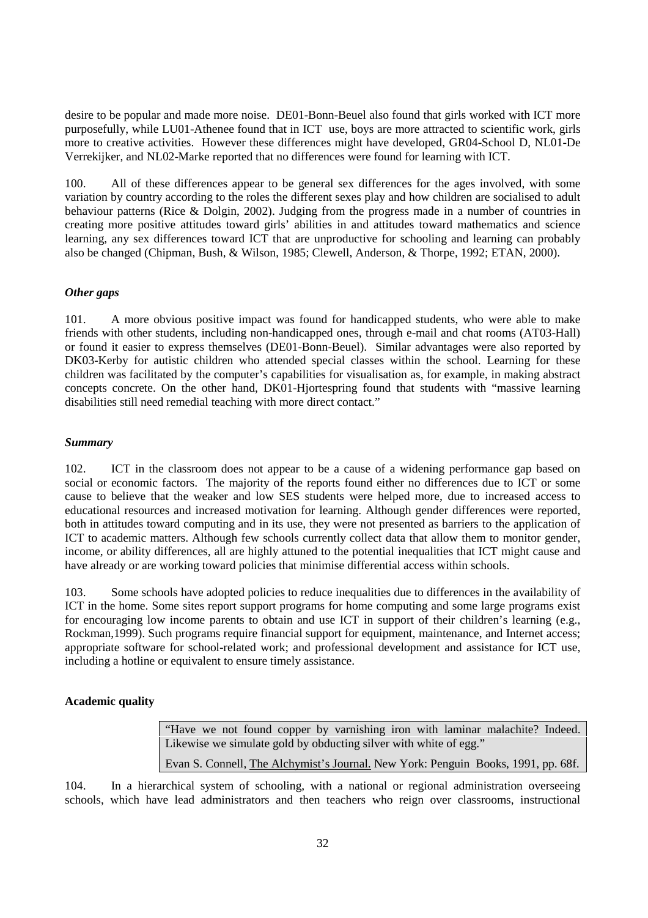desire to be popular and made more noise. DE01-Bonn-Beuel also found that girls worked with ICT more purposefully, while LU01-Athenee found that in ICT use, boys are more attracted to scientific work, girls more to creative activities. However these differences might have developed, GR04-School D, NL01-De Verrekijker, and NL02-Marke reported that no differences were found for learning with ICT.

100. All of these differences appear to be general sex differences for the ages involved, with some variation by country according to the roles the different sexes play and how children are socialised to adult behaviour patterns (Rice & Dolgin, 2002). Judging from the progress made in a number of countries in creating more positive attitudes toward girls' abilities in and attitudes toward mathematics and science learning, any sex differences toward ICT that are unproductive for schooling and learning can probably also be changed (Chipman, Bush, & Wilson, 1985; Clewell, Anderson, & Thorpe, 1992; ETAN, 2000).

### *Other gaps*

101. A more obvious positive impact was found for handicapped students, who were able to make friends with other students, including non-handicapped ones, through e-mail and chat rooms (AT03-Hall) or found it easier to express themselves (DE01-Bonn-Beuel). Similar advantages were also reported by DK03-Kerby for autistic children who attended special classes within the school. Learning for these children was facilitated by the computer's capabilities for visualisation as, for example, in making abstract concepts concrete. On the other hand, DK01-Hjortespring found that students with "massive learning disabilities still need remedial teaching with more direct contact."

### *Summary*

102. ICT in the classroom does not appear to be a cause of a widening performance gap based on social or economic factors. The majority of the reports found either no differences due to ICT or some cause to believe that the weaker and low SES students were helped more, due to increased access to educational resources and increased motivation for learning. Although gender differences were reported, both in attitudes toward computing and in its use, they were not presented as barriers to the application of ICT to academic matters. Although few schools currently collect data that allow them to monitor gender, income, or ability differences, all are highly attuned to the potential inequalities that ICT might cause and have already or are working toward policies that minimise differential access within schools.

103. Some schools have adopted policies to reduce inequalities due to differences in the availability of ICT in the home. Some sites report support programs for home computing and some large programs exist for encouraging low income parents to obtain and use ICT in support of their children's learning (e.g., Rockman,1999). Such programs require financial support for equipment, maintenance, and Internet access; appropriate software for school-related work; and professional development and assistance for ICT use, including a hotline or equivalent to ensure timely assistance.

## **Academic quality**

> "Have we not found copper by varnishing iron with laminar malachite? Indeed. Likewise we simulate gold by obducting silver with white of egg."
>
> Evan S. Connell, The Alchymist's Journal. New York: Penguin Books, 1991, pp. 68f.

104. In a hierarchical system of schooling, with a national or regional administration overseeing schools, which have lead administrators and then teachers who reign over classrooms, instructional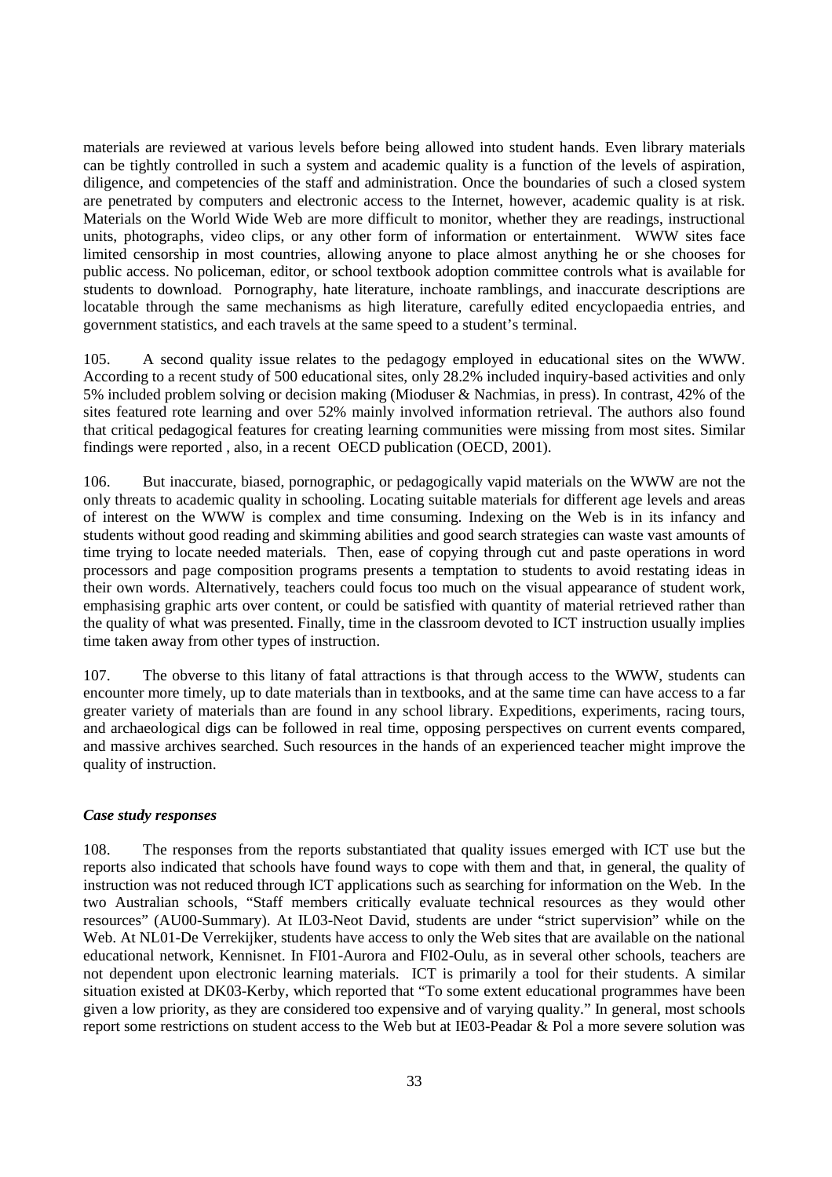materials are reviewed at various levels before being allowed into student hands. Even library materials can be tightly controlled in such a system and academic quality is a function of the levels of aspiration, diligence, and competencies of the staff and administration. Once the boundaries of such a closed system are penetrated by computers and electronic access to the Internet, however, academic quality is at risk. Materials on the World Wide Web are more difficult to monitor, whether they are readings, instructional units, photographs, video clips, or any other form of information or entertainment. WWW sites face limited censorship in most countries, allowing anyone to place almost anything he or she chooses for public access. No policeman, editor, or school textbook adoption committee controls what is available for students to download. Pornography, hate literature, inchoate ramblings, and inaccurate descriptions are locatable through the same mechanisms as high literature, carefully edited encyclopaedia entries, and government statistics, and each travels at the same speed to a student's terminal.

105. A second quality issue relates to the pedagogy employed in educational sites on the WWW. According to a recent study of 500 educational sites, only 28.2% included inquiry-based activities and only 5% included problem solving or decision making (Mioduser & Nachmias, in press). In contrast, 42% of the sites featured rote learning and over 52% mainly involved information retrieval. The authors also found that critical pedagogical features for creating learning communities were missing from most sites. Similar findings were reported , also, in a recent OECD publication (OECD, 2001).

106. But inaccurate, biased, pornographic, or pedagogically vapid materials on the WWW are not the only threats to academic quality in schooling. Locating suitable materials for different age levels and areas of interest on the WWW is complex and time consuming. Indexing on the Web is in its infancy and students without good reading and skimming abilities and good search strategies can waste vast amounts of time trying to locate needed materials. Then, ease of copying through cut and paste operations in word processors and page composition programs presents a temptation to students to avoid restating ideas in their own words. Alternatively, teachers could focus too much on the visual appearance of student work, emphasising graphic arts over content, or could be satisfied with quantity of material retrieved rather than the quality of what was presented. Finally, time in the classroom devoted to ICT instruction usually implies time taken away from other types of instruction.

107. The obverse to this litany of fatal attractions is that through access to the WWW, students can encounter more timely, up to date materials than in textbooks, and at the same time can have access to a far greater variety of materials than are found in any school library. Expeditions, experiments, racing tours, and archaeological digs can be followed in real time, opposing perspectives on current events compared, and massive archives searched. Such resources in the hands of an experienced teacher might improve the quality of instruction.

***Case study responses***

108. The responses from the reports substantiated that quality issues emerged with ICT use but the reports also indicated that schools have found ways to cope with them and that, in general, the quality of instruction was not reduced through ICT applications such as searching for information on the Web. In the two Australian schools, "Staff members critically evaluate technical resources as they would other resources" (AU00-Summary). At IL03-Neot David, students are under "strict supervision" while on the Web. At NL01-De Verrekijker, students have access to only the Web sites that are available on the national educational network, Kennisnet. In FI01-Aurora and FI02-Oulu, as in several other schools, teachers are not dependent upon electronic learning materials. ICT is primarily a tool for their students. A similar situation existed at DK03-Kerby, which reported that "To some extent educational programmes have been given a low priority, as they are considered too expensive and of varying quality." In general, most schools report some restrictions on student access to the Web but at IE03-Peadar & Pol a more severe solution was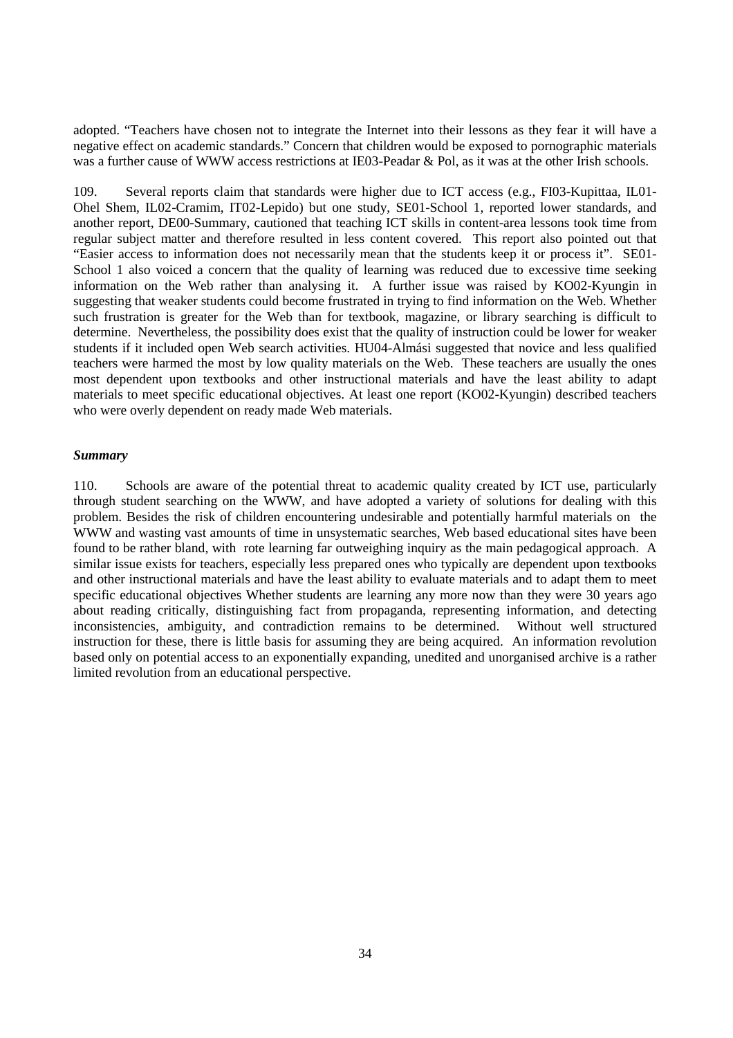adopted. "Teachers have chosen not to integrate the Internet into their lessons as they fear it will have a negative effect on academic standards." Concern that children would be exposed to pornographic materials was a further cause of WWW access restrictions at IE03-Peadar & Pol, as it was at the other Irish schools.

109. Several reports claim that standards were higher due to ICT access (e.g., FI03-Kupittaa, IL01-Ohel Shem, IL02-Cramim, IT02-Lepido) but one study, SE01-School 1, reported lower standards, and another report, DE00-Summary, cautioned that teaching ICT skills in content-area lessons took time from regular subject matter and therefore resulted in less content covered. This report also pointed out that "Easier access to information does not necessarily mean that the students keep it or process it". SE01-School 1 also voiced a concern that the quality of learning was reduced due to excessive time seeking information on the Web rather than analysing it. A further issue was raised by KO02-Kyungin in suggesting that weaker students could become frustrated in trying to find information on the Web. Whether such frustration is greater for the Web than for textbook, magazine, or library searching is difficult to determine. Nevertheless, the possibility does exist that the quality of instruction could be lower for weaker students if it included open Web search activities. HU04-Almási suggested that novice and less qualified teachers were harmed the most by low quality materials on the Web. These teachers are usually the ones most dependent upon textbooks and other instructional materials and have the least ability to adapt materials to meet specific educational objectives. At least one report (KO02-Kyungin) described teachers who were overly dependent on ready made Web materials.

### *Summary*

110. Schools are aware of the potential threat to academic quality created by ICT use, particularly through student searching on the WWW, and have adopted a variety of solutions for dealing with this problem. Besides the risk of children encountering undesirable and potentially harmful materials on the WWW and wasting vast amounts of time in unsystematic searches, Web based educational sites have been found to be rather bland, with rote learning far outweighing inquiry as the main pedagogical approach. A similar issue exists for teachers, especially less prepared ones who typically are dependent upon textbooks and other instructional materials and have the least ability to evaluate materials and to adapt them to meet specific educational objectives Whether students are learning any more now than they were 30 years ago about reading critically, distinguishing fact from propaganda, representing information, and detecting inconsistencies, ambiguity, and contradiction remains to be determined. Without well structured instruction for these, there is little basis for assuming they are being acquired. An information revolution based only on potential access to an exponentially expanding, unedited and unorganised archive is a rather limited revolution from an educational perspective.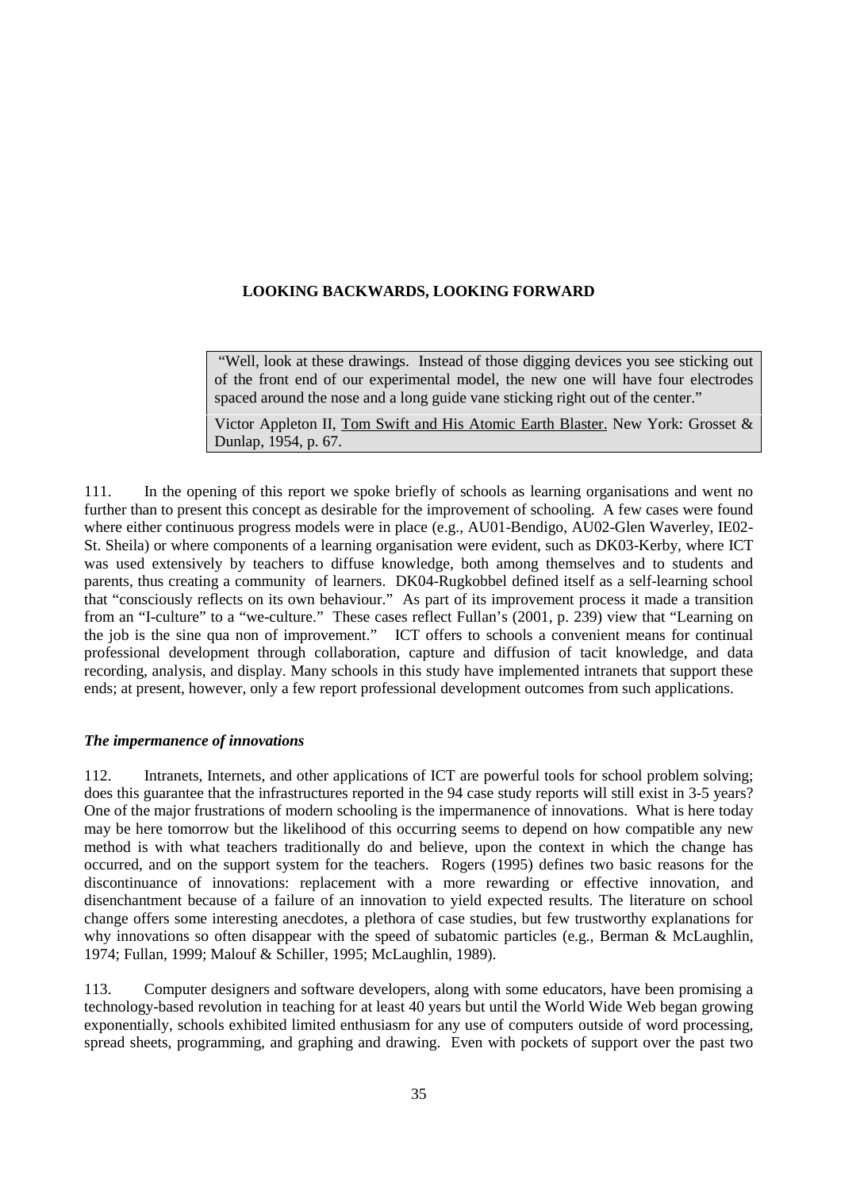**LOOKING BACKWARDS, LOOKING FORWARD**

> "Well, look at these drawings. Instead of those digging devices you see sticking out of the front end of our experimental model, the new one will have four electrodes spaced around the nose and a long guide vane sticking right out of the center."
>
> Victor Appleton II, Tom Swift and His Atomic Earth Blaster. New York: Grosset & Dunlap, 1954, p. 67.

111. In the opening of this report we spoke briefly of schools as learning organisations and went no further than to present this concept as desirable for the improvement of schooling. A few cases were found where either continuous progress models were in place (e.g., AU01-Bendigo, AU02-Glen Waverley, IE02-St. Sheila) or where components of a learning organisation were evident, such as DK03-Kerby, where ICT was used extensively by teachers to diffuse knowledge, both among themselves and to students and parents, thus creating a community of learners. DK04-Rugkobbel defined itself as a self-learning school that "consciously reflects on its own behaviour." As part of its improvement process it made a transition from an "I-culture" to a "we-culture." These cases reflect Fullan's (2001, p. 239) view that "Learning on the job is the sine qua non of improvement." ICT offers to schools a convenient means for continual professional development through collaboration, capture and diffusion of tacit knowledge, and data recording, analysis, and display. Many schools in this study have implemented intranets that support these ends; at present, however, only a few report professional development outcomes from such applications.

### *The impermanence of innovations*

112. Intranets, Internets, and other applications of ICT are powerful tools for school problem solving; does this guarantee that the infrastructures reported in the 94 case study reports will still exist in 3-5 years? One of the major frustrations of modern schooling is the impermanence of innovations. What is here today may be here tomorrow but the likelihood of this occurring seems to depend on how compatible any new method is with what teachers traditionally do and believe, upon the context in which the change has occurred, and on the support system for the teachers. Rogers (1995) defines two basic reasons for the discontinuance of innovations: replacement with a more rewarding or effective innovation, and disenchantment because of a failure of an innovation to yield expected results. The literature on school change offers some interesting anecdotes, a plethora of case studies, but few trustworthy explanations for why innovations so often disappear with the speed of subatomic particles (e.g., Berman & McLaughlin, 1974; Fullan, 1999; Malouf & Schiller, 1995; McLaughlin, 1989).

113. Computer designers and software developers, along with some educators, have been promising a technology-based revolution in teaching for at least 40 years but until the World Wide Web began growing exponentially, schools exhibited limited enthusiasm for any use of computers outside of word processing, spread sheets, programming, and graphing and drawing. Even with pockets of support over the past two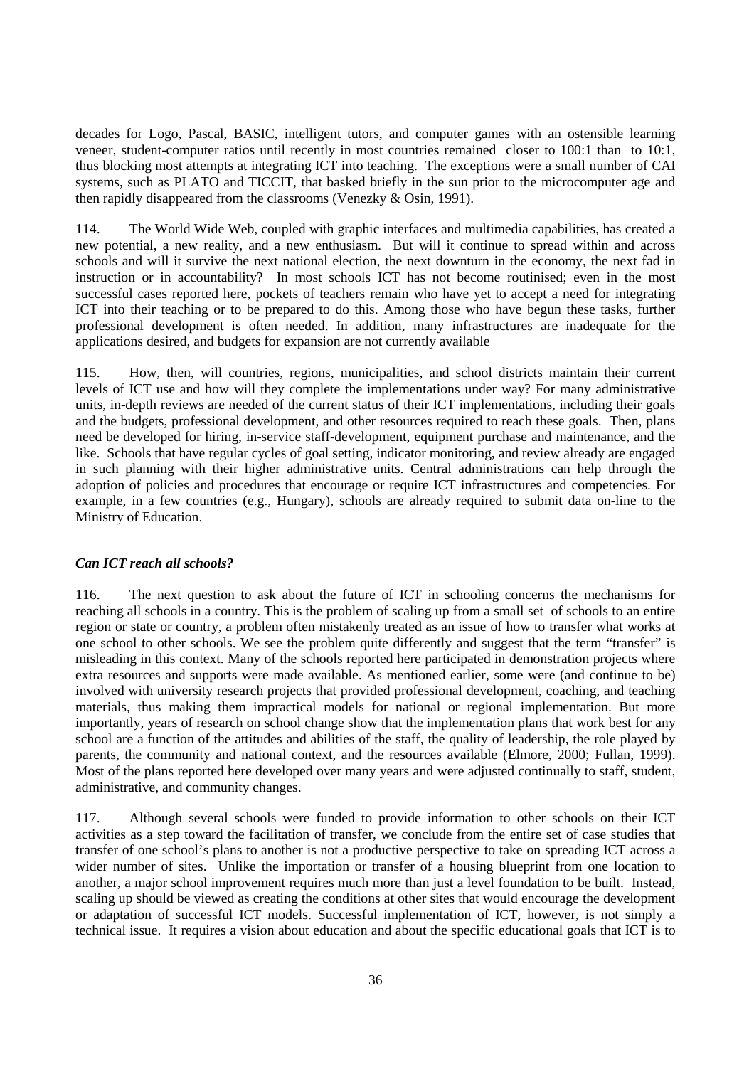decades for Logo, Pascal, BASIC, intelligent tutors, and computer games with an ostensible learning veneer, student-computer ratios until recently in most countries remained closer to 100:1 than to 10:1, thus blocking most attempts at integrating ICT into teaching. The exceptions were a small number of CAI systems, such as PLATO and TICCIT, that basked briefly in the sun prior to the microcomputer age and then rapidly disappeared from the classrooms (Venezky & Osin, 1991).

114. The World Wide Web, coupled with graphic interfaces and multimedia capabilities, has created a new potential, a new reality, and a new enthusiasm. But will it continue to spread within and across schools and will it survive the next national election, the next downturn in the economy, the next fad in instruction or in accountability? In most schools ICT has not become routinised; even in the most successful cases reported here, pockets of teachers remain who have yet to accept a need for integrating ICT into their teaching or to be prepared to do this. Among those who have begun these tasks, further professional development is often needed. In addition, many infrastructures are inadequate for the applications desired, and budgets for expansion are not currently available

115. How, then, will countries, regions, municipalities, and school districts maintain their current levels of ICT use and how will they complete the implementations under way? For many administrative units, in-depth reviews are needed of the current status of their ICT implementations, including their goals and the budgets, professional development, and other resources required to reach these goals. Then, plans need be developed for hiring, in-service staff-development, equipment purchase and maintenance, and the like. Schools that have regular cycles of goal setting, indicator monitoring, and review already are engaged in such planning with their higher administrative units. Central administrations can help through the adoption of policies and procedures that encourage or require ICT infrastructures and competencies. For example, in a few countries (e.g., Hungary), schools are already required to submit data on-line to the Ministry of Education.

### *Can ICT reach all schools?*

116. The next question to ask about the future of ICT in schooling concerns the mechanisms for reaching all schools in a country. This is the problem of scaling up from a small set of schools to an entire region or state or country, a problem often mistakenly treated as an issue of how to transfer what works at one school to other schools. We see the problem quite differently and suggest that the term "transfer" is misleading in this context. Many of the schools reported here participated in demonstration projects where extra resources and supports were made available. As mentioned earlier, some were (and continue to be) involved with university research projects that provided professional development, coaching, and teaching materials, thus making them impractical models for national or regional implementation. But more importantly, years of research on school change show that the implementation plans that work best for any school are a function of the attitudes and abilities of the staff, the quality of leadership, the role played by parents, the community and national context, and the resources available (Elmore, 2000; Fullan, 1999). Most of the plans reported here developed over many years and were adjusted continually to staff, student, administrative, and community changes.

117. Although several schools were funded to provide information to other schools on their ICT activities as a step toward the facilitation of transfer, we conclude from the entire set of case studies that transfer of one school's plans to another is not a productive perspective to take on spreading ICT across a wider number of sites. Unlike the importation or transfer of a housing blueprint from one location to another, a major school improvement requires much more than just a level foundation to be built. Instead, scaling up should be viewed as creating the conditions at other sites that would encourage the development or adaptation of successful ICT models. Successful implementation of ICT, however, is not simply a technical issue. It requires a vision about education and about the specific educational goals that ICT is to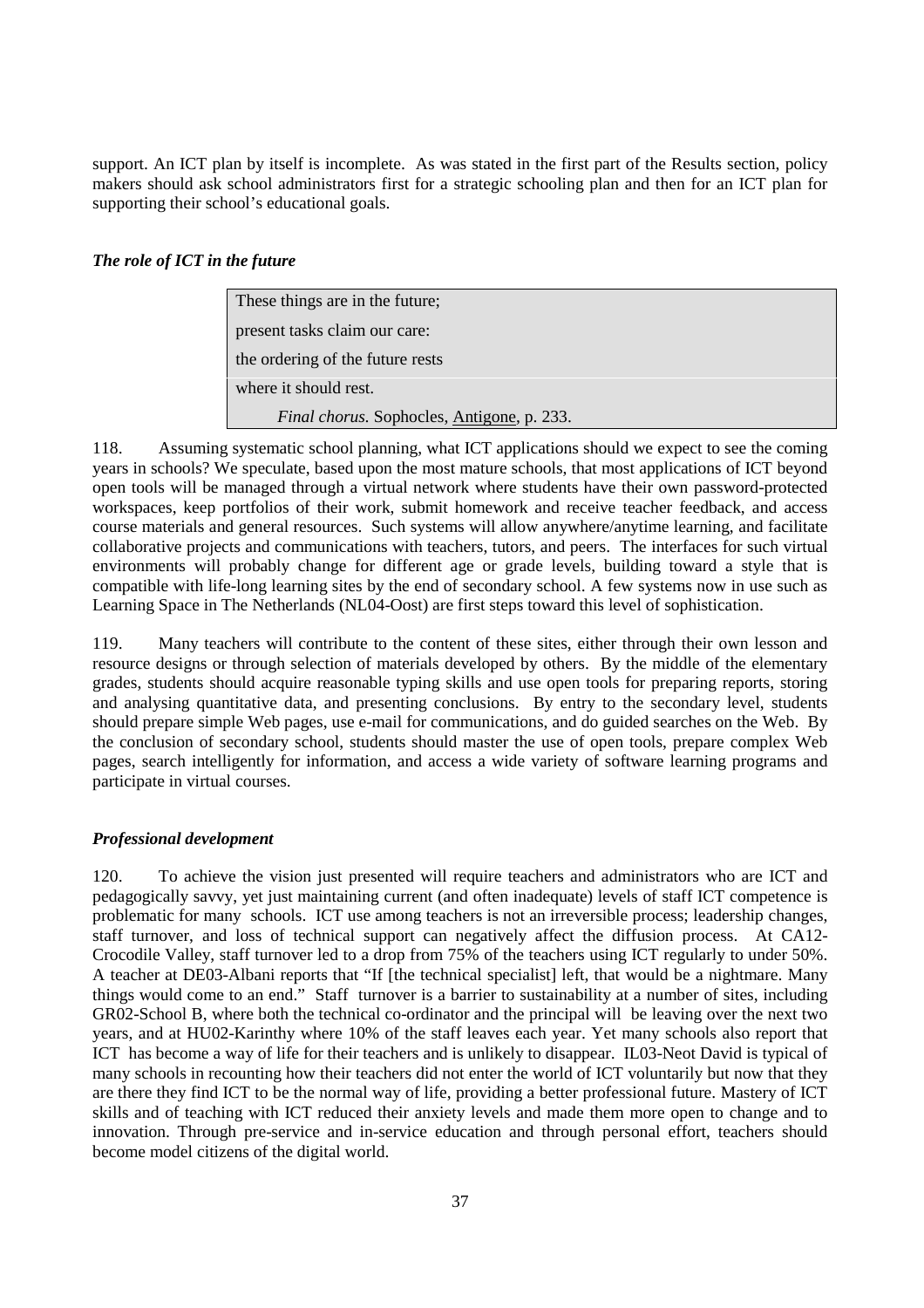support. An ICT plan by itself is incomplete. As was stated in the first part of the Results section, policy makers should ask school administrators first for a strategic schooling plan and then for an ICT plan for supporting their school's educational goals.

### *The role of ICT in the future*

> These things are in the future;
>
> present tasks claim our care:
>
> the ordering of the future rests
>
> where it should rest.
>
> *Final chorus.* Sophocles, Antigone, p. 233.

118. Assuming systematic school planning, what ICT applications should we expect to see the coming years in schools? We speculate, based upon the most mature schools, that most applications of ICT beyond open tools will be managed through a virtual network where students have their own password-protected workspaces, keep portfolios of their work, submit homework and receive teacher feedback, and access course materials and general resources. Such systems will allow anywhere/anytime learning, and facilitate collaborative projects and communications with teachers, tutors, and peers. The interfaces for such virtual environments will probably change for different age or grade levels, building toward a style that is compatible with life-long learning sites by the end of secondary school. A few systems now in use such as Learning Space in The Netherlands (NL04-Oost) are first steps toward this level of sophistication.

119. Many teachers will contribute to the content of these sites, either through their own lesson and resource designs or through selection of materials developed by others. By the middle of the elementary grades, students should acquire reasonable typing skills and use open tools for preparing reports, storing and analysing quantitative data, and presenting conclusions. By entry to the secondary level, students should prepare simple Web pages, use e-mail for communications, and do guided searches on the Web. By the conclusion of secondary school, students should master the use of open tools, prepare complex Web pages, search intelligently for information, and access a wide variety of software learning programs and participate in virtual courses.

### *Professional development*

120. To achieve the vision just presented will require teachers and administrators who are ICT and pedagogically savvy, yet just maintaining current (and often inadequate) levels of staff ICT competence is problematic for many schools. ICT use among teachers is not an irreversible process; leadership changes, staff turnover, and loss of technical support can negatively affect the diffusion process. At CA12-Crocodile Valley, staff turnover led to a drop from 75% of the teachers using ICT regularly to under 50%. A teacher at DE03-Albani reports that "If [the technical specialist] left, that would be a nightmare. Many things would come to an end." Staff turnover is a barrier to sustainability at a number of sites, including GR02-School B, where both the technical co-ordinator and the principal will be leaving over the next two years, and at HU02-Karinthy where 10% of the staff leaves each year. Yet many schools also report that ICT has become a way of life for their teachers and is unlikely to disappear. IL03-Neot David is typical of many schools in recounting how their teachers did not enter the world of ICT voluntarily but now that they are there they find ICT to be the normal way of life, providing a better professional future. Mastery of ICT skills and of teaching with ICT reduced their anxiety levels and made them more open to change and to innovation. Through pre-service and in-service education and through personal effort, teachers should become model citizens of the digital world.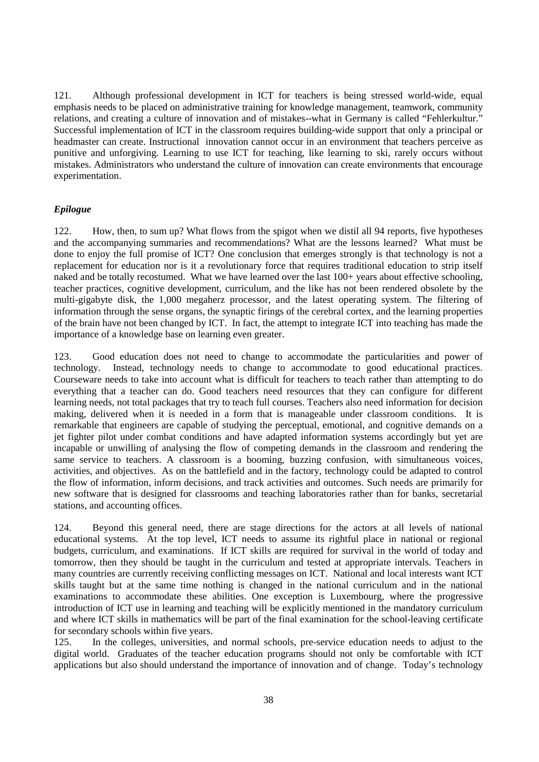121. Although professional development in ICT for teachers is being stressed world-wide, equal emphasis needs to be placed on administrative training for knowledge management, teamwork, community relations, and creating a culture of innovation and of mistakes--what in Germany is called "Fehlerkultur." Successful implementation of ICT in the classroom requires building-wide support that only a principal or headmaster can create. Instructional innovation cannot occur in an environment that teachers perceive as punitive and unforgiving. Learning to use ICT for teaching, like learning to ski, rarely occurs without mistakes. Administrators who understand the culture of innovation can create environments that encourage experimentation.

### *Epilogue*

122. How, then, to sum up? What flows from the spigot when we distil all 94 reports, five hypotheses and the accompanying summaries and recommendations? What are the lessons learned? What must be done to enjoy the full promise of ICT? One conclusion that emerges strongly is that technology is not a replacement for education nor is it a revolutionary force that requires traditional education to strip itself naked and be totally recostumed. What we have learned over the last 100+ years about effective schooling, teacher practices, cognitive development, curriculum, and the like has not been rendered obsolete by the multi-gigabyte disk, the 1,000 megaherz processor, and the latest operating system. The filtering of information through the sense organs, the synaptic firings of the cerebral cortex, and the learning properties of the brain have not been changed by ICT. In fact, the attempt to integrate ICT into teaching has made the importance of a knowledge base on learning even greater.

123. Good education does not need to change to accommodate the particularities and power of technology. Instead, technology needs to change to accommodate to good educational practices. Courseware needs to take into account what is difficult for teachers to teach rather than attempting to do everything that a teacher can do. Good teachers need resources that they can configure for different learning needs, not total packages that try to teach full courses. Teachers also need information for decision making, delivered when it is needed in a form that is manageable under classroom conditions. It is remarkable that engineers are capable of studying the perceptual, emotional, and cognitive demands on a jet fighter pilot under combat conditions and have adapted information systems accordingly but yet are incapable or unwilling of analysing the flow of competing demands in the classroom and rendering the same service to teachers. A classroom is a booming, buzzing confusion, with simultaneous voices, activities, and objectives. As on the battlefield and in the factory, technology could be adapted to control the flow of information, inform decisions, and track activities and outcomes. Such needs are primarily for new software that is designed for classrooms and teaching laboratories rather than for banks, secretarial stations, and accounting offices.

124. Beyond this general need, there are stage directions for the actors at all levels of national educational systems. At the top level, ICT needs to assume its rightful place in national or regional budgets, curriculum, and examinations. If ICT skills are required for survival in the world of today and tomorrow, then they should be taught in the curriculum and tested at appropriate intervals. Teachers in many countries are currently receiving conflicting messages on ICT. National and local interests want ICT skills taught but at the same time nothing is changed in the national curriculum and in the national examinations to accommodate these abilities. One exception is Luxembourg, where the progressive introduction of ICT use in learning and teaching will be explicitly mentioned in the mandatory curriculum and where ICT skills in mathematics will be part of the final examination for the school-leaving certificate for secondary schools within five years.

125. In the colleges, universities, and normal schools, pre-service education needs to adjust to the digital world. Graduates of the teacher education programs should not only be comfortable with ICT applications but also should understand the importance of innovation and of change. Today's technology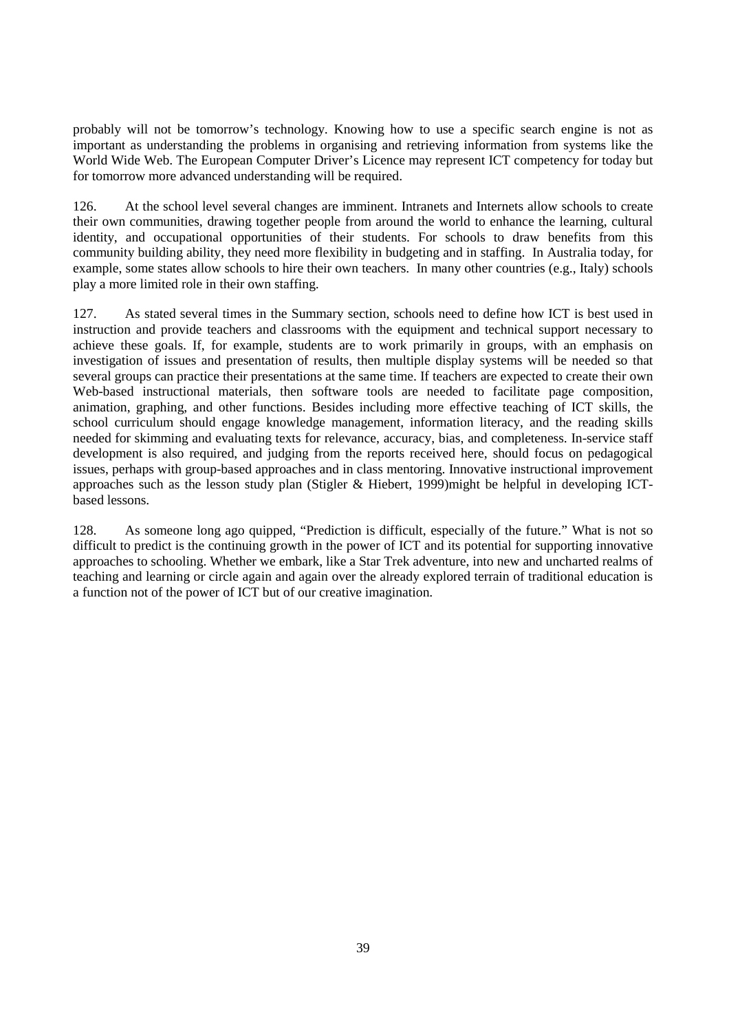probably will not be tomorrow's technology. Knowing how to use a specific search engine is not as important as understanding the problems in organising and retrieving information from systems like the World Wide Web. The European Computer Driver's Licence may represent ICT competency for today but for tomorrow more advanced understanding will be required.

126. At the school level several changes are imminent. Intranets and Internets allow schools to create their own communities, drawing together people from around the world to enhance the learning, cultural identity, and occupational opportunities of their students. For schools to draw benefits from this community building ability, they need more flexibility in budgeting and in staffing. In Australia today, for example, some states allow schools to hire their own teachers. In many other countries (e.g., Italy) schools play a more limited role in their own staffing.

127. As stated several times in the Summary section, schools need to define how ICT is best used in instruction and provide teachers and classrooms with the equipment and technical support necessary to achieve these goals. If, for example, students are to work primarily in groups, with an emphasis on investigation of issues and presentation of results, then multiple display systems will be needed so that several groups can practice their presentations at the same time. If teachers are expected to create their own Web-based instructional materials, then software tools are needed to facilitate page composition, animation, graphing, and other functions. Besides including more effective teaching of ICT skills, the school curriculum should engage knowledge management, information literacy, and the reading skills needed for skimming and evaluating texts for relevance, accuracy, bias, and completeness. In-service staff development is also required, and judging from the reports received here, should focus on pedagogical issues, perhaps with group-based approaches and in class mentoring. Innovative instructional improvement approaches such as the lesson study plan (Stigler & Hiebert, 1999)might be helpful in developing ICT-based lessons.

128. As someone long ago quipped, "Prediction is difficult, especially of the future." What is not so difficult to predict is the continuing growth in the power of ICT and its potential for supporting innovative approaches to schooling. Whether we embark, like a Star Trek adventure, into new and uncharted realms of teaching and learning or circle again and again over the already explored terrain of traditional education is a function not of the power of ICT but of our creative imagination.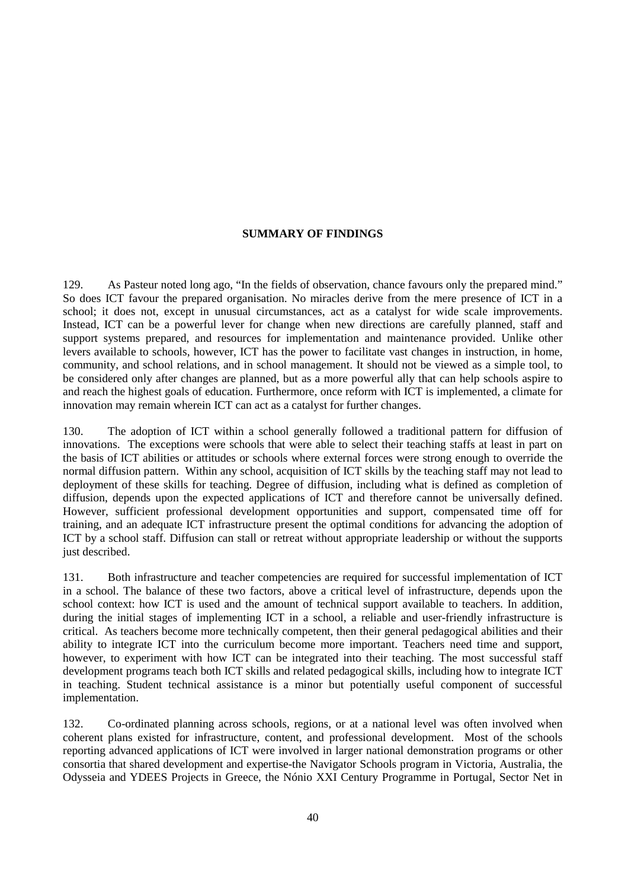## SUMMARY OF FINDINGS

129. As Pasteur noted long ago, "In the fields of observation, chance favours only the prepared mind." So does ICT favour the prepared organisation. No miracles derive from the mere presence of ICT in a school; it does not, except in unusual circumstances, act as a catalyst for wide scale improvements. Instead, ICT can be a powerful lever for change when new directions are carefully planned, staff and support systems prepared, and resources for implementation and maintenance provided. Unlike other levers available to schools, however, ICT has the power to facilitate vast changes in instruction, in home, community, and school relations, and in school management. It should not be viewed as a simple tool, to be considered only after changes are planned, but as a more powerful ally that can help schools aspire to and reach the highest goals of education. Furthermore, once reform with ICT is implemented, a climate for innovation may remain wherein ICT can act as a catalyst for further changes.

130. The adoption of ICT within a school generally followed a traditional pattern for diffusion of innovations. The exceptions were schools that were able to select their teaching staffs at least in part on the basis of ICT abilities or attitudes or schools where external forces were strong enough to override the normal diffusion pattern. Within any school, acquisition of ICT skills by the teaching staff may not lead to deployment of these skills for teaching. Degree of diffusion, including what is defined as completion of diffusion, depends upon the expected applications of ICT and therefore cannot be universally defined. However, sufficient professional development opportunities and support, compensated time off for training, and an adequate ICT infrastructure present the optimal conditions for advancing the adoption of ICT by a school staff. Diffusion can stall or retreat without appropriate leadership or without the supports just described.

131. Both infrastructure and teacher competencies are required for successful implementation of ICT in a school. The balance of these two factors, above a critical level of infrastructure, depends upon the school context: how ICT is used and the amount of technical support available to teachers. In addition, during the initial stages of implementing ICT in a school, a reliable and user-friendly infrastructure is critical. As teachers become more technically competent, then their general pedagogical abilities and their ability to integrate ICT into the curriculum become more important. Teachers need time and support, however, to experiment with how ICT can be integrated into their teaching. The most successful staff development programs teach both ICT skills and related pedagogical skills, including how to integrate ICT in teaching. Student technical assistance is a minor but potentially useful component of successful implementation.

132. Co-ordinated planning across schools, regions, or at a national level was often involved when coherent plans existed for infrastructure, content, and professional development. Most of the schools reporting advanced applications of ICT were involved in larger national demonstration programs or other consortia that shared development and expertise-the Navigator Schools program in Victoria, Australia, the Odysseia and YDEES Projects in Greece, the Nónio XXI Century Programme in Portugal, Sector Net in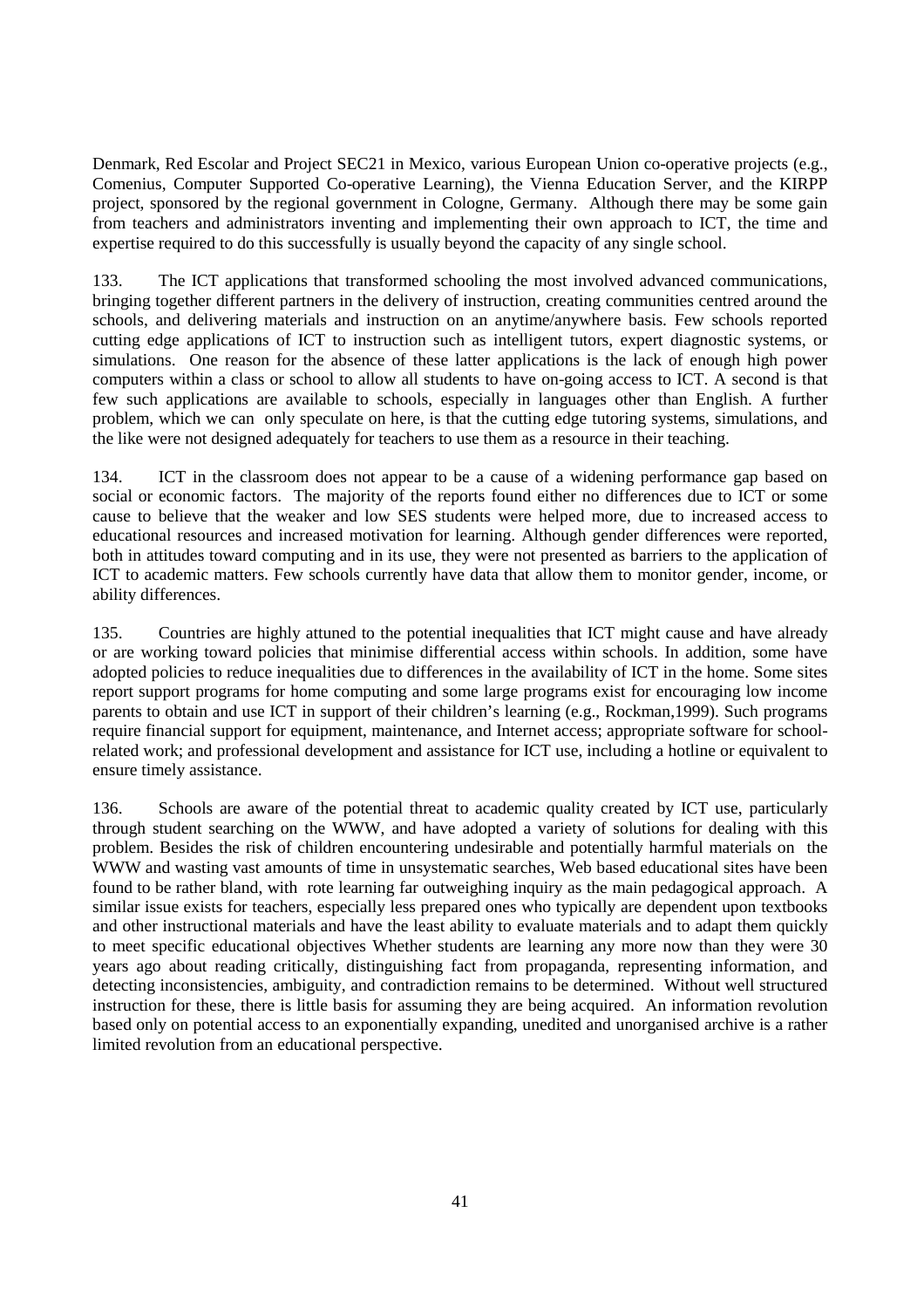Denmark, Red Escolar and Project SEC21 in Mexico, various European Union co-operative projects (e.g., Comenius, Computer Supported Co-operative Learning), the Vienna Education Server, and the KIRPP project, sponsored by the regional government in Cologne, Germany. Although there may be some gain from teachers and administrators inventing and implementing their own approach to ICT, the time and expertise required to do this successfully is usually beyond the capacity of any single school.

133. The ICT applications that transformed schooling the most involved advanced communications, bringing together different partners in the delivery of instruction, creating communities centred around the schools, and delivering materials and instruction on an anytime/anywhere basis. Few schools reported cutting edge applications of ICT to instruction such as intelligent tutors, expert diagnostic systems, or simulations. One reason for the absence of these latter applications is the lack of enough high power computers within a class or school to allow all students to have on-going access to ICT. A second is that few such applications are available to schools, especially in languages other than English. A further problem, which we can only speculate on here, is that the cutting edge tutoring systems, simulations, and the like were not designed adequately for teachers to use them as a resource in their teaching.

134. ICT in the classroom does not appear to be a cause of a widening performance gap based on social or economic factors. The majority of the reports found either no differences due to ICT or some cause to believe that the weaker and low SES students were helped more, due to increased access to educational resources and increased motivation for learning. Although gender differences were reported, both in attitudes toward computing and in its use, they were not presented as barriers to the application of ICT to academic matters. Few schools currently have data that allow them to monitor gender, income, or ability differences.

135. Countries are highly attuned to the potential inequalities that ICT might cause and have already or are working toward policies that minimise differential access within schools. In addition, some have adopted policies to reduce inequalities due to differences in the availability of ICT in the home. Some sites report support programs for home computing and some large programs exist for encouraging low income parents to obtain and use ICT in support of their children's learning (e.g., Rockman,1999). Such programs require financial support for equipment, maintenance, and Internet access; appropriate software for school-related work; and professional development and assistance for ICT use, including a hotline or equivalent to ensure timely assistance.

136. Schools are aware of the potential threat to academic quality created by ICT use, particularly through student searching on the WWW, and have adopted a variety of solutions for dealing with this problem. Besides the risk of children encountering undesirable and potentially harmful materials on the WWW and wasting vast amounts of time in unsystematic searches, Web based educational sites have been found to be rather bland, with rote learning far outweighing inquiry as the main pedagogical approach. A similar issue exists for teachers, especially less prepared ones who typically are dependent upon textbooks and other instructional materials and have the least ability to evaluate materials and to adapt them quickly to meet specific educational objectives Whether students are learning any more now than they were 30 years ago about reading critically, distinguishing fact from propaganda, representing information, and detecting inconsistencies, ambiguity, and contradiction remains to be determined. Without well structured instruction for these, there is little basis for assuming they are being acquired. An information revolution based only on potential access to an exponentially expanding, unedited and unorganised archive is a rather limited revolution from an educational perspective.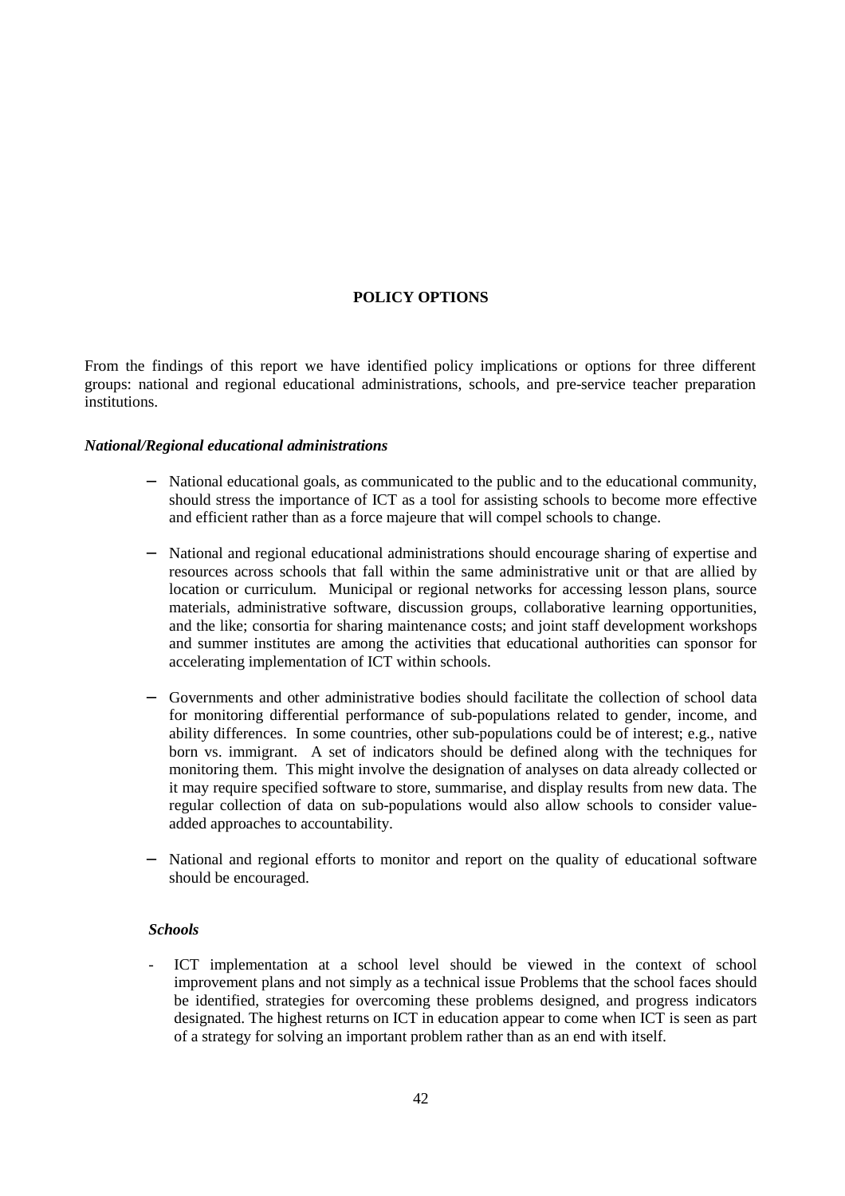## POLICY OPTIONS

From the findings of this report we have identified policy implications or options for three different groups: national and regional educational administrations, schools, and pre-service teacher preparation institutions.

### *National/Regional educational administrations*

- National educational goals, as communicated to the public and to the educational community, should stress the importance of ICT as a tool for assisting schools to become more effective and efficient rather than as a force majeure that will compel schools to change.

- National and regional educational administrations should encourage sharing of expertise and resources across schools that fall within the same administrative unit or that are allied by location or curriculum. Municipal or regional networks for accessing lesson plans, source materials, administrative software, discussion groups, collaborative learning opportunities, and the like; consortia for sharing maintenance costs; and joint staff development workshops and summer institutes are among the activities that educational authorities can sponsor for accelerating implementation of ICT within schools.

- Governments and other administrative bodies should facilitate the collection of school data for monitoring differential performance of sub-populations related to gender, income, and ability differences. In some countries, other sub-populations could be of interest; e.g., native born vs. immigrant. A set of indicators should be defined along with the techniques for monitoring them. This might involve the designation of analyses on data already collected or it may require specified software to store, summarise, and display results from new data. The regular collection of data on sub-populations would also allow schools to consider value-added approaches to accountability.

- National and regional efforts to monitor and report on the quality of educational software should be encouraged.

### *Schools*

- ICT implementation at a school level should be viewed in the context of school improvement plans and not simply as a technical issue Problems that the school faces should be identified, strategies for overcoming these problems designed, and progress indicators designated. The highest returns on ICT in education appear to come when ICT is seen as part of a strategy for solving an important problem rather than as an end with itself.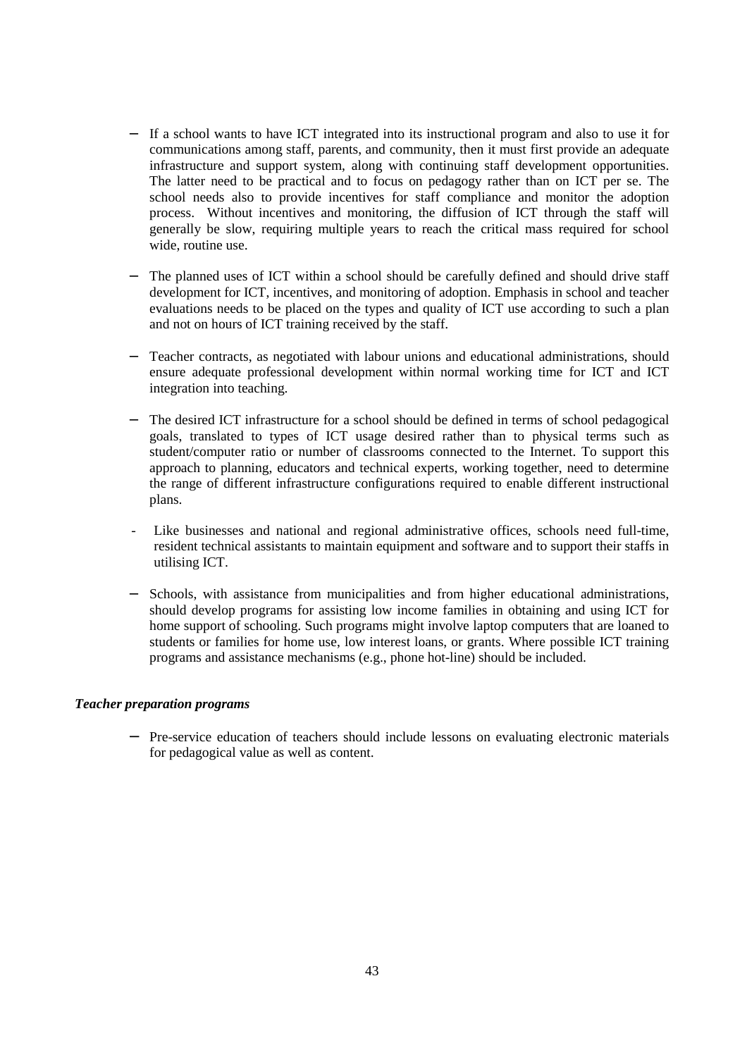- If a school wants to have ICT integrated into its instructional program and also to use it for communications among staff, parents, and community, then it must first provide an adequate infrastructure and support system, along with continuing staff development opportunities. The latter need to be practical and to focus on pedagogy rather than on ICT per se. The school needs also to provide incentives for staff compliance and monitor the adoption process. Without incentives and monitoring, the diffusion of ICT through the staff will generally be slow, requiring multiple years to reach the critical mass required for school wide, routine use.

- The planned uses of ICT within a school should be carefully defined and should drive staff development for ICT, incentives, and monitoring of adoption. Emphasis in school and teacher evaluations needs to be placed on the types and quality of ICT use according to such a plan and not on hours of ICT training received by the staff.

- Teacher contracts, as negotiated with labour unions and educational administrations, should ensure adequate professional development within normal working time for ICT and ICT integration into teaching.

- The desired ICT infrastructure for a school should be defined in terms of school pedagogical goals, translated to types of ICT usage desired rather than to physical terms such as student/computer ratio or number of classrooms connected to the Internet. To support this approach to planning, educators and technical experts, working together, need to determine the range of different infrastructure configurations required to enable different instructional plans.

- Like businesses and national and regional administrative offices, schools need full-time, resident technical assistants to maintain equipment and software and to support their staffs in utilising ICT.

- Schools, with assistance from municipalities and from higher educational administrations, should develop programs for assisting low income families in obtaining and using ICT for home support of schooling. Such programs might involve laptop computers that are loaned to students or families for home use, low interest loans, or grants. Where possible ICT training programs and assistance mechanisms (e.g., phone hot-line) should be included.

***Teacher preparation programs***

- Pre-service education of teachers should include lessons on evaluating electronic materials for pedagogical value as well as content.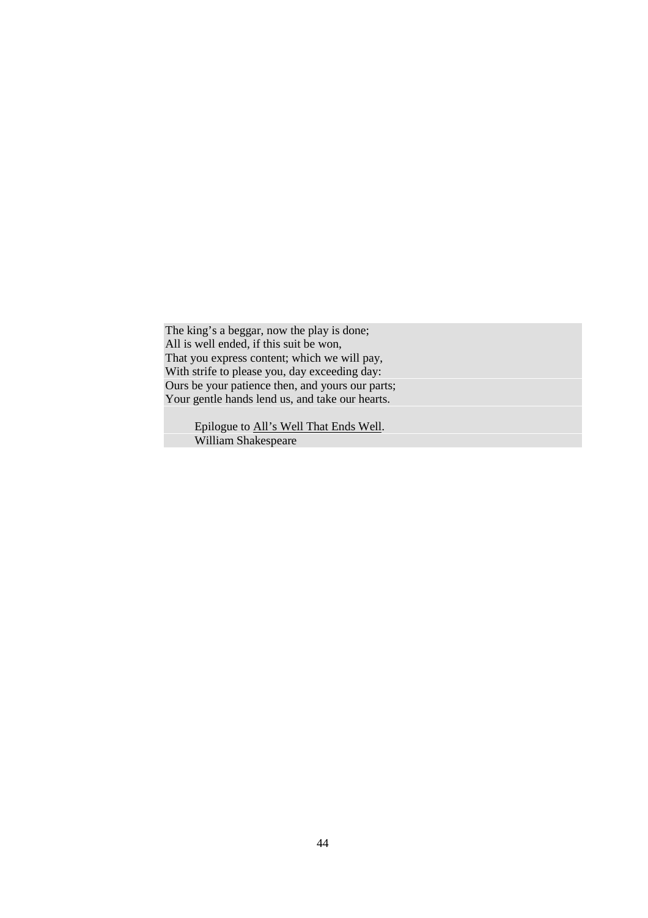The king’s a beggar, now the play is done;  
All is well ended, if this suit be won,  
That you express content; which we will pay,  
With strife to please you, day exceeding day:  
Ours be your patience then, and yours our parts;  
Your gentle hands lend us, and take our hearts.

Epilogue to All’s Well That Ends Well.  
William Shakespeare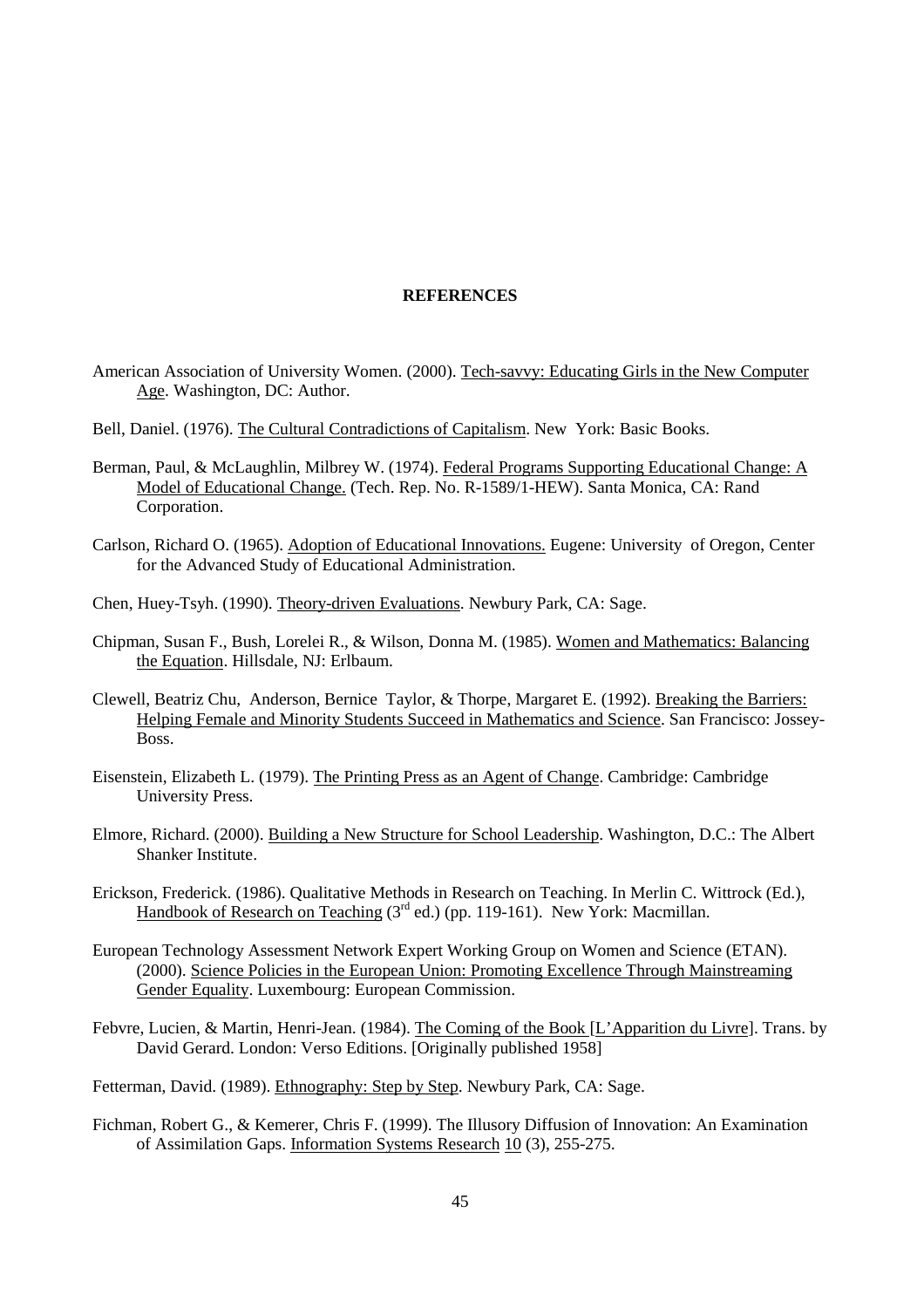# REFERENCES

American Association of University Women. (2000). Tech-savvy: Educating Girls in the New Computer Age. Washington, DC: Author.

Bell, Daniel. (1976). The Cultural Contradictions of Capitalism. New York: Basic Books.

Berman, Paul, & McLaughlin, Milbrey W. (1974). Federal Programs Supporting Educational Change: A Model of Educational Change. (Tech. Rep. No. R-1589/1-HEW). Santa Monica, CA: Rand Corporation.

Carlson, Richard O. (1965). Adoption of Educational Innovations. Eugene: University of Oregon, Center for the Advanced Study of Educational Administration.

Chen, Huey-Tsyh. (1990). Theory-driven Evaluations. Newbury Park, CA: Sage.

Chipman, Susan F., Bush, Lorelei R., & Wilson, Donna M. (1985). Women and Mathematics: Balancing the Equation. Hillsdale, NJ: Erlbaum.

Clewell, Beatriz Chu, Anderson, Bernice Taylor, & Thorpe, Margaret E. (1992). Breaking the Barriers: Helping Female and Minority Students Succeed in Mathematics and Science. San Francisco: Jossey-Boss.

Eisenstein, Elizabeth L. (1979). The Printing Press as an Agent of Change. Cambridge: Cambridge University Press.

Elmore, Richard. (2000). Building a New Structure for School Leadership. Washington, D.C.: The Albert Shanker Institute.

Erickson, Frederick. (1986). Qualitative Methods in Research on Teaching. In Merlin C. Wittrock (Ed.), Handbook of Research on Teaching (3rd ed.) (pp. 119-161). New York: Macmillan.

European Technology Assessment Network Expert Working Group on Women and Science (ETAN). (2000). Science Policies in the European Union: Promoting Excellence Through Mainstreaming Gender Equality. Luxembourg: European Commission.

Febvre, Lucien, & Martin, Henri-Jean. (1984). The Coming of the Book [L'Apparition du Livre]. Trans. by David Gerard. London: Verso Editions. [Originally published 1958]

Fetterman, David. (1989). Ethnography: Step by Step. Newbury Park, CA: Sage.

Fichman, Robert G., & Kemerer, Chris F. (1999). The Illusory Diffusion of Innovation: An Examination of Assimilation Gaps. Information Systems Research 10 (3), 255-275.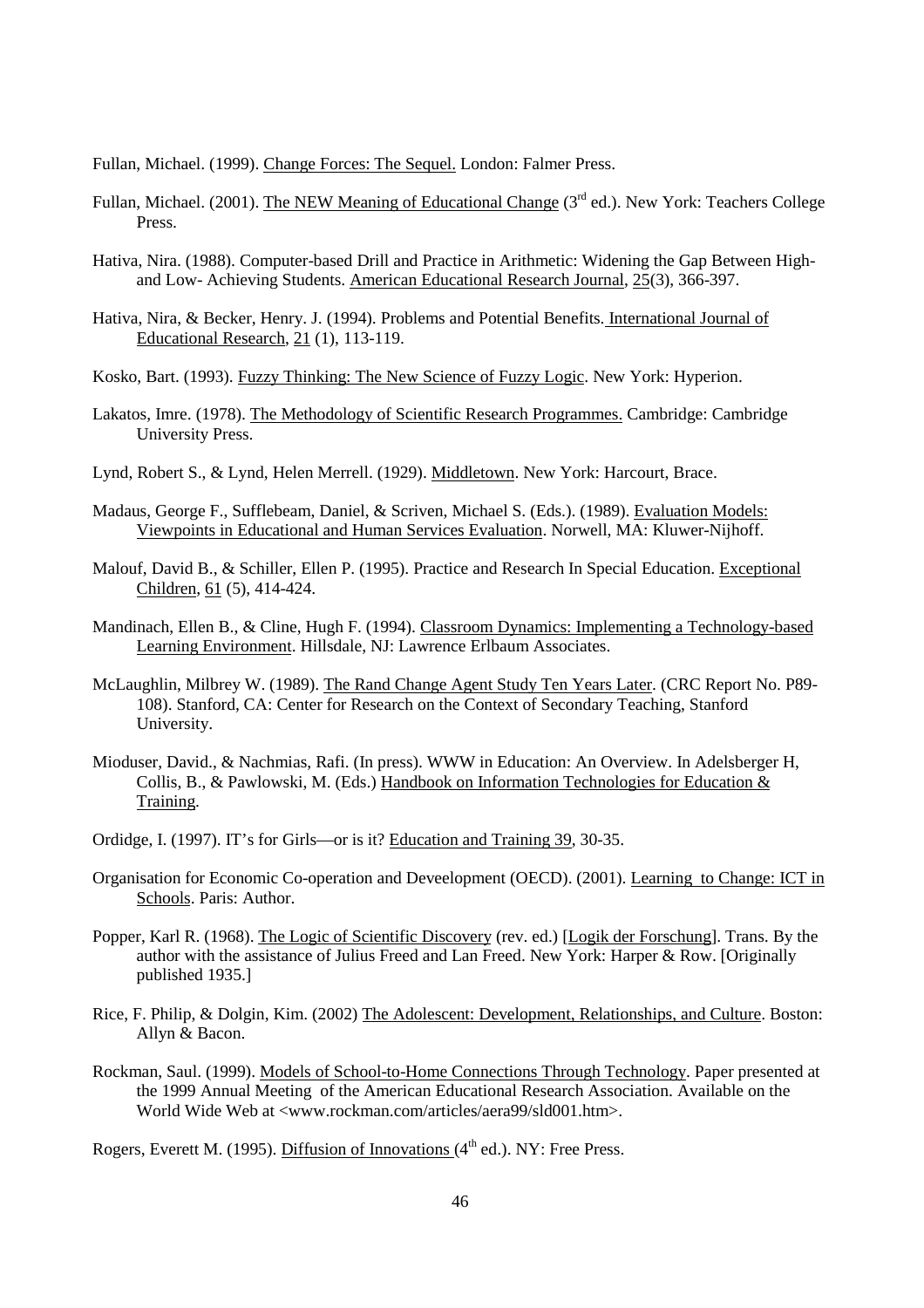Fullan, Michael. (1999). Change Forces: The Sequel. London: Falmer Press.

Fullan, Michael. (2001). The NEW Meaning of Educational Change (3rd ed.). New York: Teachers College Press.

Hativa, Nira. (1988). Computer-based Drill and Practice in Arithmetic: Widening the Gap Between High- and Low- Achieving Students. American Educational Research Journal, 25(3), 366-397.

Hativa, Nira, & Becker, Henry. J. (1994). Problems and Potential Benefits. International Journal of Educational Research, 21 (1), 113-119.

Kosko, Bart. (1993). Fuzzy Thinking: The New Science of Fuzzy Logic. New York: Hyperion.

Lakatos, Imre. (1978). The Methodology of Scientific Research Programmes. Cambridge: Cambridge University Press.

Lynd, Robert S., & Lynd, Helen Merrell. (1929). Middletown. New York: Harcourt, Brace.

Madaus, George F., Sufflebeam, Daniel, & Scriven, Michael S. (Eds.). (1989). Evaluation Models: Viewpoints in Educational and Human Services Evaluation. Norwell, MA: Kluwer-Nijhoff.

Malouf, David B., & Schiller, Ellen P. (1995). Practice and Research In Special Education. Exceptional Children, 61 (5), 414-424.

Mandinach, Ellen B., & Cline, Hugh F. (1994). Classroom Dynamics: Implementing a Technology-based Learning Environment. Hillsdale, NJ: Lawrence Erlbaum Associates.

McLaughlin, Milbrey W. (1989). The Rand Change Agent Study Ten Years Later. (CRC Report No. P89-108). Stanford, CA: Center for Research on the Context of Secondary Teaching, Stanford University.

Mioduser, David., & Nachmias, Rafi. (In press). WWW in Education: An Overview. In Adelsberger H, Collis, B., & Pawlowski, M. (Eds.) Handbook on Information Technologies for Education & Training.

Ordidge, I. (1997). IT's for Girls—or is it? Education and Training 39, 30-35.

Organisation for Economic Co-operation and Deveelopment (OECD). (2001). Learning to Change: ICT in Schools. Paris: Author.

Popper, Karl R. (1968). The Logic of Scientific Discovery (rev. ed.) [Logik der Forschung]. Trans. By the author with the assistance of Julius Freed and Lan Freed. New York: Harper & Row. [Originally published 1935.]

Rice, F. Philip, & Dolgin, Kim. (2002) The Adolescent: Development, Relationships, and Culture. Boston: Allyn & Bacon.

Rockman, Saul. (1999). Models of School-to-Home Connections Through Technology. Paper presented at the 1999 Annual Meeting of the American Educational Research Association. Available on the World Wide Web at <www.rockman.com/articles/aera99/sld001.htm>.

Rogers, Everett M. (1995). Diffusion of Innovations (4th ed.). NY: Free Press.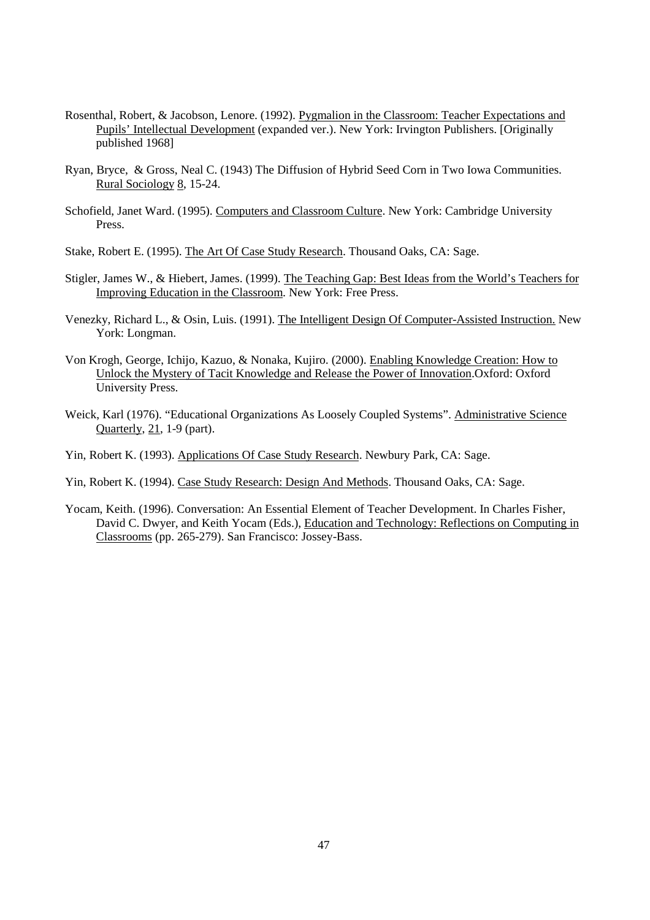Rosenthal, Robert, & Jacobson, Lenore. (1992). Pygmalion in the Classroom: Teacher Expectations and Pupils' Intellectual Development (expanded ver.). New York: Irvington Publishers. [Originally published 1968]

Ryan, Bryce, & Gross, Neal C. (1943) The Diffusion of Hybrid Seed Corn in Two Iowa Communities. Rural Sociology 8, 15-24.

Schofield, Janet Ward. (1995). Computers and Classroom Culture. New York: Cambridge University Press.

Stake, Robert E. (1995). The Art Of Case Study Research. Thousand Oaks, CA: Sage.

Stigler, James W., & Hiebert, James. (1999). The Teaching Gap: Best Ideas from the World's Teachers for Improving Education in the Classroom. New York: Free Press.

Venezky, Richard L., & Osin, Luis. (1991). The Intelligent Design Of Computer-Assisted Instruction. New York: Longman.

Von Krogh, George, Ichijo, Kazuo, & Nonaka, Kujiro. (2000). Enabling Knowledge Creation: How to Unlock the Mystery of Tacit Knowledge and Release the Power of Innovation.Oxford: Oxford University Press.

Weick, Karl (1976). "Educational Organizations As Loosely Coupled Systems". Administrative Science Quarterly, 21, 1-9 (part).

Yin, Robert K. (1993). Applications Of Case Study Research. Newbury Park, CA: Sage.

Yin, Robert K. (1994). Case Study Research: Design And Methods. Thousand Oaks, CA: Sage.

Yocam, Keith. (1996). Conversation: An Essential Element of Teacher Development. In Charles Fisher, David C. Dwyer, and Keith Yocam (Eds.), Education and Technology: Reflections on Computing in Classrooms (pp. 265-279). San Francisco: Jossey-Bass.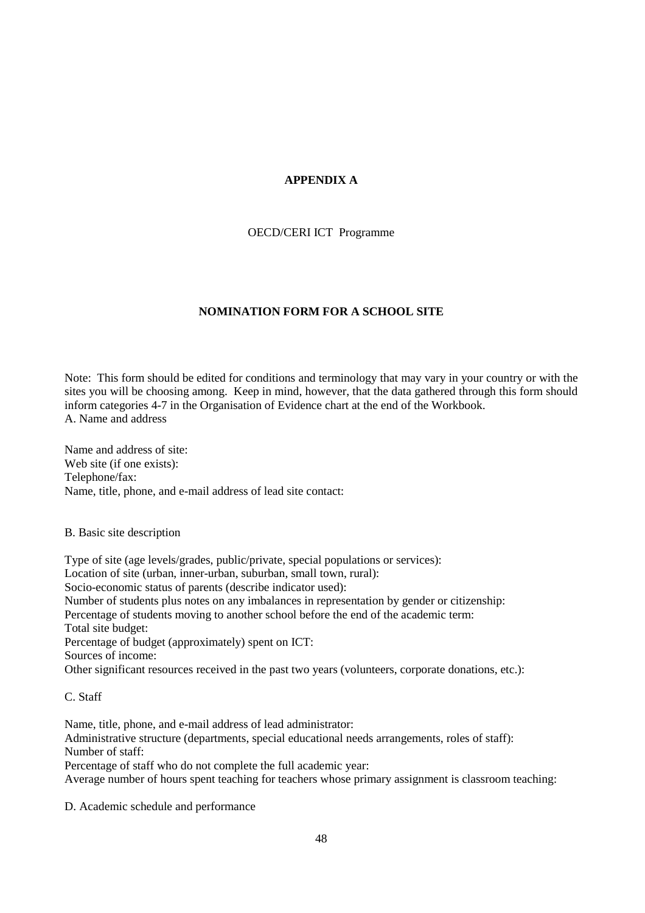# APPENDIX A

OECD/CERI ICT Programme

## NOMINATION FORM FOR A SCHOOL SITE

Note: This form should be edited for conditions and terminology that may vary in your country or with the sites you will be choosing among. Keep in mind, however, that the data gathered through this form should inform categories 4-7 in the Organisation of Evidence chart at the end of the Workbook.

A. Name and address

Name and address of site:
Web site (if one exists):
Telephone/fax:
Name, title, phone, and e-mail address of lead site contact:

B. Basic site description

Type of site (age levels/grades, public/private, special populations or services):
Location of site (urban, inner-urban, suburban, small town, rural):
Socio-economic status of parents (describe indicator used):
Number of students plus notes on any imbalances in representation by gender or citizenship:
Percentage of students moving to another school before the end of the academic term:
Total site budget:
Percentage of budget (approximately) spent on ICT:
Sources of income:
Other significant resources received in the past two years (volunteers, corporate donations, etc.):

C. Staff

Name, title, phone, and e-mail address of lead administrator:
Administrative structure (departments, special educational needs arrangements, roles of staff):
Number of staff:
Percentage of staff who do not complete the full academic year:
Average number of hours spent teaching for teachers whose primary assignment is classroom teaching:

D. Academic schedule and performance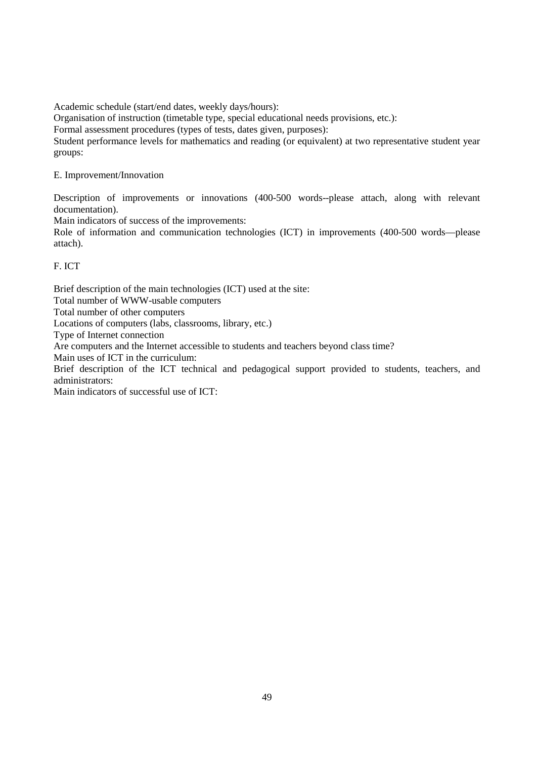Academic schedule (start/end dates, weekly days/hours):

Organisation of instruction (timetable type, special educational needs provisions, etc.):

Formal assessment procedures (types of tests, dates given, purposes):

Student performance levels for mathematics and reading (or equivalent) at two representative student year groups:

E. Improvement/Innovation

Description of improvements or innovations (400-500 words--please attach, along with relevant documentation).

Main indicators of success of the improvements:

Role of information and communication technologies (ICT) in improvements (400-500 words—please attach).

F. ICT

Brief description of the main technologies (ICT) used at the site:

Total number of WWW-usable computers

Total number of other computers

Locations of computers (labs, classrooms, library, etc.)

Type of Internet connection

Are computers and the Internet accessible to students and teachers beyond class time?

Main uses of ICT in the curriculum:

Brief description of the ICT technical and pedagogical support provided to students, teachers, and administrators:

Main indicators of successful use of ICT: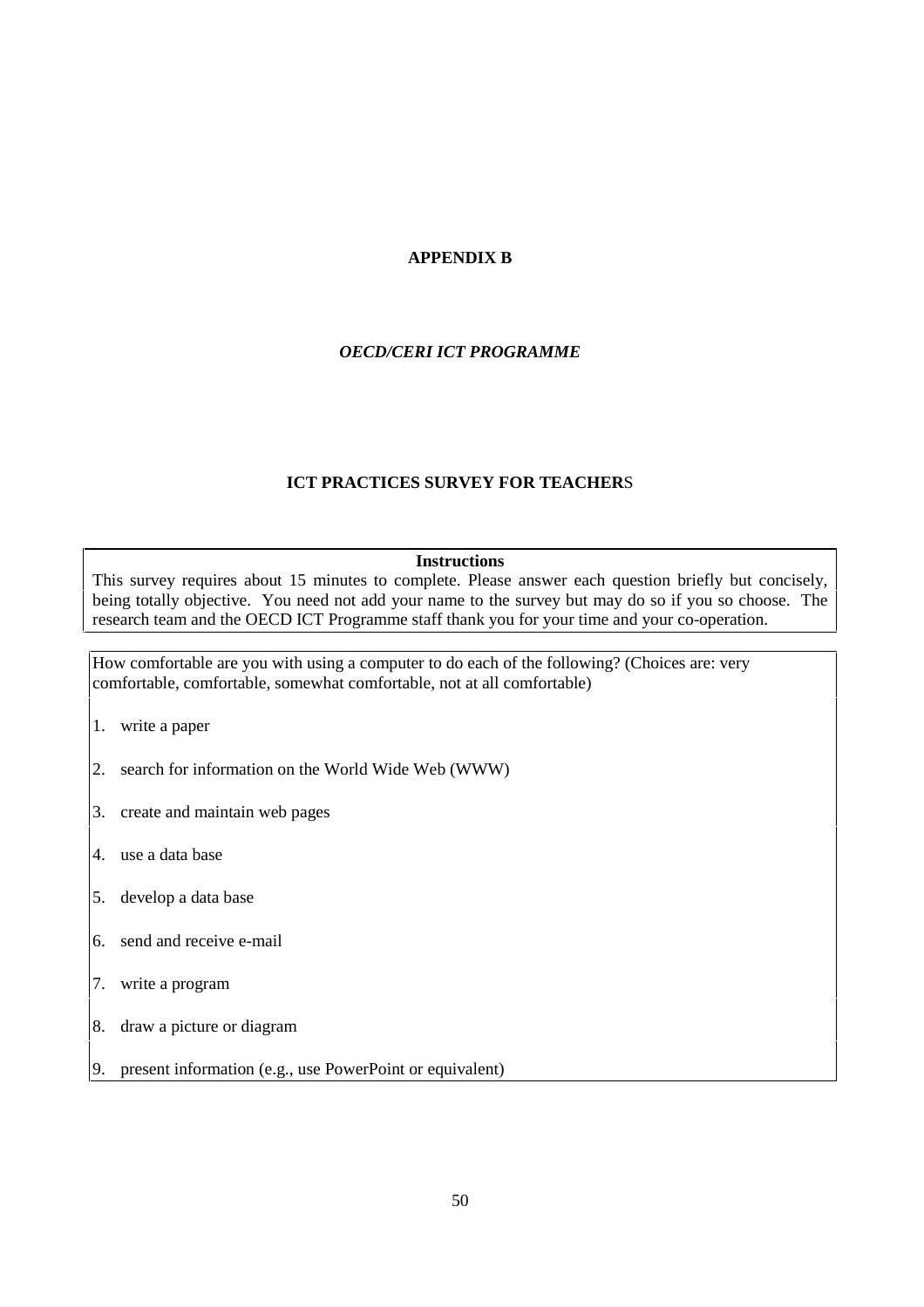# APPENDIX B

## *OECD/CERI ICT PROGRAMME*

## ICT PRACTICES SURVEY FOR TEACHERS

**Instructions**

This survey requires about 15 minutes to complete. Please answer each question briefly but concisely, being totally objective. You need not add your name to the survey but may do so if you so choose. The research team and the OECD ICT Programme staff thank you for your time and your co-operation.

How comfortable are you with using a computer to do each of the following? (Choices are: very comfortable, comfortable, somewhat comfortable, not at all comfortable)

1. write a paper
2. search for information on the World Wide Web (WWW)
3. create and maintain web pages
4. use a data base
5. develop a data base
6. send and receive e-mail
7. write a program
8. draw a picture or diagram
9. present information (e.g., use PowerPoint or equivalent)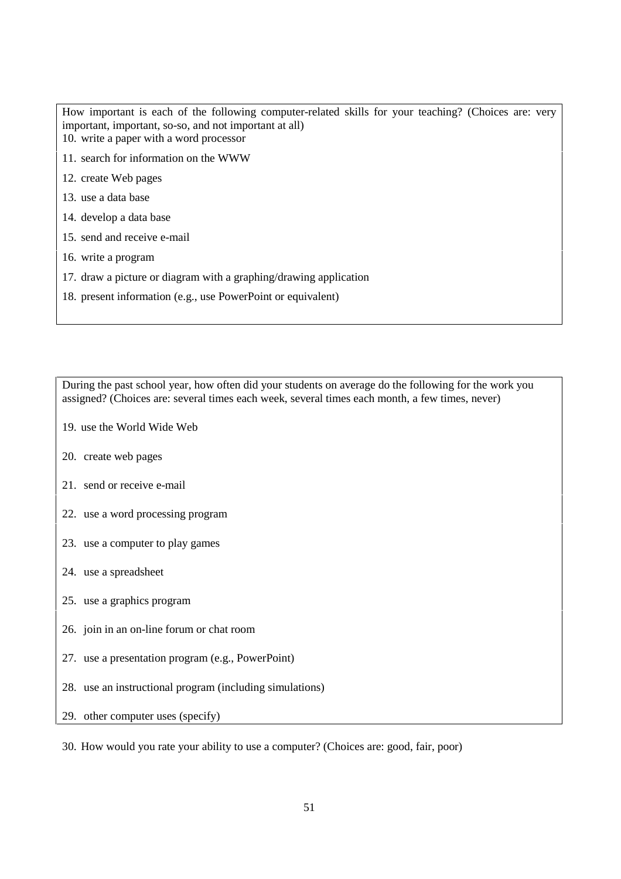How important is each of the following computer-related skills for your teaching? (Choices are: very important, important, so-so, and not important at all)

10. write a paper with a word processor
11. search for information on the WWW
12. create Web pages
13. use a data base
14. develop a data base
15. send and receive e-mail
16. write a program
17. draw a picture or diagram with a graphing/drawing application
18. present information (e.g., use PowerPoint or equivalent)

During the past school year, how often did your students on average do the following for the work you assigned? (Choices are: several times each week, several times each month, a few times, never)

19. use the World Wide Web
20. create web pages
21. send or receive e-mail
22. use a word processing program
23. use a computer to play games
24. use a spreadsheet
25. use a graphics program
26. join in an on-line forum or chat room
27. use a presentation program (e.g., PowerPoint)
28. use an instructional program (including simulations)
29. other computer uses (specify)

30. How would you rate your ability to use a computer? (Choices are: good, fair, poor)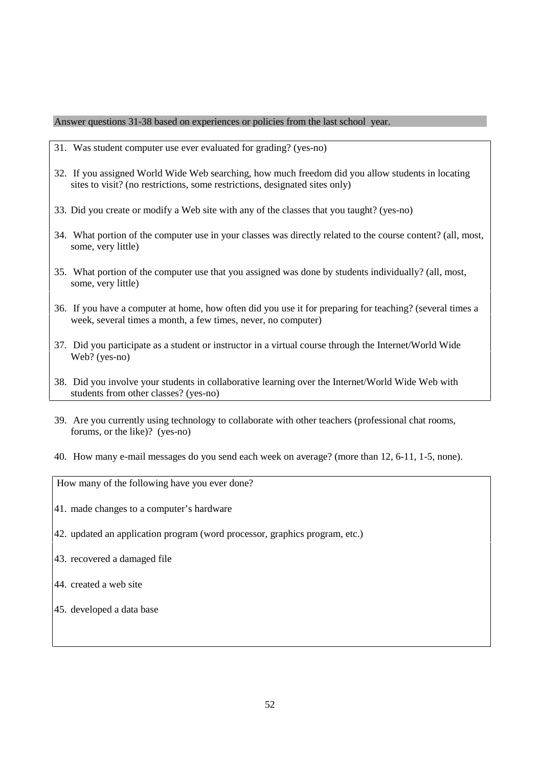Answer questions 31-38 based on experiences or policies from the last school year.

31. Was student computer use ever evaluated for grading? (yes-no)

32. If you assigned World Wide Web searching, how much freedom did you allow students in locating sites to visit? (no restrictions, some restrictions, designated sites only)

33. Did you create or modify a Web site with any of the classes that you taught? (yes-no)

34. What portion of the computer use in your classes was directly related to the course content? (all, most, some, very little)

35. What portion of the computer use that you assigned was done by students individually? (all, most, some, very little)

36. If you have a computer at home, how often did you use it for preparing for teaching? (several times a week, several times a month, a few times, never, no computer)

37. Did you participate as a student or instructor in a virtual course through the Internet/World Wide Web? (yes-no)

38. Did you involve your students in collaborative learning over the Internet/World Wide Web with students from other classes? (yes-no)

39. Are you currently using technology to collaborate with other teachers (professional chat rooms, forums, or the like)? (yes-no)

40. How many e-mail messages do you send each week on average? (more than 12, 6-11, 1-5, none).

How many of the following have you ever done?

41. made changes to a computer's hardware

42. updated an application program (word processor, graphics program, etc.)

43. recovered a damaged file

44. created a web site

45. developed a data base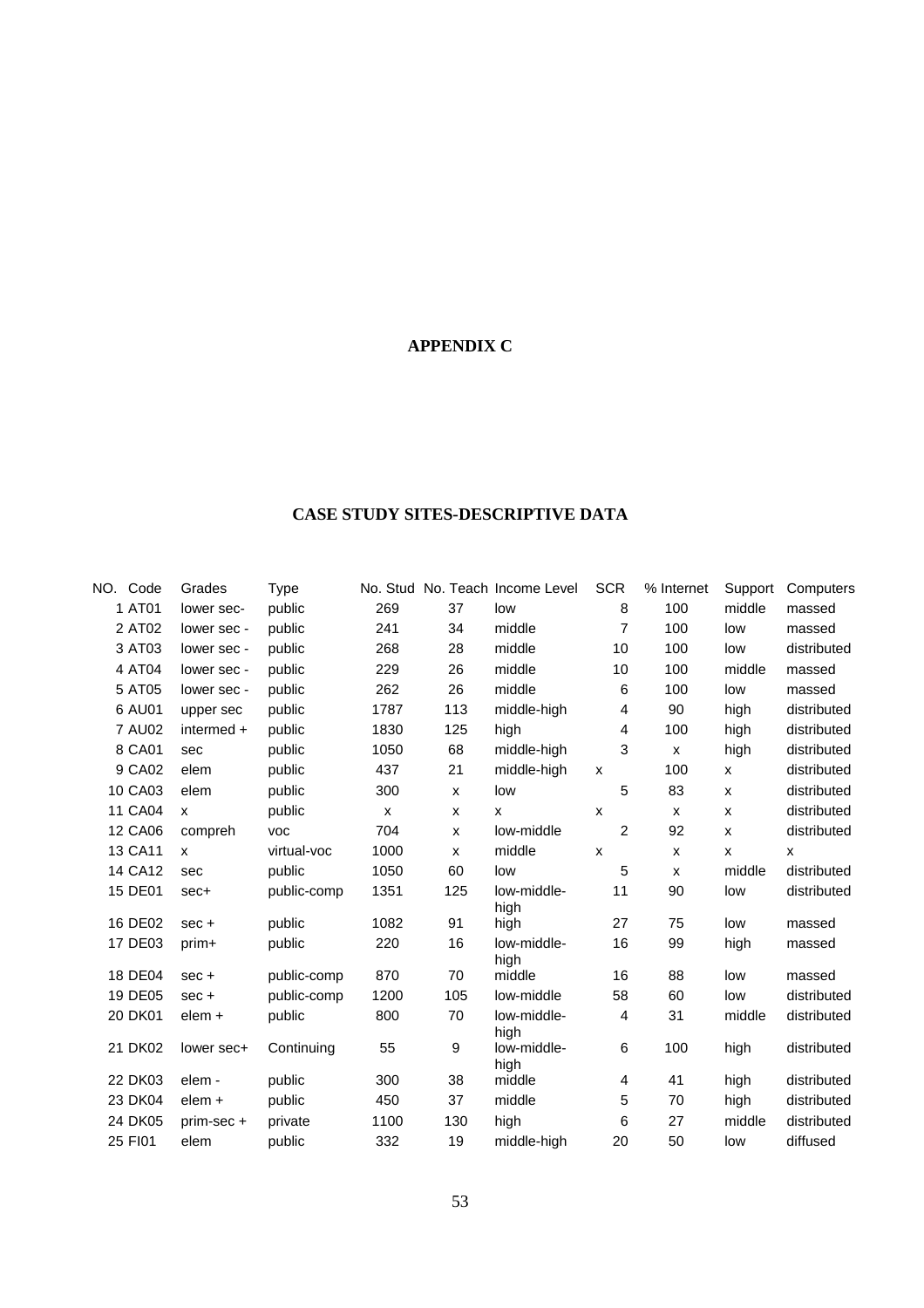**APPENDIX C**

**CASE STUDY SITES-DESCRIPTIVE DATA**

| NO. | Code | Grades | Type | No. Stud | No. Teach | Income Level | SCR | % Internet | Support | Computers |
|---|---|---|---|---|---|---|---|---|---|---|
| 1 | AT01 | lower sec- | public | 269 | 37 | low | 8 | 100 | middle | massed |
| 2 | AT02 | lower sec - | public | 241 | 34 | middle | 7 | 100 | low | massed |
| 3 | AT03 | lower sec - | public | 268 | 28 | middle | 10 | 100 | low | distributed |
| 4 | AT04 | lower sec - | public | 229 | 26 | middle | 10 | 100 | middle | massed |
| 5 | AT05 | lower sec - | public | 262 | 26 | middle | 6 | 100 | low | massed |
| 6 | AU01 | upper sec | public | 1787 | 113 | middle-high | 4 | 90 | high | distributed |
| 7 | AU02 | intermed + | public | 1830 | 125 | high | 4 | 100 | high | distributed |
| 8 | CA01 | sec | public | 1050 | 68 | middle-high | 3 | x | high | distributed |
| 9 | CA02 | elem | public | 437 | 21 | middle-high | x | 100 | x | distributed |
| 10 | CA03 | elem | public | 300 | x | low | 5 | 83 | x | distributed |
| 11 | CA04 | x | public | x | x | x | x | x | x | distributed |
| 12 | CA06 | compreh | voc | 704 | x | low-middle | 2 | 92 | x | distributed |
| 13 | CA11 | x | virtual-voc | 1000 | x | middle | x | x | x | x |
| 14 | CA12 | sec | public | 1050 | 60 | low | 5 | x | middle | distributed |
| 15 | DE01 | sec+ | public-comp | 1351 | 125 | low-middle-high | 11 | 90 | low | distributed |
| 16 | DE02 | sec + | public | 1082 | 91 | high | 27 | 75 | low | massed |
| 17 | DE03 | prim+ | public | 220 | 16 | low-middle-high | 16 | 99 | high | massed |
| 18 | DE04 | sec + | public-comp | 870 | 70 | middle | 16 | 88 | low | massed |
| 19 | DE05 | sec + | public-comp | 1200 | 105 | low-middle | 58 | 60 | low | distributed |
| 20 | DK01 | elem + | public | 800 | 70 | low-middle-high | 4 | 31 | middle | distributed |
| 21 | DK02 | lower sec+ | Continuing | 55 | 9 | low-middle-high | 6 | 100 | high | distributed |
| 22 | DK03 | elem - | public | 300 | 38 | middle | 4 | 41 | high | distributed |
| 23 | DK04 | elem + | public | 450 | 37 | middle | 5 | 70 | high | distributed |
| 24 | DK05 | prim-sec + | private | 1100 | 130 | high | 6 | 27 | middle | distributed |
| 25 | FI01 | elem | public | 332 | 19 | middle-high | 20 | 50 | low | diffused |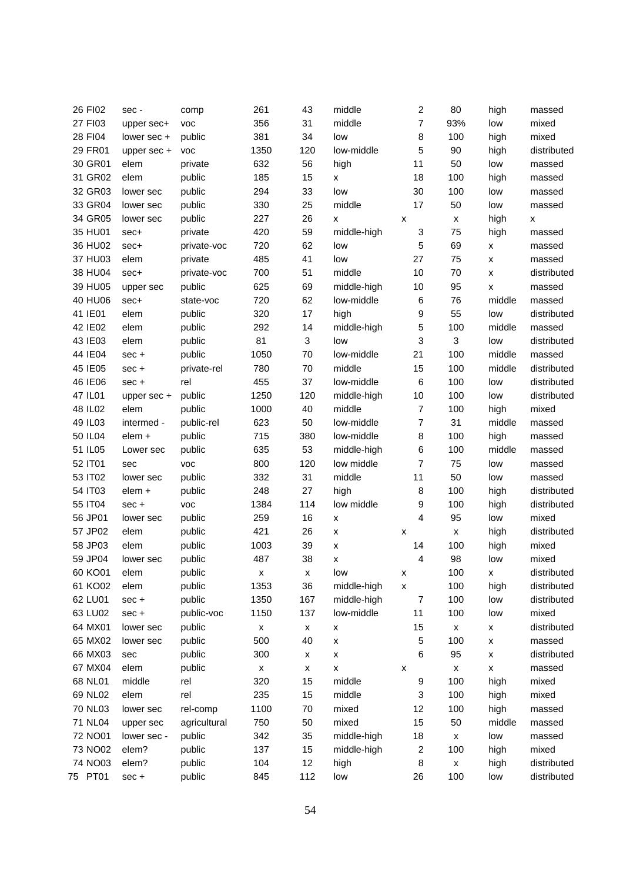| | | | | | | | | | | |
|---|---|---|---|---|---|---|---|---|---|---|
| 26 | FI02 | sec - | comp | 261 | 43 | middle | 2 | 80 | high | massed |
| 27 | FI03 | upper sec+ | voc | 356 | 31 | middle | 7 | 93% | low | mixed |
| 28 | FI04 | lower sec + | public | 381 | 34 | low | 8 | 100 | high | mixed |
| 29 | FR01 | upper sec + | voc | 1350 | 120 | low-middle | 5 | 90 | high | distributed |
| 30 | GR01 | elem | private | 632 | 56 | high | 11 | 50 | low | massed |
| 31 | GR02 | elem | public | 185 | 15 | x | 18 | 100 | high | massed |
| 32 | GR03 | lower sec | public | 294 | 33 | low | 30 | 100 | low | massed |
| 33 | GR04 | lower sec | public | 330 | 25 | middle | 17 | 50 | low | massed |
| 34 | GR05 | lower sec | public | 227 | 26 | x | x | x | high | x |
| 35 | HU01 | sec+ | private | 420 | 59 | middle-high | 3 | 75 | high | massed |
| 36 | HU02 | sec+ | private-voc | 720 | 62 | low | 5 | 69 | x | massed |
| 37 | HU03 | elem | private | 485 | 41 | low | 27 | 75 | x | massed |
| 38 | HU04 | sec+ | private-voc | 700 | 51 | middle | 10 | 70 | x | distributed |
| 39 | HU05 | upper sec | public | 625 | 69 | middle-high | 10 | 95 | x | massed |
| 40 | HU06 | sec+ | state-voc | 720 | 62 | low-middle | 6 | 76 | middle | massed |
| 41 | IE01 | elem | public | 320 | 17 | high | 9 | 55 | low | distributed |
| 42 | IE02 | elem | public | 292 | 14 | middle-high | 5 | 100 | middle | massed |
| 43 | IE03 | elem | public | 81 | 3 | low | 3 | 3 | low | distributed |
| 44 | IE04 | sec + | public | 1050 | 70 | low-middle | 21 | 100 | middle | massed |
| 45 | IE05 | sec + | private-rel | 780 | 70 | middle | 15 | 100 | middle | distributed |
| 46 | IE06 | sec + | rel | 455 | 37 | low-middle | 6 | 100 | low | distributed |
| 47 | IL01 | upper sec + | public | 1250 | 120 | middle-high | 10 | 100 | low | distributed |
| 48 | IL02 | elem | public | 1000 | 40 | middle | 7 | 100 | high | mixed |
| 49 | IL03 | intermed - | public-rel | 623 | 50 | low-middle | 7 | 31 | middle | massed |
| 50 | IL04 | elem + | public | 715 | 380 | low-middle | 8 | 100 | high | massed |
| 51 | IL05 | Lower sec | public | 635 | 53 | middle-high | 6 | 100 | middle | massed |
| 52 | IT01 | sec | voc | 800 | 120 | low middle | 7 | 75 | low | massed |
| 53 | IT02 | lower sec | public | 332 | 31 | middle | 11 | 50 | low | massed |
| 54 | IT03 | elem + | public | 248 | 27 | high | 8 | 100 | high | distributed |
| 55 | IT04 | sec + | voc | 1384 | 114 | low middle | 9 | 100 | high | distributed |
| 56 | JP01 | lower sec | public | 259 | 16 | x | 4 | 95 | low | mixed |
| 57 | JP02 | elem | public | 421 | 26 | x | x | x | high | distributed |
| 58 | JP03 | elem | public | 1003 | 39 | x | 14 | 100 | high | mixed |
| 59 | JP04 | lower sec | public | 487 | 38 | x | 4 | 98 | low | mixed |
| 60 | KO01 | elem | public | x | x | low | x | 100 | x | distributed |
| 61 | KO02 | elem | public | 1353 | 36 | middle-high | x | 100 | high | distributed |
| 62 | LU01 | sec + | public | 1350 | 167 | middle-high | 7 | 100 | low | distributed |
| 63 | LU02 | sec + | public-voc | 1150 | 137 | low-middle | 11 | 100 | low | mixed |
| 64 | MX01 | lower sec | public | x | x | x | 15 | x | x | distributed |
| 65 | MX02 | lower sec | public | 500 | 40 | x | 5 | 100 | x | massed |
| 66 | MX03 | sec | public | 300 | x | x | 6 | 95 | x | distributed |
| 67 | MX04 | elem | public | x | x | x | x | x | x | massed |
| 68 | NL01 | middle | rel | 320 | 15 | middle | 9 | 100 | high | mixed |
| 69 | NL02 | elem | rel | 235 | 15 | middle | 3 | 100 | high | mixed |
| 70 | NL03 | lower sec | rel-comp | 1100 | 70 | mixed | 12 | 100 | high | massed |
| 71 | NL04 | upper sec | agricultural | 750 | 50 | mixed | 15 | 50 | middle | massed |
| 72 | NO01 | lower sec - | public | 342 | 35 | middle-high | 18 | x | low | massed |
| 73 | NO02 | elem? | public | 137 | 15 | middle-high | 2 | 100 | high | mixed |
| 74 | NO03 | elem? | public | 104 | 12 | high | 8 | x | high | distributed |
| 75 | PT01 | sec + | public | 845 | 112 | low | 26 | 100 | low | distributed |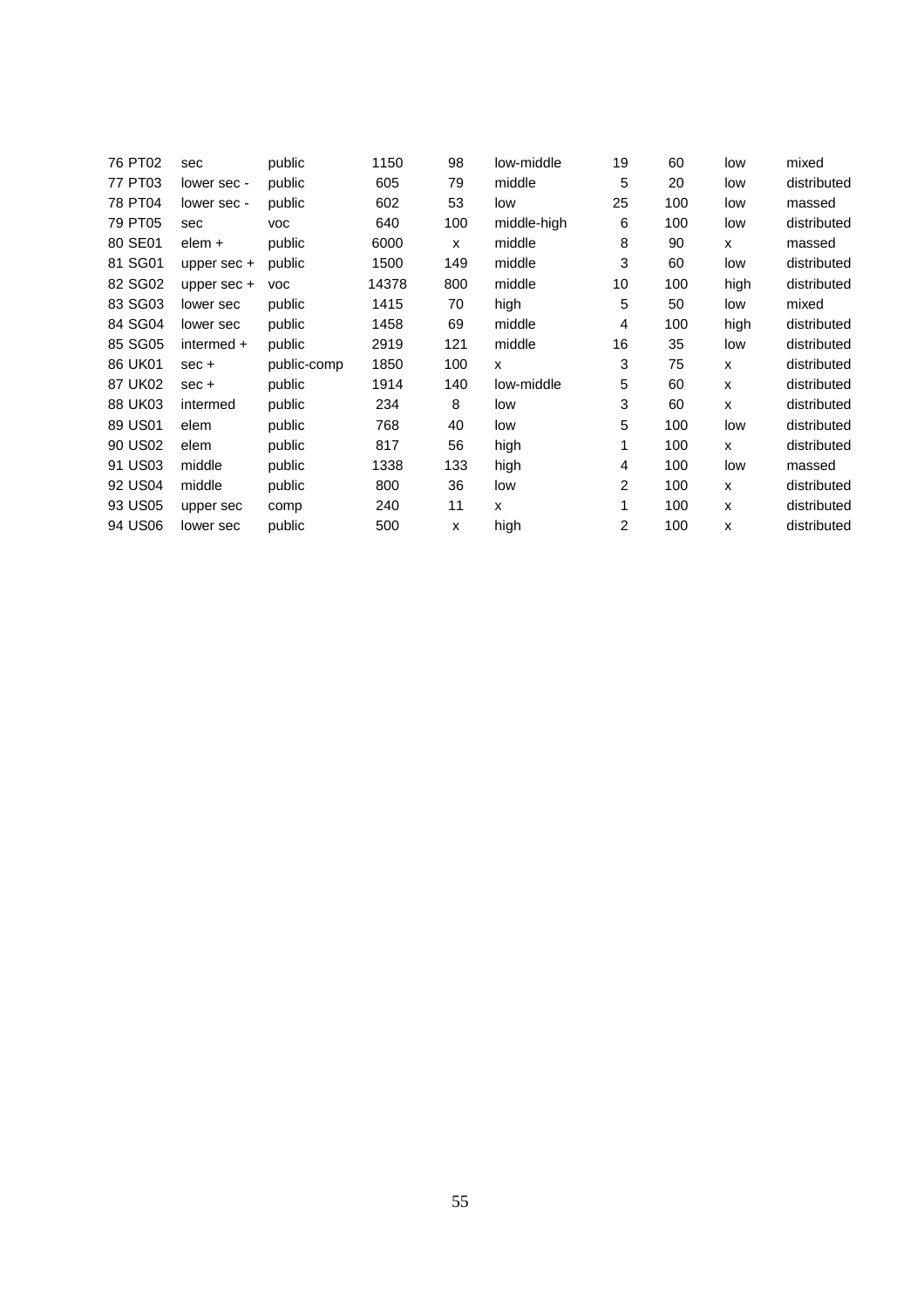| | | | | | | | | | | |
|---|---|---|---|---|---|---|---|---|---|---|
| 76 | PT02 | sec | public | 1150 | 98 | low-middle | 19 | 60 | low | mixed |
| 77 | PT03 | lower sec - | public | 605 | 79 | middle | 5 | 20 | low | distributed |
| 78 | PT04 | lower sec - | public | 602 | 53 | low | 25 | 100 | low | massed |
| 79 | PT05 | sec | voc | 640 | 100 | middle-high | 6 | 100 | low | distributed |
| 80 | SE01 | elem + | public | 6000 | x | middle | 8 | 90 | x | massed |
| 81 | SG01 | upper sec + | public | 1500 | 149 | middle | 3 | 60 | low | distributed |
| 82 | SG02 | upper sec + | voc | 14378 | 800 | middle | 10 | 100 | high | distributed |
| 83 | SG03 | lower sec | public | 1415 | 70 | high | 5 | 50 | low | mixed |
| 84 | SG04 | lower sec | public | 1458 | 69 | middle | 4 | 100 | high | distributed |
| 85 | SG05 | intermed + | public | 2919 | 121 | middle | 16 | 35 | low | distributed |
| 86 | UK01 | sec + | public-comp | 1850 | 100 | x | 3 | 75 | x | distributed |
| 87 | UK02 | sec + | public | 1914 | 140 | low-middle | 5 | 60 | x | distributed |
| 88 | UK03 | intermed | public | 234 | 8 | low | 3 | 60 | x | distributed |
| 89 | US01 | elem | public | 768 | 40 | low | 5 | 100 | low | distributed |
| 90 | US02 | elem | public | 817 | 56 | high | 1 | 100 | x | distributed |
| 91 | US03 | middle | public | 1338 | 133 | high | 4 | 100 | low | massed |
| 92 | US04 | middle | public | 800 | 36 | low | 2 | 100 | x | distributed |
| 93 | US05 | upper sec | comp | 240 | 11 | x | 1 | 100 | x | distributed |
| 94 | US06 | lower sec | public | 500 | x | high | 2 | 100 | x | distributed |